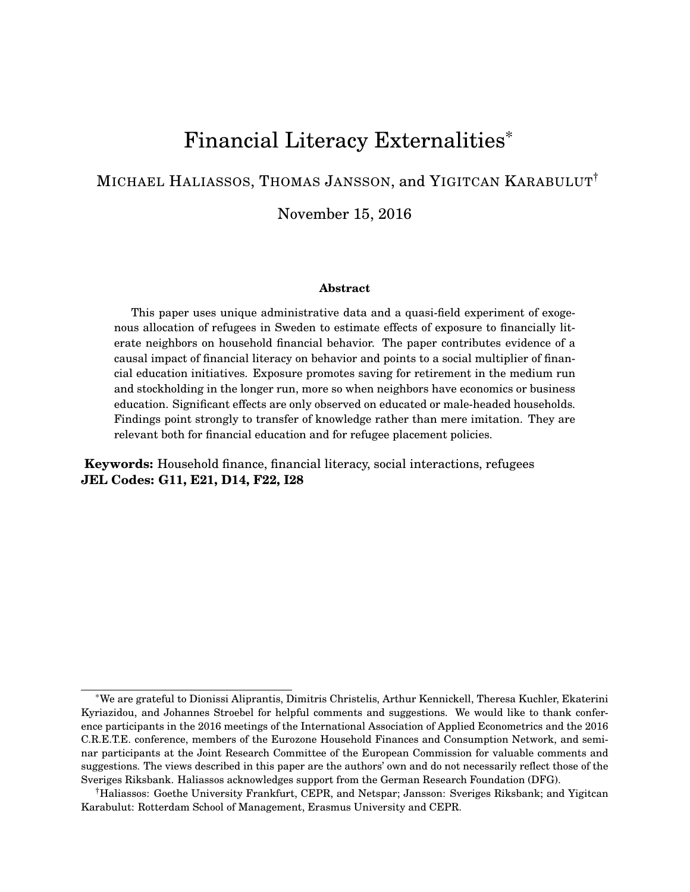# Financial Literacy Externalities[*]

MICHAEL HALIASSOS, THOMAS JANSSON, and YIGITCAN KARABULUT[†]

November 15, 2016

### Abstract

This paper uses unique administrative data and a quasi-field experiment of exogenous allocation of refugees in Sweden to estimate effects of exposure to financially literate neighbors on household financial behavior. The paper contributes evidence of a causal impact of financial literacy on behavior and points to a social multiplier of financial education initiatives. Exposure promotes saving for retirement in the medium run and stockholding in the longer run, more so when neighbors have economics or business education. Significant effects are only observed on educated or male-headed households. Findings point strongly to transfer of knowledge rather than mere imitation. They are relevant both for financial education and for refugee placement policies.

**Keywords:** Household finance, financial literacy, social interactions, refugees
**JEL Codes: G11, E21, D14, F22, I28**

---

[*]We are grateful to Dionissi Aliprantis, Dimitris Christelis, Arthur Kennickell, Theresa Kuchler, Ekaterini Kyriazidou, and Johannes Stroebel for helpful comments and suggestions. We would like to thank conference participants in the 2016 meetings of the International Association of Applied Econometrics and the 2016 C.R.E.T.E. conference, members of the Eurozone Household Finances and Consumption Network, and seminar participants at the Joint Research Committee of the European Commission for valuable comments and suggestions. The views described in this paper are the authors' own and do not necessarily reflect those of the Sveriges Riksbank. Haliassos acknowledges support from the German Research Foundation (DFG).

[†]Haliassos: Goethe University Frankfurt, CEPR, and Netspar; Jansson: Sveriges Riksbank; and Yigitcan Karabulut: Rotterdam School of Management, Erasmus University and CEPR.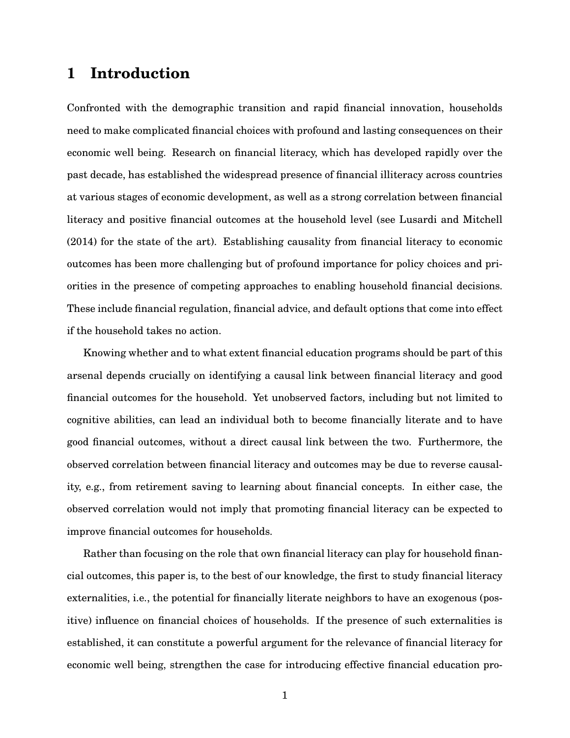# 1 Introduction

Confronted with the demographic transition and rapid financial innovation, households need to make complicated financial choices with profound and lasting consequences on their economic well being. Research on financial literacy, which has developed rapidly over the past decade, has established the widespread presence of financial illiteracy across countries at various stages of economic development, as well as a strong correlation between financial literacy and positive financial outcomes at the household level (see Lusardi and Mitchell (2014) for the state of the art). Establishing causality from financial literacy to economic outcomes has been more challenging but of profound importance for policy choices and priorities in the presence of competing approaches to enabling household financial decisions. These include financial regulation, financial advice, and default options that come into effect if the household takes no action.

Knowing whether and to what extent financial education programs should be part of this arsenal depends crucially on identifying a causal link between financial literacy and good financial outcomes for the household. Yet unobserved factors, including but not limited to cognitive abilities, can lead an individual both to become financially literate and to have good financial outcomes, without a direct causal link between the two. Furthermore, the observed correlation between financial literacy and outcomes may be due to reverse causality, e.g., from retirement saving to learning about financial concepts. In either case, the observed correlation would not imply that promoting financial literacy can be expected to improve financial outcomes for households.

Rather than focusing on the role that own financial literacy can play for household financial outcomes, this paper is, to the best of our knowledge, the first to study financial literacy externalities, i.e., the potential for financially literate neighbors to have an exogenous (positive) influence on financial choices of households. If the presence of such externalities is established, it can constitute a powerful argument for the relevance of financial literacy for economic well being, strengthen the case for introducing effective financial education pro-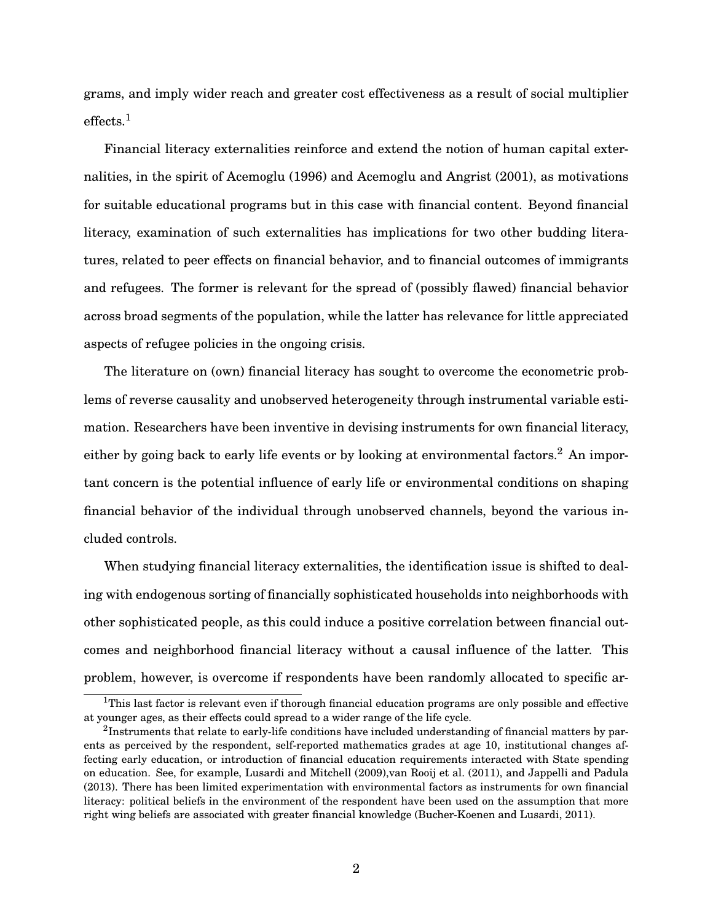grams, and imply wider reach and greater cost effectiveness as a result of social multiplier effects.[1]

Financial literacy externalities reinforce and extend the notion of human capital externalities, in the spirit of Acemoglu (1996) and Acemoglu and Angrist (2001), as motivations for suitable educational programs but in this case with financial content. Beyond financial literacy, examination of such externalities has implications for two other budding literatures, related to peer effects on financial behavior, and to financial outcomes of immigrants and refugees. The former is relevant for the spread of (possibly flawed) financial behavior across broad segments of the population, while the latter has relevance for little appreciated aspects of refugee policies in the ongoing crisis.

The literature on (own) financial literacy has sought to overcome the econometric problems of reverse causality and unobserved heterogeneity through instrumental variable estimation. Researchers have been inventive in devising instruments for own financial literacy, either by going back to early life events or by looking at environmental factors.[2] An important concern is the potential influence of early life or environmental conditions on shaping financial behavior of the individual through unobserved channels, beyond the various included controls.

When studying financial literacy externalities, the identification issue is shifted to dealing with endogenous sorting of financially sophisticated households into neighborhoods with other sophisticated people, as this could induce a positive correlation between financial outcomes and neighborhood financial literacy without a causal influence of the latter. This problem, however, is overcome if respondents have been randomly allocated to specific ar-

[1] This last factor is relevant even if thorough financial education programs are only possible and effective at younger ages, as their effects could spread to a wider range of the life cycle.

[2] Instruments that relate to early-life conditions have included understanding of financial matters by parents as perceived by the respondent, self-reported mathematics grades at age 10, institutional changes affecting early education, or introduction of financial education requirements interacted with State spending on education. See, for example, Lusardi and Mitchell (2009),van Rooij et al. (2011), and Jappelli and Padula (2013). There has been limited experimentation with environmental factors as instruments for own financial literacy: political beliefs in the environment of the respondent have been used on the assumption that more right wing beliefs are associated with greater financial knowledge (Bucher-Koenen and Lusardi, 2011).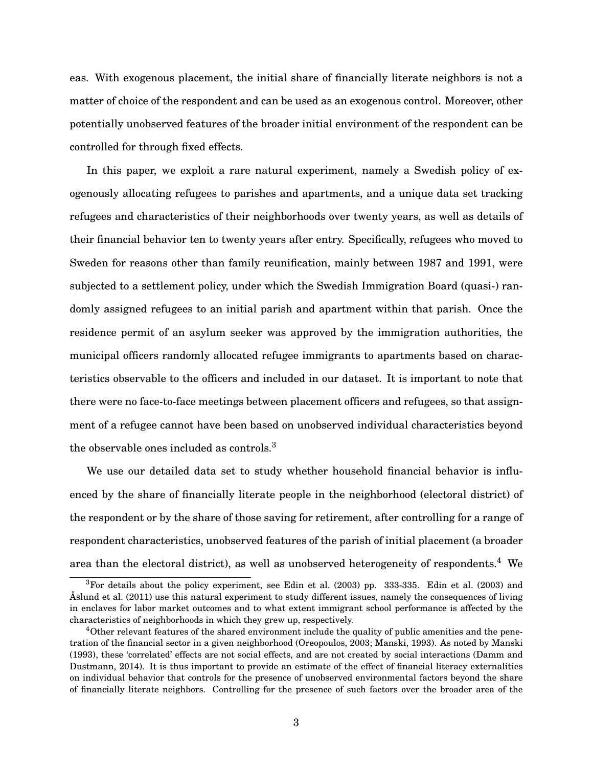eas. With exogenous placement, the initial share of financially literate neighbors is not a matter of choice of the respondent and can be used as an exogenous control. Moreover, other potentially unobserved features of the broader initial environment of the respondent can be controlled for through fixed effects.

In this paper, we exploit a rare natural experiment, namely a Swedish policy of exogenously allocating refugees to parishes and apartments, and a unique data set tracking refugees and characteristics of their neighborhoods over twenty years, as well as details of their financial behavior ten to twenty years after entry. Specifically, refugees who moved to Sweden for reasons other than family reunification, mainly between 1987 and 1991, were subjected to a settlement policy, under which the Swedish Immigration Board (quasi-) randomly assigned refugees to an initial parish and apartment within that parish. Once the residence permit of an asylum seeker was approved by the immigration authorities, the municipal officers randomly allocated refugee immigrants to apartments based on characteristics observable to the officers and included in our dataset. It is important to note that there were no face-to-face meetings between placement officers and refugees, so that assignment of a refugee cannot have been based on unobserved individual characteristics beyond the observable ones included as controls.[3]

We use our detailed data set to study whether household financial behavior is influenced by the share of financially literate people in the neighborhood (electoral district) of the respondent or by the share of those saving for retirement, after controlling for a range of respondent characteristics, unobserved features of the parish of initial placement (a broader area than the electoral district), as well as unobserved heterogeneity of respondents.[4] We

[3] For details about the policy experiment, see Edin et al. (2003) pp. 333-335. Edin et al. (2003) and Åslund et al. (2011) use this natural experiment to study different issues, namely the consequences of living in enclaves for labor market outcomes and to what extent immigrant school performance is affected by the characteristics of neighborhoods in which they grew up, respectively.

[4] Other relevant features of the shared environment include the quality of public amenities and the penetration of the financial sector in a given neighborhood (Oreopoulos, 2003; Manski, 1993). As noted by Manski (1993), these 'correlated' effects are not social effects, and are not created by social interactions (Damm and Dustmann, 2014). It is thus important to provide an estimate of the effect of financial literacy externalities on individual behavior that controls for the presence of unobserved environmental factors beyond the share of financially literate neighbors. Controlling for the presence of such factors over the broader area of the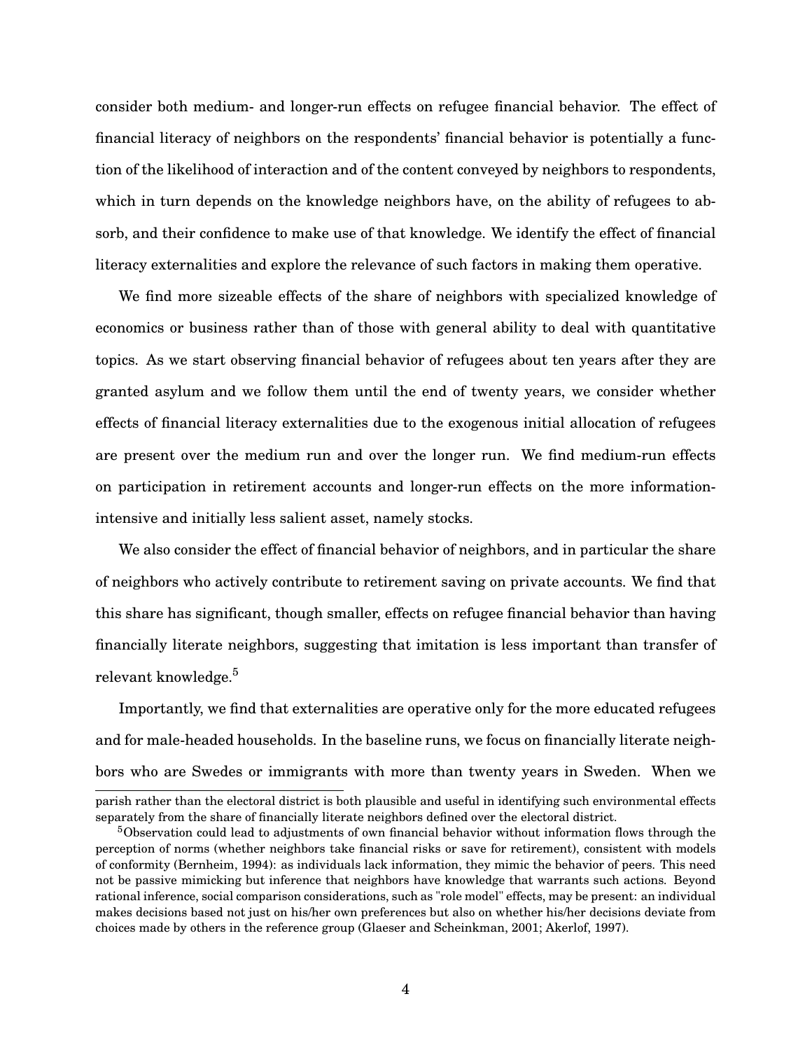consider both medium- and longer-run effects on refugee financial behavior. The effect of financial literacy of neighbors on the respondents' financial behavior is potentially a function of the likelihood of interaction and of the content conveyed by neighbors to respondents, which in turn depends on the knowledge neighbors have, on the ability of refugees to absorb, and their confidence to make use of that knowledge. We identify the effect of financial literacy externalities and explore the relevance of such factors in making them operative.

We find more sizeable effects of the share of neighbors with specialized knowledge of economics or business rather than of those with general ability to deal with quantitative topics. As we start observing financial behavior of refugees about ten years after they are granted asylum and we follow them until the end of twenty years, we consider whether effects of financial literacy externalities due to the exogenous initial allocation of refugees are present over the medium run and over the longer run. We find medium-run effects on participation in retirement accounts and longer-run effects on the more information-intensive and initially less salient asset, namely stocks.

We also consider the effect of financial behavior of neighbors, and in particular the share of neighbors who actively contribute to retirement saving on private accounts. We find that this share has significant, though smaller, effects on refugee financial behavior than having financially literate neighbors, suggesting that imitation is less important than transfer of relevant knowledge.[5]

Importantly, we find that externalities are operative only for the more educated refugees and for male-headed households. In the baseline runs, we focus on financially literate neighbors who are Swedes or immigrants with more than twenty years in Sweden. When we

parish rather than the electoral district is both plausible and useful in identifying such environmental effects separately from the share of financially literate neighbors defined over the electoral district.

[5] Observation could lead to adjustments of own financial behavior without information flows through the perception of norms (whether neighbors take financial risks or save for retirement), consistent with models of conformity (Bernheim, 1994): as individuals lack information, they mimic the behavior of peers. This need not be passive mimicking but inference that neighbors have knowledge that warrants such actions. Beyond rational inference, social comparison considerations, such as "role model" effects, may be present: an individual makes decisions based not just on his/her own preferences but also on whether his/her decisions deviate from choices made by others in the reference group (Glaeser and Scheinkman, 2001; Akerlof, 1997).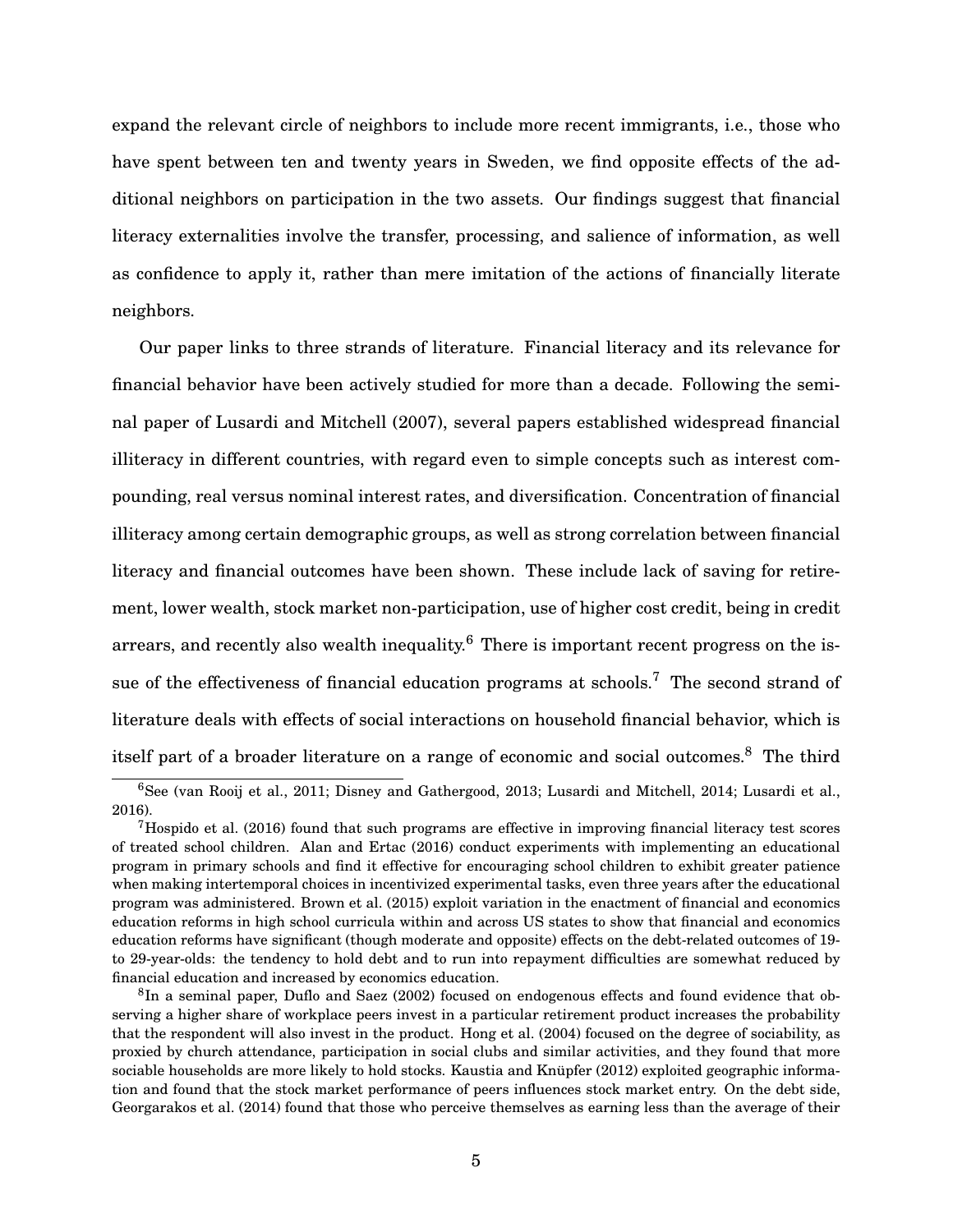expand the relevant circle of neighbors to include more recent immigrants, i.e., those who have spent between ten and twenty years in Sweden, we find opposite effects of the additional neighbors on participation in the two assets. Our findings suggest that financial literacy externalities involve the transfer, processing, and salience of information, as well as confidence to apply it, rather than mere imitation of the actions of financially literate neighbors.

Our paper links to three strands of literature. Financial literacy and its relevance for financial behavior have been actively studied for more than a decade. Following the seminal paper of Lusardi and Mitchell (2007), several papers established widespread financial illiteracy in different countries, with regard even to simple concepts such as interest compounding, real versus nominal interest rates, and diversification. Concentration of financial illiteracy among certain demographic groups, as well as strong correlation between financial literacy and financial outcomes have been shown. These include lack of saving for retirement, lower wealth, stock market non-participation, use of higher cost credit, being in credit arrears, and recently also wealth inequality.[6] There is important recent progress on the issue of the effectiveness of financial education programs at schools.[7] The second strand of literature deals with effects of social interactions on household financial behavior, which is itself part of a broader literature on a range of economic and social outcomes.[8] The third

[6] See (van Rooij et al., 2011; Disney and Gathergood, 2013; Lusardi and Mitchell, 2014; Lusardi et al., 2016).

[7] Hospido et al. (2016) found that such programs are effective in improving financial literacy test scores of treated school children. Alan and Ertac (2016) conduct experiments with implementing an educational program in primary schools and find it effective for encouraging school children to exhibit greater patience when making intertemporal choices in incentivized experimental tasks, even three years after the educational program was administered. Brown et al. (2015) exploit variation in the enactment of financial and economics education reforms in high school curricula within and across US states to show that financial and economics education reforms have significant (though moderate and opposite) effects on the debt-related outcomes of 19- to 29-year-olds: the tendency to hold debt and to run into repayment difficulties are somewhat reduced by financial education and increased by economics education.

[8] In a seminal paper, Duflo and Saez (2002) focused on endogenous effects and found evidence that observing a higher share of workplace peers invest in a particular retirement product increases the probability that the respondent will also invest in the product. Hong et al. (2004) focused on the degree of sociability, as proxied by church attendance, participation in social clubs and similar activities, and they found that more sociable households are more likely to hold stocks. Kaustia and Knüpfer (2012) exploited geographic information and found that the stock market performance of peers influences stock market entry. On the debt side, Georgarakos et al. (2014) found that those who perceive themselves as earning less than the average of their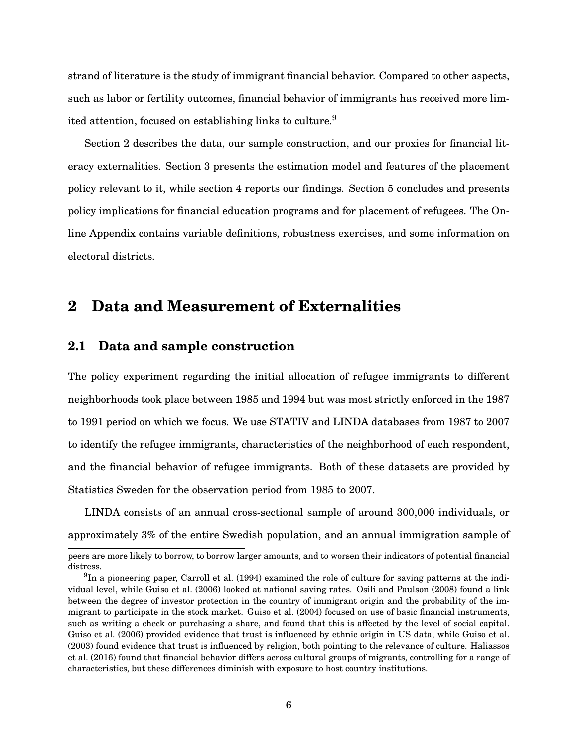strand of literature is the study of immigrant financial behavior. Compared to other aspects, such as labor or fertility outcomes, financial behavior of immigrants has received more limited attention, focused on establishing links to culture.[9]

Section 2 describes the data, our sample construction, and our proxies for financial literacy externalities. Section 3 presents the estimation model and features of the placement policy relevant to it, while section 4 reports our findings. Section 5 concludes and presents policy implications for financial education programs and for placement of refugees. The Online Appendix contains variable definitions, robustness exercises, and some information on electoral districts.

## 2 Data and Measurement of Externalities

### 2.1 Data and sample construction

The policy experiment regarding the initial allocation of refugee immigrants to different neighborhoods took place between 1985 and 1994 but was most strictly enforced in the 1987 to 1991 period on which we focus. We use STATIV and LINDA databases from 1987 to 2007 to identify the refugee immigrants, characteristics of the neighborhood of each respondent, and the financial behavior of refugee immigrants. Both of these datasets are provided by Statistics Sweden for the observation period from 1985 to 2007.

LINDA consists of an annual cross-sectional sample of around 300,000 individuals, or approximately 3% of the entire Swedish population, and an annual immigration sample of

---

peers are more likely to borrow, to borrow larger amounts, and to worsen their indicators of potential financial distress.

[9] In a pioneering paper, Carroll et al. (1994) examined the role of culture for saving patterns at the individual level, while Guiso et al. (2006) looked at national saving rates. Osili and Paulson (2008) found a link between the degree of investor protection in the country of immigrant origin and the probability of the immigrant to participate in the stock market. Guiso et al. (2004) focused on use of basic financial instruments, such as writing a check or purchasing a share, and found that this is affected by the level of social capital. Guiso et al. (2006) provided evidence that trust is influenced by ethnic origin in US data, while Guiso et al. (2003) found evidence that trust is influenced by religion, both pointing to the relevance of culture. Haliassos et al. (2016) found that financial behavior differs across cultural groups of migrants, controlling for a range of characteristics, but these differences diminish with exposure to host country institutions.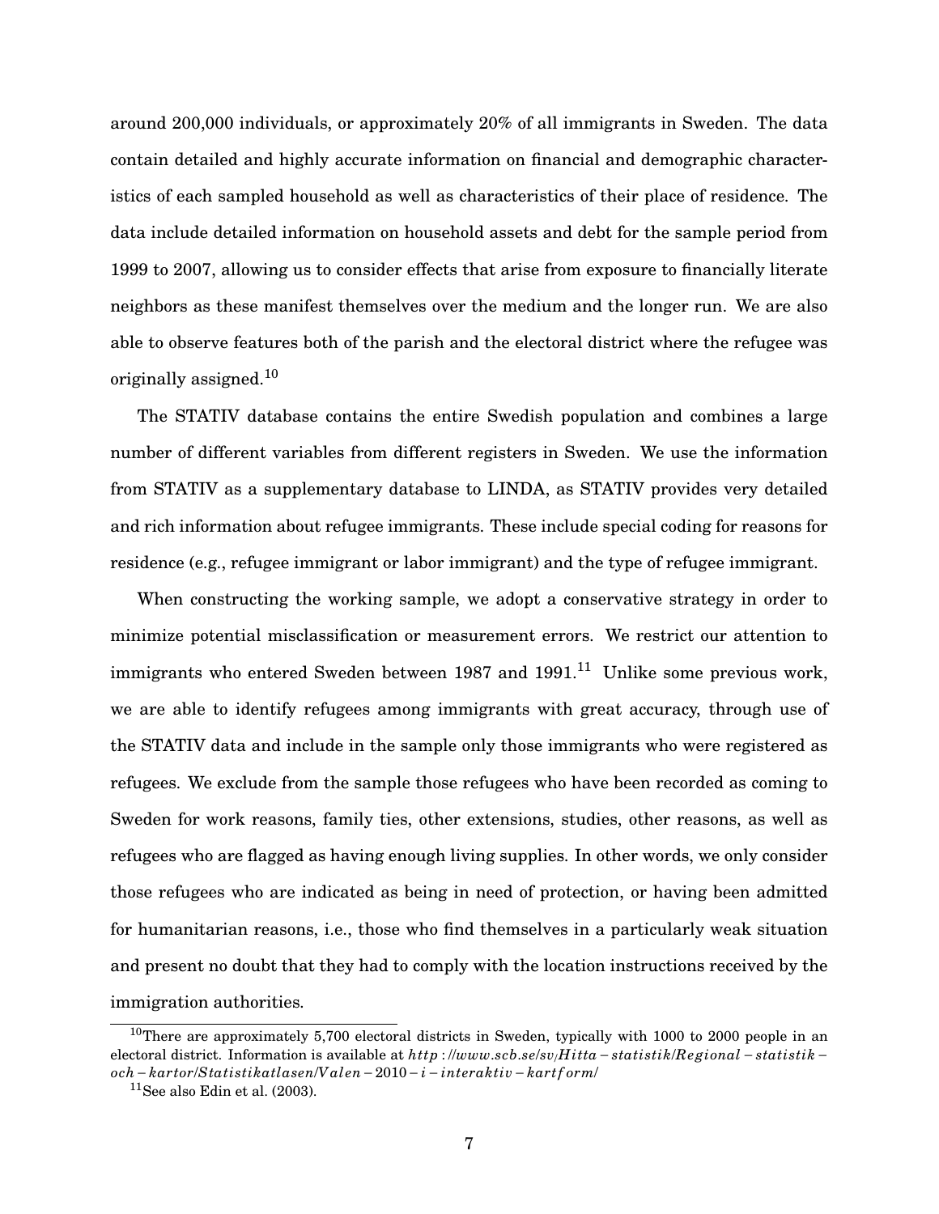around 200,000 individuals, or approximately 20% of all immigrants in Sweden. The data contain detailed and highly accurate information on financial and demographic characteristics of each sampled household as well as characteristics of their place of residence. The data include detailed information on household assets and debt for the sample period from 1999 to 2007, allowing us to consider effects that arise from exposure to financially literate neighbors as these manifest themselves over the medium and the longer run. We are also able to observe features both of the parish and the electoral district where the refugee was originally assigned.[10]

The STATIV database contains the entire Swedish population and combines a large number of different variables from different registers in Sweden. We use the information from STATIV as a supplementary database to LINDA, as STATIV provides very detailed and rich information about refugee immigrants. These include special coding for reasons for residence (e.g., refugee immigrant or labor immigrant) and the type of refugee immigrant.

When constructing the working sample, we adopt a conservative strategy in order to minimize potential misclassification or measurement errors. We restrict our attention to immigrants who entered Sweden between 1987 and 1991.[11] Unlike some previous work, we are able to identify refugees among immigrants with great accuracy, through use of the STATIV data and include in the sample only those immigrants who were registered as refugees. We exclude from the sample those refugees who have been recorded as coming to Sweden for work reasons, family ties, other extensions, studies, other reasons, as well as refugees who are flagged as having enough living supplies. In other words, we only consider those refugees who are indicated as being in need of protection, or having been admitted for humanitarian reasons, i.e., those who find themselves in a particularly weak situation and present no doubt that they had to comply with the location instructions received by the immigration authorities.

[10] There are approximately 5,700 electoral districts in Sweden, typically with 1000 to 2000 people in an electoral district. Information is available at *http://www.scb.se/sv/Hitta-statistik/Regional-statistik-och-kartor/Statistikatlasen/Valen-2010-i-interaktiv-kartform/*

[11] See also Edin et al. (2003).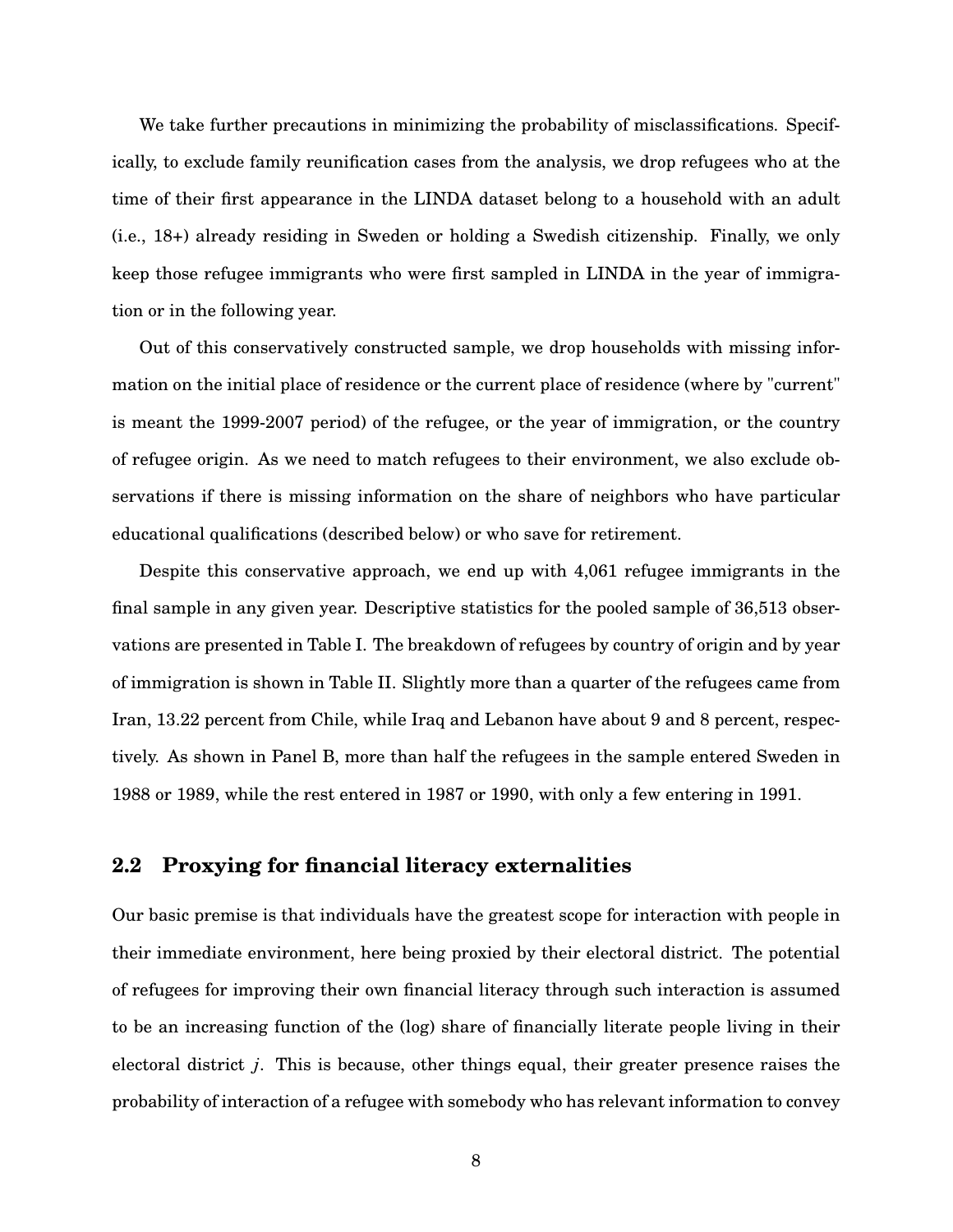We take further precautions in minimizing the probability of misclassifications. Specifically, to exclude family reunification cases from the analysis, we drop refugees who at the time of their first appearance in the LINDA dataset belong to a household with an adult (i.e., 18+) already residing in Sweden or holding a Swedish citizenship. Finally, we only keep those refugee immigrants who were first sampled in LINDA in the year of immigration or in the following year.

Out of this conservatively constructed sample, we drop households with missing information on the initial place of residence or the current place of residence (where by "current" is meant the 1999-2007 period) of the refugee, or the year of immigration, or the country of refugee origin. As we need to match refugees to their environment, we also exclude observations if there is missing information on the share of neighbors who have particular educational qualifications (described below) or who save for retirement.

Despite this conservative approach, we end up with 4,061 refugee immigrants in the final sample in any given year. Descriptive statistics for the pooled sample of 36,513 observations are presented in Table I. The breakdown of refugees by country of origin and by year of immigration is shown in Table II. Slightly more than a quarter of the refugees came from Iran, 13.22 percent from Chile, while Iraq and Lebanon have about 9 and 8 percent, respectively. As shown in Panel B, more than half the refugees in the sample entered Sweden in 1988 or 1989, while the rest entered in 1987 or 1990, with only a few entering in 1991.

## 2.2 Proxying for financial literacy externalities

Our basic premise is that individuals have the greatest scope for interaction with people in their immediate environment, here being proxied by their electoral district. The potential of refugees for improving their own financial literacy through such interaction is assumed to be an increasing function of the (log) share of financially literate people living in their electoral district $j$. This is because, other things equal, their greater presence raises the probability of interaction of a refugee with somebody who has relevant information to convey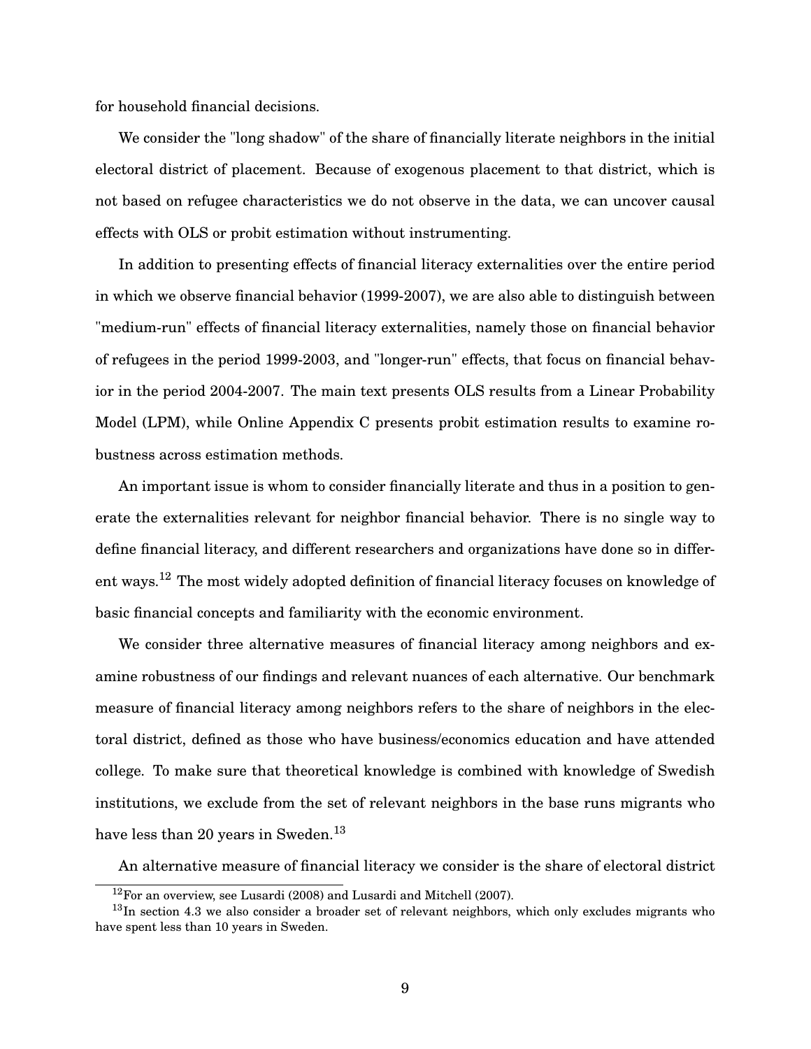for household financial decisions.

We consider the "long shadow" of the share of financially literate neighbors in the initial electoral district of placement. Because of exogenous placement to that district, which is not based on refugee characteristics we do not observe in the data, we can uncover causal effects with OLS or probit estimation without instrumenting.

In addition to presenting effects of financial literacy externalities over the entire period in which we observe financial behavior (1999-2007), we are also able to distinguish between "medium-run" effects of financial literacy externalities, namely those on financial behavior of refugees in the period 1999-2003, and "longer-run" effects, that focus on financial behavior in the period 2004-2007. The main text presents OLS results from a Linear Probability Model (LPM), while Online Appendix C presents probit estimation results to examine robustness across estimation methods.

An important issue is whom to consider financially literate and thus in a position to generate the externalities relevant for neighbor financial behavior. There is no single way to define financial literacy, and different researchers and organizations have done so in different ways.[12] The most widely adopted definition of financial literacy focuses on knowledge of basic financial concepts and familiarity with the economic environment.

We consider three alternative measures of financial literacy among neighbors and examine robustness of our findings and relevant nuances of each alternative. Our benchmark measure of financial literacy among neighbors refers to the share of neighbors in the electoral district, defined as those who have business/economics education and have attended college. To make sure that theoretical knowledge is combined with knowledge of Swedish institutions, we exclude from the set of relevant neighbors in the base runs migrants who have less than 20 years in Sweden.[13]

An alternative measure of financial literacy we consider is the share of electoral district

[12] For an overview, see Lusardi (2008) and Lusardi and Mitchell (2007).

[13] In section 4.3 we also consider a broader set of relevant neighbors, which only excludes migrants who have spent less than 10 years in Sweden.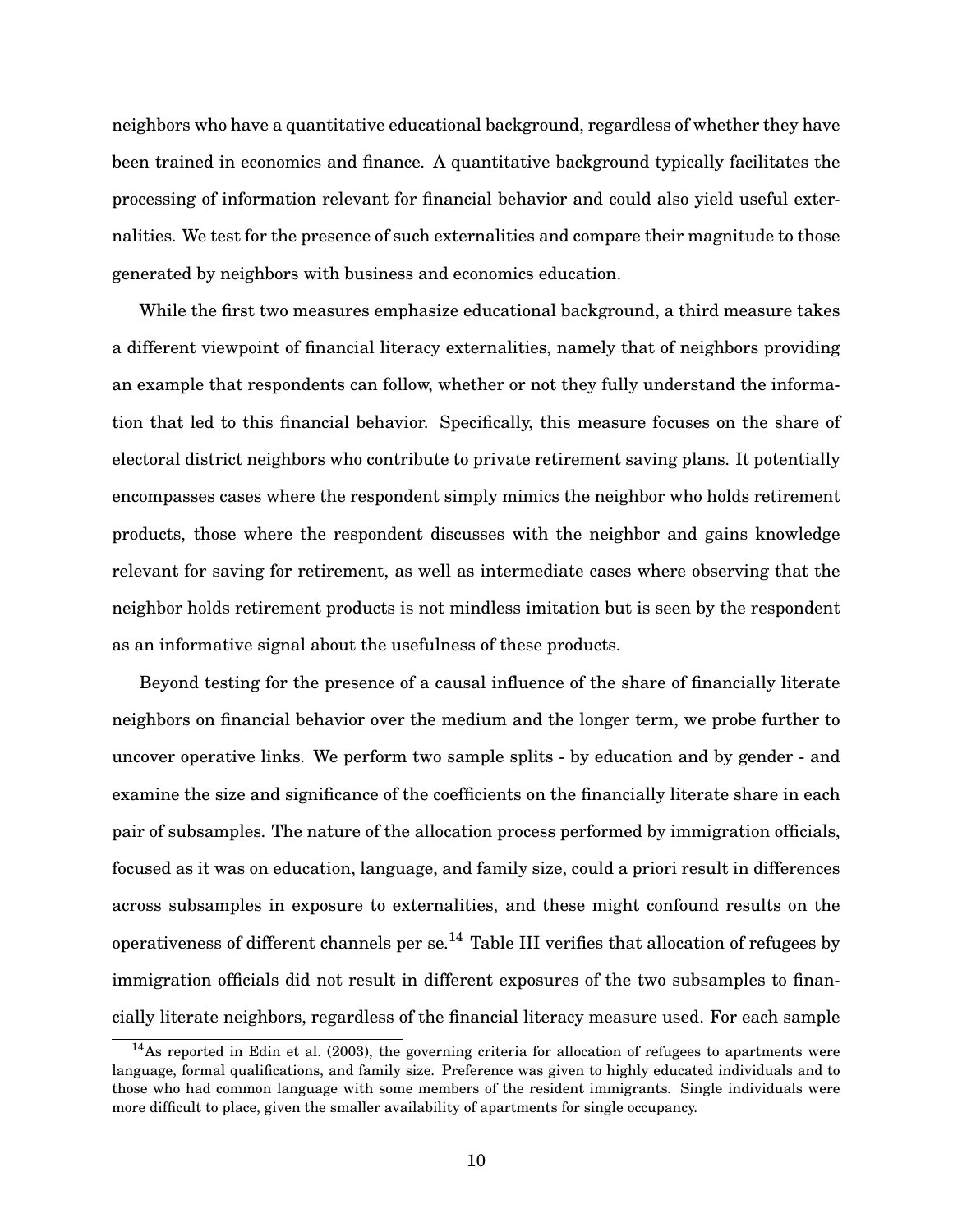neighbors who have a quantitative educational background, regardless of whether they have been trained in economics and finance. A quantitative background typically facilitates the processing of information relevant for financial behavior and could also yield useful externalities. We test for the presence of such externalities and compare their magnitude to those generated by neighbors with business and economics education.

While the first two measures emphasize educational background, a third measure takes a different viewpoint of financial literacy externalities, namely that of neighbors providing an example that respondents can follow, whether or not they fully understand the information that led to this financial behavior. Specifically, this measure focuses on the share of electoral district neighbors who contribute to private retirement saving plans. It potentially encompasses cases where the respondent simply mimics the neighbor who holds retirement products, those where the respondent discusses with the neighbor and gains knowledge relevant for saving for retirement, as well as intermediate cases where observing that the neighbor holds retirement products is not mindless imitation but is seen by the respondent as an informative signal about the usefulness of these products.

Beyond testing for the presence of a causal influence of the share of financially literate neighbors on financial behavior over the medium and the longer term, we probe further to uncover operative links. We perform two sample splits - by education and by gender - and examine the size and significance of the coefficients on the financially literate share in each pair of subsamples. The nature of the allocation process performed by immigration officials, focused as it was on education, language, and family size, could a priori result in differences across subsamples in exposure to externalities, and these might confound results on the operativeness of different channels per se.[14] Table III verifies that allocation of refugees by immigration officials did not result in different exposures of the two subsamples to financially literate neighbors, regardless of the financial literacy measure used. For each sample

[14] As reported in Edin et al. (2003), the governing criteria for allocation of refugees to apartments were language, formal qualifications, and family size. Preference was given to highly educated individuals and to those who had common language with some members of the resident immigrants. Single individuals were more difficult to place, given the smaller availability of apartments for single occupancy.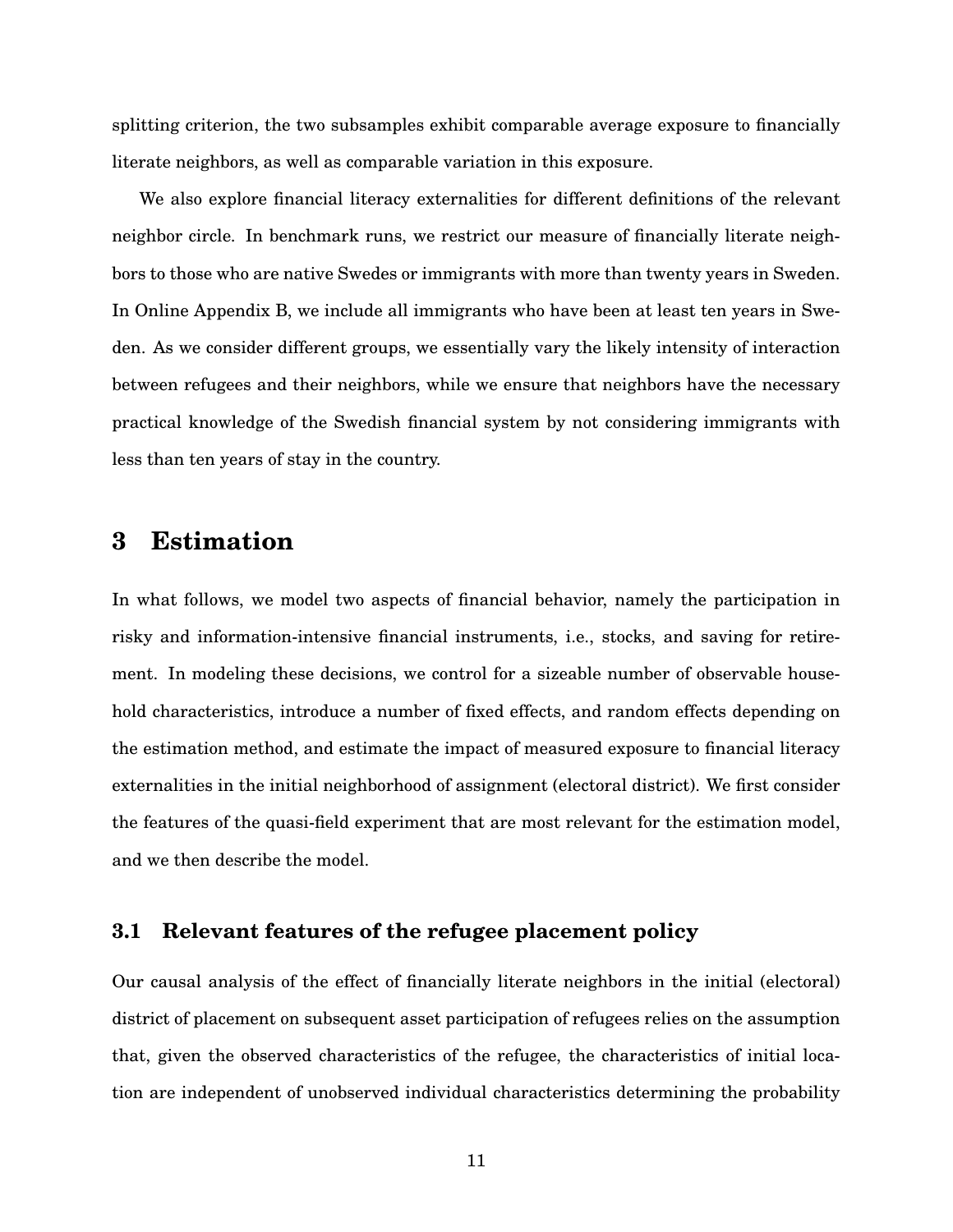splitting criterion, the two subsamples exhibit comparable average exposure to financially literate neighbors, as well as comparable variation in this exposure.

We also explore financial literacy externalities for different definitions of the relevant neighbor circle. In benchmark runs, we restrict our measure of financially literate neighbors to those who are native Swedes or immigrants with more than twenty years in Sweden. In Online Appendix B, we include all immigrants who have been at least ten years in Sweden. As we consider different groups, we essentially vary the likely intensity of interaction between refugees and their neighbors, while we ensure that neighbors have the necessary practical knowledge of the Swedish financial system by not considering immigrants with less than ten years of stay in the country.

# 3 Estimation

In what follows, we model two aspects of financial behavior, namely the participation in risky and information-intensive financial instruments, i.e., stocks, and saving for retirement. In modeling these decisions, we control for a sizeable number of observable household characteristics, introduce a number of fixed effects, and random effects depending on the estimation method, and estimate the impact of measured exposure to financial literacy externalities in the initial neighborhood of assignment (electoral district). We first consider the features of the quasi-field experiment that are most relevant for the estimation model, and we then describe the model.

## 3.1 Relevant features of the refugee placement policy

Our causal analysis of the effect of financially literate neighbors in the initial (electoral) district of placement on subsequent asset participation of refugees relies on the assumption that, given the observed characteristics of the refugee, the characteristics of initial location are independent of unobserved individual characteristics determining the probability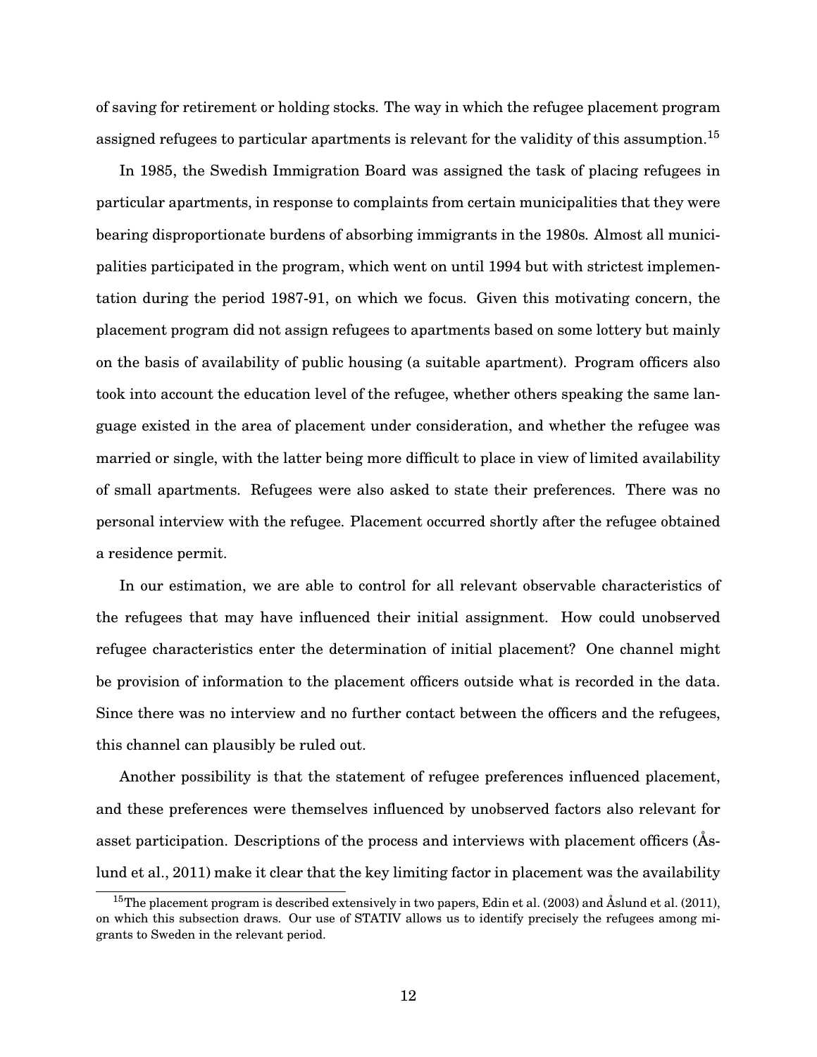of saving for retirement or holding stocks. The way in which the refugee placement program assigned refugees to particular apartments is relevant for the validity of this assumption.[15]

In 1985, the Swedish Immigration Board was assigned the task of placing refugees in particular apartments, in response to complaints from certain municipalities that they were bearing disproportionate burdens of absorbing immigrants in the 1980s. Almost all municipalities participated in the program, which went on until 1994 but with strictest implementation during the period 1987-91, on which we focus. Given this motivating concern, the placement program did not assign refugees to apartments based on some lottery but mainly on the basis of availability of public housing (a suitable apartment). Program officers also took into account the education level of the refugee, whether others speaking the same language existed in the area of placement under consideration, and whether the refugee was married or single, with the latter being more difficult to place in view of limited availability of small apartments. Refugees were also asked to state their preferences. There was no personal interview with the refugee. Placement occurred shortly after the refugee obtained a residence permit.

In our estimation, we are able to control for all relevant observable characteristics of the refugees that may have influenced their initial assignment. How could unobserved refugee characteristics enter the determination of initial placement? One channel might be provision of information to the placement officers outside what is recorded in the data. Since there was no interview and no further contact between the officers and the refugees, this channel can plausibly be ruled out.

Another possibility is that the statement of refugee preferences influenced placement, and these preferences were themselves influenced by unobserved factors also relevant for asset participation. Descriptions of the process and interviews with placement officers (Åslund et al., 2011) make it clear that the key limiting factor in placement was the availability

[15] The placement program is described extensively in two papers, Edin et al. (2003) and Åslund et al. (2011), on which this subsection draws. Our use of STATIV allows us to identify precisely the refugees among migrants to Sweden in the relevant period.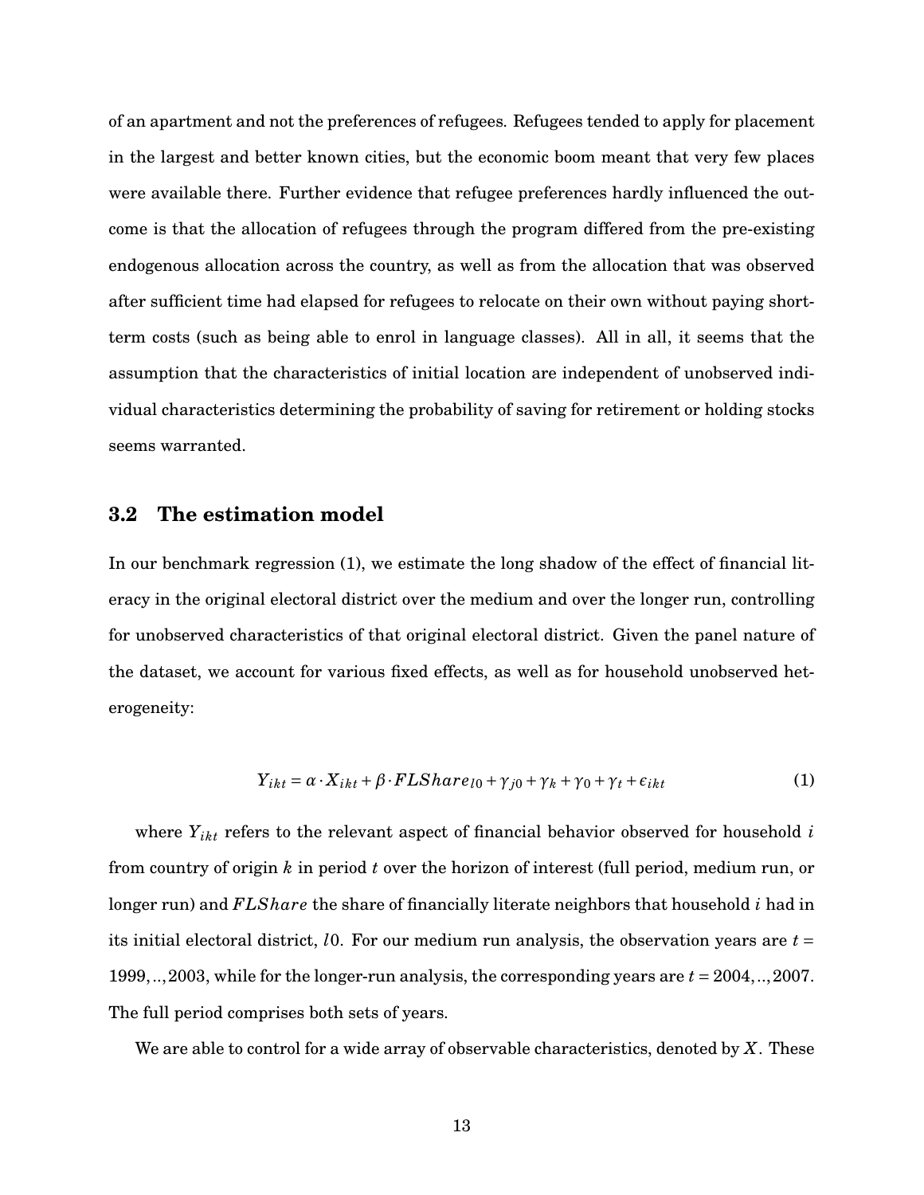of an apartment and not the preferences of refugees. Refugees tended to apply for placement in the largest and better known cities, but the economic boom meant that very few places were available there. Further evidence that refugee preferences hardly influenced the outcome is that the allocation of refugees through the program differed from the pre-existing endogenous allocation across the country, as well as from the allocation that was observed after sufficient time had elapsed for refugees to relocate on their own without paying short-term costs (such as being able to enrol in language classes). All in all, it seems that the assumption that the characteristics of initial location are independent of unobserved individual characteristics determining the probability of saving for retirement or holding stocks seems warranted.

## 3.2 The estimation model

In our benchmark regression (1), we estimate the long shadow of the effect of financial literacy in the original electoral district over the medium and over the longer run, controlling for unobserved characteristics of that original electoral district. Given the panel nature of the dataset, we account for various fixed effects, as well as for household unobserved heterogeneity:

$$Y_{ikt} = \alpha \cdot X_{ikt} + \beta \cdot FLShare_{l0} + \gamma_{j0} + \gamma_k + \gamma_0 + \gamma_t + \epsilon_{ikt} \tag{1}$$

where $Y_{ikt}$ refers to the relevant aspect of financial behavior observed for household $i$ from country of origin $k$ in period $t$ over the horizon of interest (full period, medium run, or longer run) and $FLShare$ the share of financially literate neighbors that household $i$ had in its initial electoral district, $l0$. For our medium run analysis, the observation years are $t = 1999,..,2003$, while for the longer-run analysis, the corresponding years are $t = 2004,..,2007$. The full period comprises both sets of years.

We are able to control for a wide array of observable characteristics, denoted by $X$. These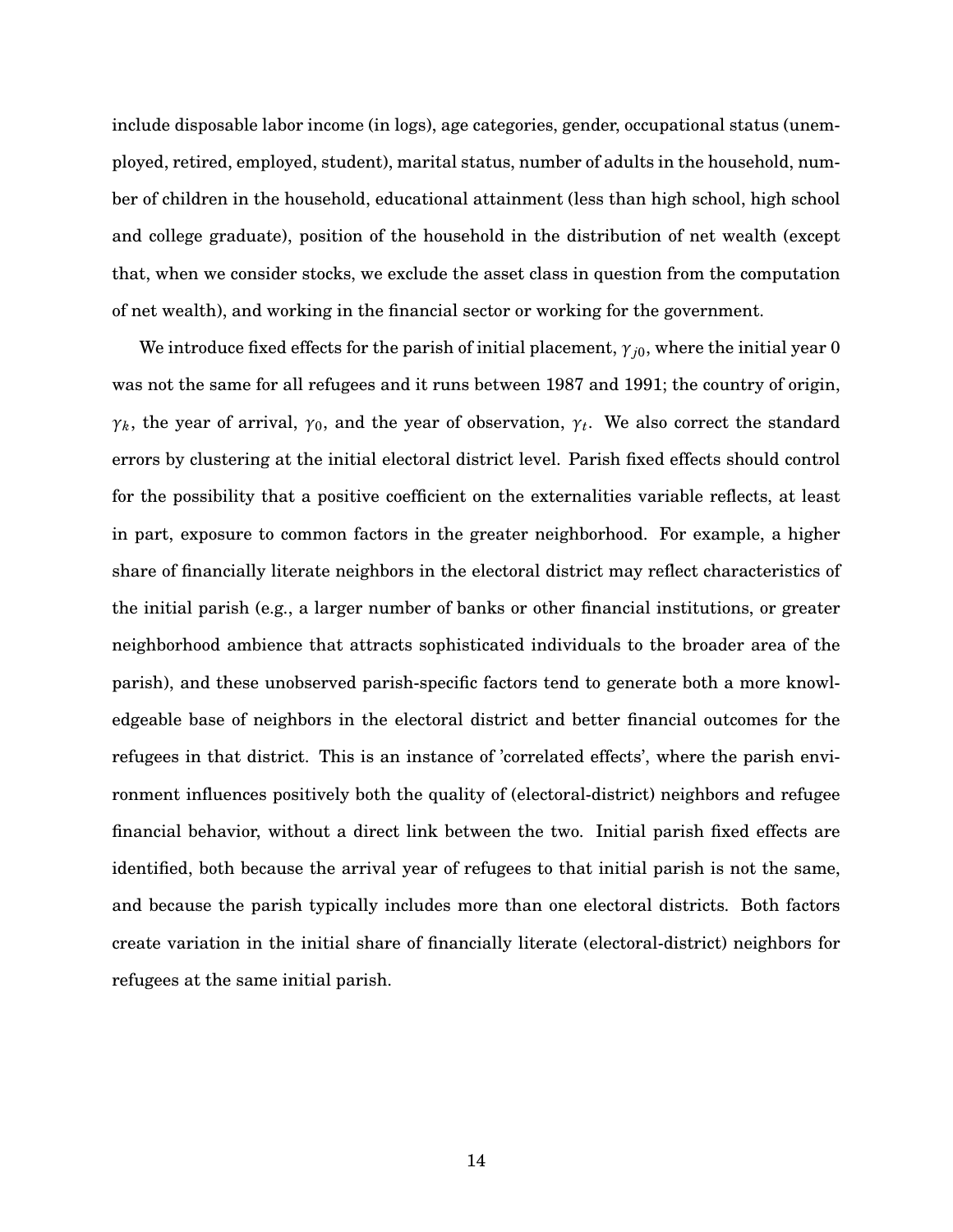include disposable labor income (in logs), age categories, gender, occupational status (unemployed, retired, employed, student), marital status, number of adults in the household, number of children in the household, educational attainment (less than high school, high school and college graduate), position of the household in the distribution of net wealth (except that, when we consider stocks, we exclude the asset class in question from the computation of net wealth), and working in the financial sector or working for the government.

We introduce fixed effects for the parish of initial placement, $\gamma_{j0}$, where the initial year 0 was not the same for all refugees and it runs between 1987 and 1991; the country of origin, $\gamma_k$, the year of arrival, $\gamma_0$, and the year of observation, $\gamma_t$. We also correct the standard errors by clustering at the initial electoral district level. Parish fixed effects should control for the possibility that a positive coefficient on the externalities variable reflects, at least in part, exposure to common factors in the greater neighborhood. For example, a higher share of financially literate neighbors in the electoral district may reflect characteristics of the initial parish (e.g., a larger number of banks or other financial institutions, or greater neighborhood ambience that attracts sophisticated individuals to the broader area of the parish), and these unobserved parish-specific factors tend to generate both a more knowledgeable base of neighbors in the electoral district and better financial outcomes for the refugees in that district. This is an instance of 'correlated effects', where the parish environment influences positively both the quality of (electoral-district) neighbors and refugee financial behavior, without a direct link between the two. Initial parish fixed effects are identified, both because the arrival year of refugees to that initial parish is not the same, and because the parish typically includes more than one electoral districts. Both factors create variation in the initial share of financially literate (electoral-district) neighbors for refugees at the same initial parish.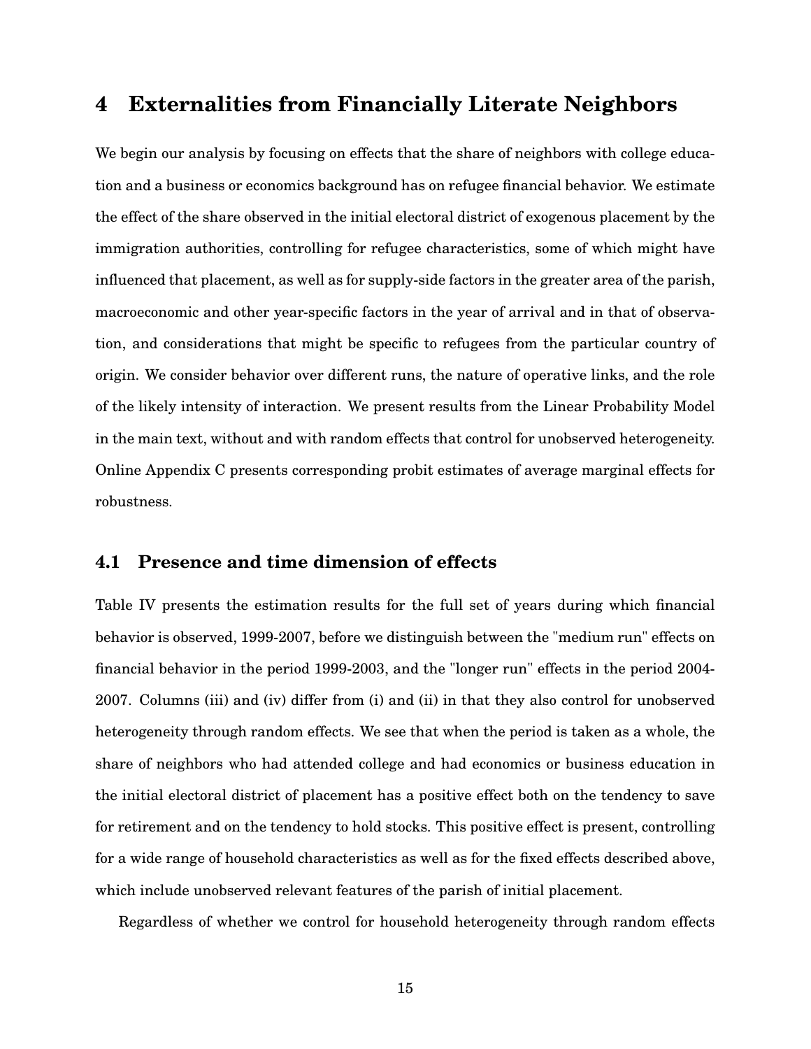# 4 Externalities from Financially Literate Neighbors

We begin our analysis by focusing on effects that the share of neighbors with college education and a business or economics background has on refugee financial behavior. We estimate the effect of the share observed in the initial electoral district of exogenous placement by the immigration authorities, controlling for refugee characteristics, some of which might have influenced that placement, as well as for supply-side factors in the greater area of the parish, macroeconomic and other year-specific factors in the year of arrival and in that of observation, and considerations that might be specific to refugees from the particular country of origin. We consider behavior over different runs, the nature of operative links, and the role of the likely intensity of interaction. We present results from the Linear Probability Model in the main text, without and with random effects that control for unobserved heterogeneity. Online Appendix C presents corresponding probit estimates of average marginal effects for robustness.

## 4.1 Presence and time dimension of effects

Table IV presents the estimation results for the full set of years during which financial behavior is observed, 1999-2007, before we distinguish between the "medium run" effects on financial behavior in the period 1999-2003, and the "longer run" effects in the period 2004-2007. Columns (iii) and (iv) differ from (i) and (ii) in that they also control for unobserved heterogeneity through random effects. We see that when the period is taken as a whole, the share of neighbors who had attended college and had economics or business education in the initial electoral district of placement has a positive effect both on the tendency to save for retirement and on the tendency to hold stocks. This positive effect is present, controlling for a wide range of household characteristics as well as for the fixed effects described above, which include unobserved relevant features of the parish of initial placement.

Regardless of whether we control for household heterogeneity through random effects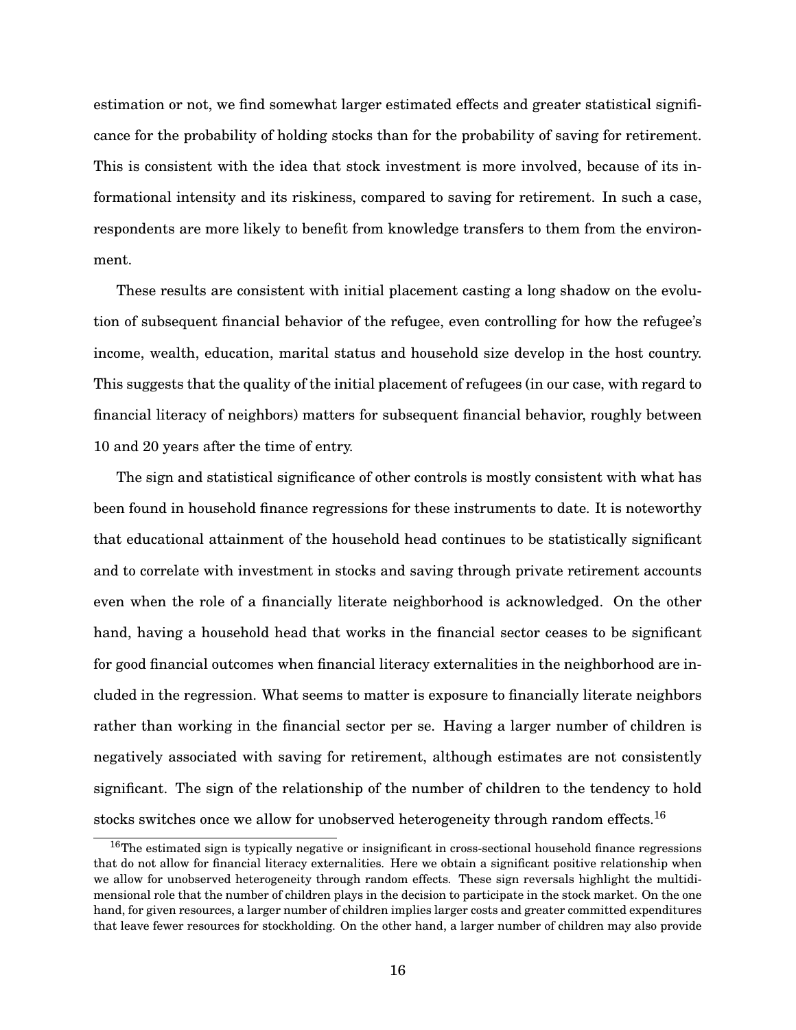estimation or not, we find somewhat larger estimated effects and greater statistical significance for the probability of holding stocks than for the probability of saving for retirement. This is consistent with the idea that stock investment is more involved, because of its informational intensity and its riskiness, compared to saving for retirement. In such a case, respondents are more likely to benefit from knowledge transfers to them from the environment.

These results are consistent with initial placement casting a long shadow on the evolution of subsequent financial behavior of the refugee, even controlling for how the refugee's income, wealth, education, marital status and household size develop in the host country. This suggests that the quality of the initial placement of refugees (in our case, with regard to financial literacy of neighbors) matters for subsequent financial behavior, roughly between 10 and 20 years after the time of entry.

The sign and statistical significance of other controls is mostly consistent with what has been found in household finance regressions for these instruments to date. It is noteworthy that educational attainment of the household head continues to be statistically significant and to correlate with investment in stocks and saving through private retirement accounts even when the role of a financially literate neighborhood is acknowledged. On the other hand, having a household head that works in the financial sector ceases to be significant for good financial outcomes when financial literacy externalities in the neighborhood are included in the regression. What seems to matter is exposure to financially literate neighbors rather than working in the financial sector per se. Having a larger number of children is negatively associated with saving for retirement, although estimates are not consistently significant. The sign of the relationship of the number of children to the tendency to hold stocks switches once we allow for unobserved heterogeneity through random effects.[16]

[16] The estimated sign is typically negative or insignificant in cross-sectional household finance regressions that do not allow for financial literacy externalities. Here we obtain a significant positive relationship when we allow for unobserved heterogeneity through random effects. These sign reversals highlight the multidimensional role that the number of children plays in the decision to participate in the stock market. On the one hand, for given resources, a larger number of children implies larger costs and greater committed expenditures that leave fewer resources for stockholding. On the other hand, a larger number of children may also provide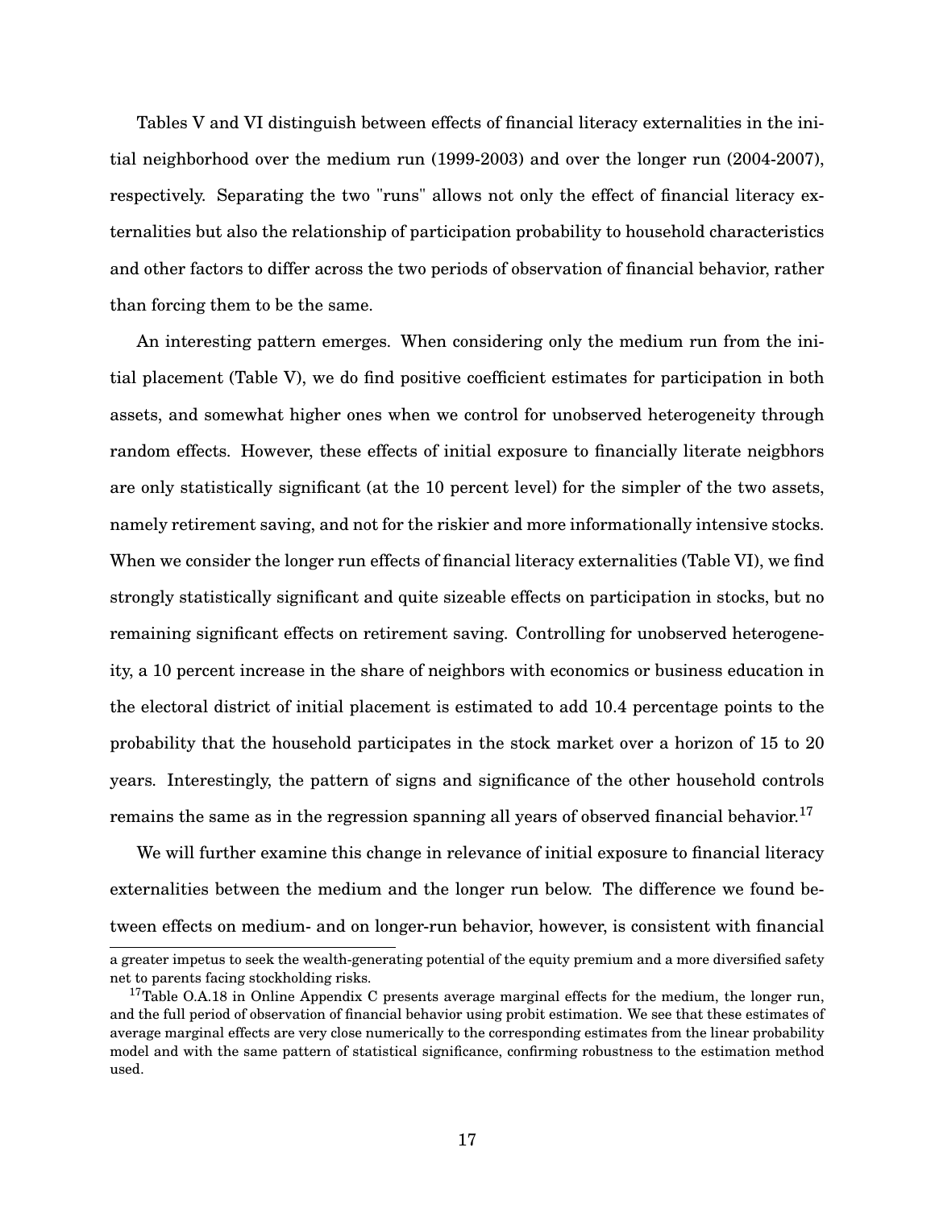Tables V and VI distinguish between effects of financial literacy externalities in the initial neighborhood over the medium run (1999-2003) and over the longer run (2004-2007), respectively. Separating the two "runs" allows not only the effect of financial literacy externalities but also the relationship of participation probability to household characteristics and other factors to differ across the two periods of observation of financial behavior, rather than forcing them to be the same.

An interesting pattern emerges. When considering only the medium run from the initial placement (Table V), we do find positive coefficient estimates for participation in both assets, and somewhat higher ones when we control for unobserved heterogeneity through random effects. However, these effects of initial exposure to financially literate neigbhors are only statistically significant (at the 10 percent level) for the simpler of the two assets, namely retirement saving, and not for the riskier and more informationally intensive stocks. When we consider the longer run effects of financial literacy externalities (Table VI), we find strongly statistically significant and quite sizeable effects on participation in stocks, but no remaining significant effects on retirement saving. Controlling for unobserved heterogeneity, a 10 percent increase in the share of neighbors with economics or business education in the electoral district of initial placement is estimated to add 10.4 percentage points to the probability that the household participates in the stock market over a horizon of 15 to 20 years. Interestingly, the pattern of signs and significance of the other household controls remains the same as in the regression spanning all years of observed financial behavior.[17]

We will further examine this change in relevance of initial exposure to financial literacy externalities between the medium and the longer run below. The difference we found between effects on medium- and on longer-run behavior, however, is consistent with financial

---

a greater impetus to seek the wealth-generating potential of the equity premium and a more diversified safety net to parents facing stockholding risks.

[17] Table O.A.18 in Online Appendix C presents average marginal effects for the medium, the longer run, and the full period of observation of financial behavior using probit estimation. We see that these estimates of average marginal effects are very close numerically to the corresponding estimates from the linear probability model and with the same pattern of statistical significance, confirming robustness to the estimation method used.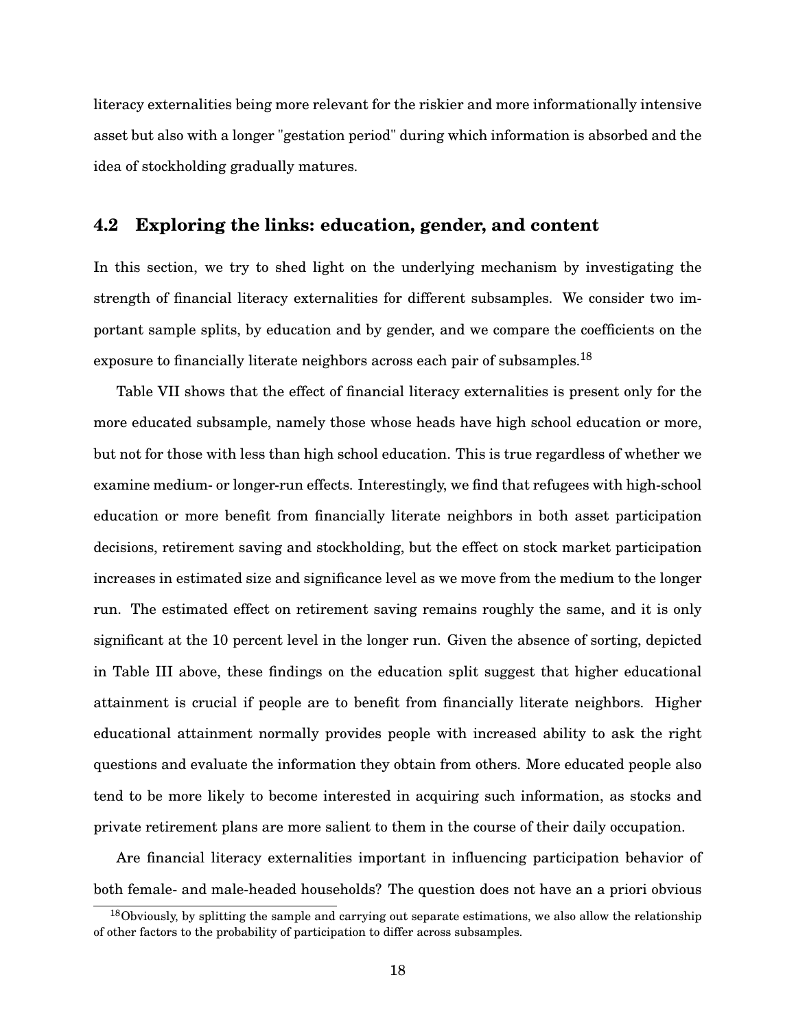literacy externalities being more relevant for the riskier and more informationally intensive asset but also with a longer "gestation period" during which information is absorbed and the idea of stockholding gradually matures.

## 4.2 Exploring the links: education, gender, and content

In this section, we try to shed light on the underlying mechanism by investigating the strength of financial literacy externalities for different subsamples. We consider two important sample splits, by education and by gender, and we compare the coefficients on the exposure to financially literate neighbors across each pair of subsamples.[18]

Table VII shows that the effect of financial literacy externalities is present only for the more educated subsample, namely those whose heads have high school education or more, but not for those with less than high school education. This is true regardless of whether we examine medium- or longer-run effects. Interestingly, we find that refugees with high-school education or more benefit from financially literate neighbors in both asset participation decisions, retirement saving and stockholding, but the effect on stock market participation increases in estimated size and significance level as we move from the medium to the longer run. The estimated effect on retirement saving remains roughly the same, and it is only significant at the 10 percent level in the longer run. Given the absence of sorting, depicted in Table III above, these findings on the education split suggest that higher educational attainment is crucial if people are to benefit from financially literate neighbors. Higher educational attainment normally provides people with increased ability to ask the right questions and evaluate the information they obtain from others. More educated people also tend to be more likely to become interested in acquiring such information, as stocks and private retirement plans are more salient to them in the course of their daily occupation.

Are financial literacy externalities important in influencing participation behavior of both female- and male-headed households? The question does not have an a priori obvious

[18] Obviously, by splitting the sample and carrying out separate estimations, we also allow the relationship of other factors to the probability of participation to differ across subsamples.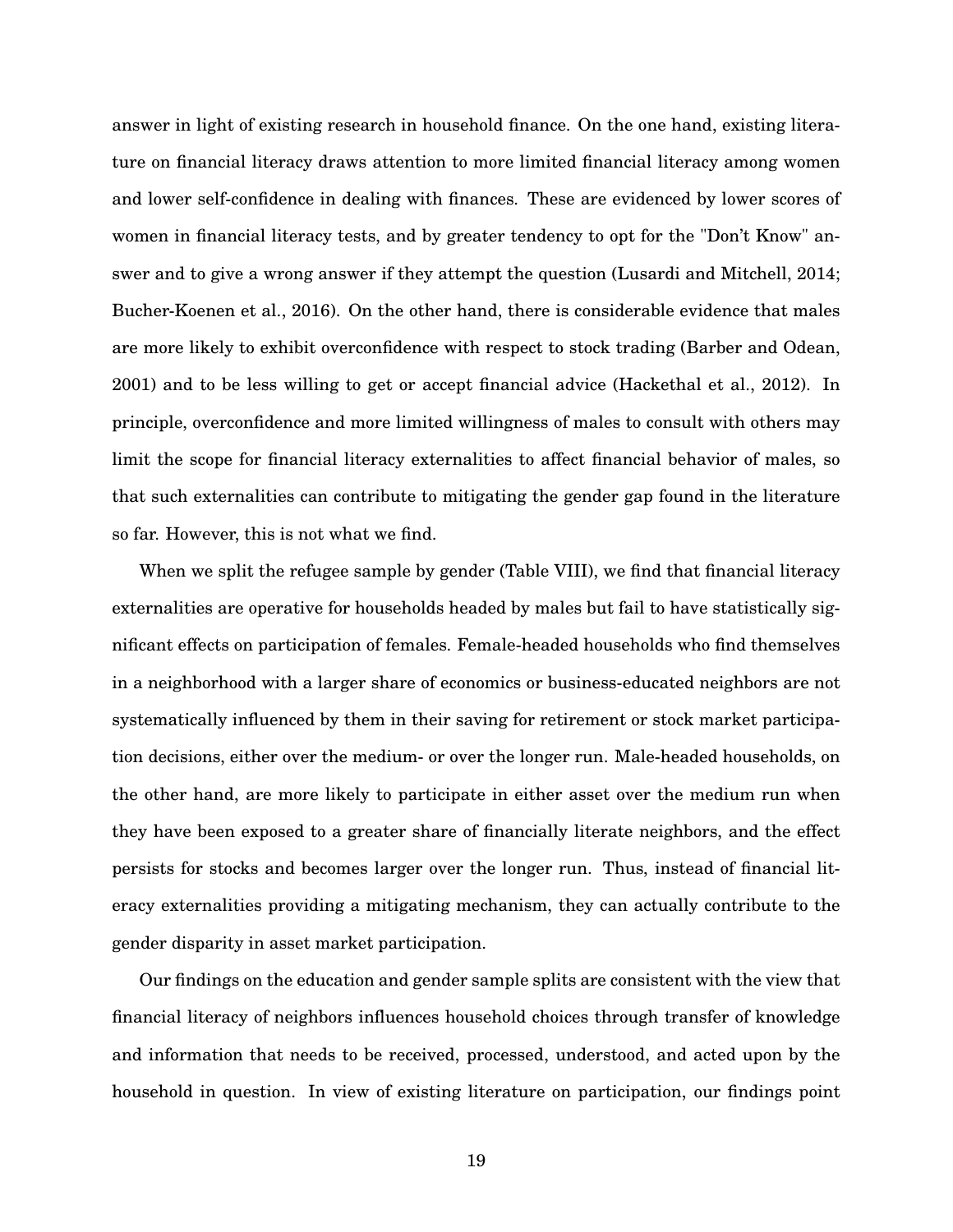answer in light of existing research in household finance. On the one hand, existing literature on financial literacy draws attention to more limited financial literacy among women and lower self-confidence in dealing with finances. These are evidenced by lower scores of women in financial literacy tests, and by greater tendency to opt for the "Don't Know" answer and to give a wrong answer if they attempt the question (Lusardi and Mitchell, 2014; Bucher-Koenen et al., 2016). On the other hand, there is considerable evidence that males are more likely to exhibit overconfidence with respect to stock trading (Barber and Odean, 2001) and to be less willing to get or accept financial advice (Hackethal et al., 2012). In principle, overconfidence and more limited willingness of males to consult with others may limit the scope for financial literacy externalities to affect financial behavior of males, so that such externalities can contribute to mitigating the gender gap found in the literature so far. However, this is not what we find.

When we split the refugee sample by gender (Table VIII), we find that financial literacy externalities are operative for households headed by males but fail to have statistically significant effects on participation of females. Female-headed households who find themselves in a neighborhood with a larger share of economics or business-educated neighbors are not systematically influenced by them in their saving for retirement or stock market participation decisions, either over the medium- or over the longer run. Male-headed households, on the other hand, are more likely to participate in either asset over the medium run when they have been exposed to a greater share of financially literate neighbors, and the effect persists for stocks and becomes larger over the longer run. Thus, instead of financial literacy externalities providing a mitigating mechanism, they can actually contribute to the gender disparity in asset market participation.

Our findings on the education and gender sample splits are consistent with the view that financial literacy of neighbors influences household choices through transfer of knowledge and information that needs to be received, processed, understood, and acted upon by the household in question. In view of existing literature on participation, our findings point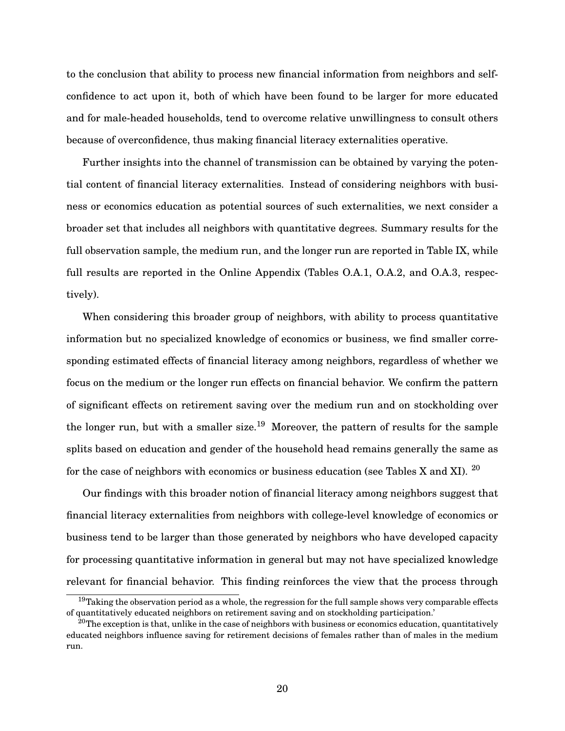to the conclusion that ability to process new financial information from neighbors and self-confidence to act upon it, both of which have been found to be larger for more educated and for male-headed households, tend to overcome relative unwillingness to consult others because of overconfidence, thus making financial literacy externalities operative.

Further insights into the channel of transmission can be obtained by varying the potential content of financial literacy externalities. Instead of considering neighbors with business or economics education as potential sources of such externalities, we next consider a broader set that includes all neighbors with quantitative degrees. Summary results for the full observation sample, the medium run, and the longer run are reported in Table IX, while full results are reported in the Online Appendix (Tables O.A.1, O.A.2, and O.A.3, respectively).

When considering this broader group of neighbors, with ability to process quantitative information but no specialized knowledge of economics or business, we find smaller corresponding estimated effects of financial literacy among neighbors, regardless of whether we focus on the medium or the longer run effects on financial behavior. We confirm the pattern of significant effects on retirement saving over the medium run and on stockholding over the longer run, but with a smaller size.[19] Moreover, the pattern of results for the sample splits based on education and gender of the household head remains generally the same as for the case of neighbors with economics or business education (see Tables X and XI). [20]

Our findings with this broader notion of financial literacy among neighbors suggest that financial literacy externalities from neighbors with college-level knowledge of economics or business tend to be larger than those generated by neighbors who have developed capacity for processing quantitative information in general but may not have specialized knowledge relevant for financial behavior. This finding reinforces the view that the process through

[19] Taking the observation period as a whole, the regression for the full sample shows very comparable effects of quantitatively educated neighbors on retirement saving and on stockholding participation.'

[20] The exception is that, unlike in the case of neighbors with business or economics education, quantitatively educated neighbors influence saving for retirement decisions of females rather than of males in the medium run.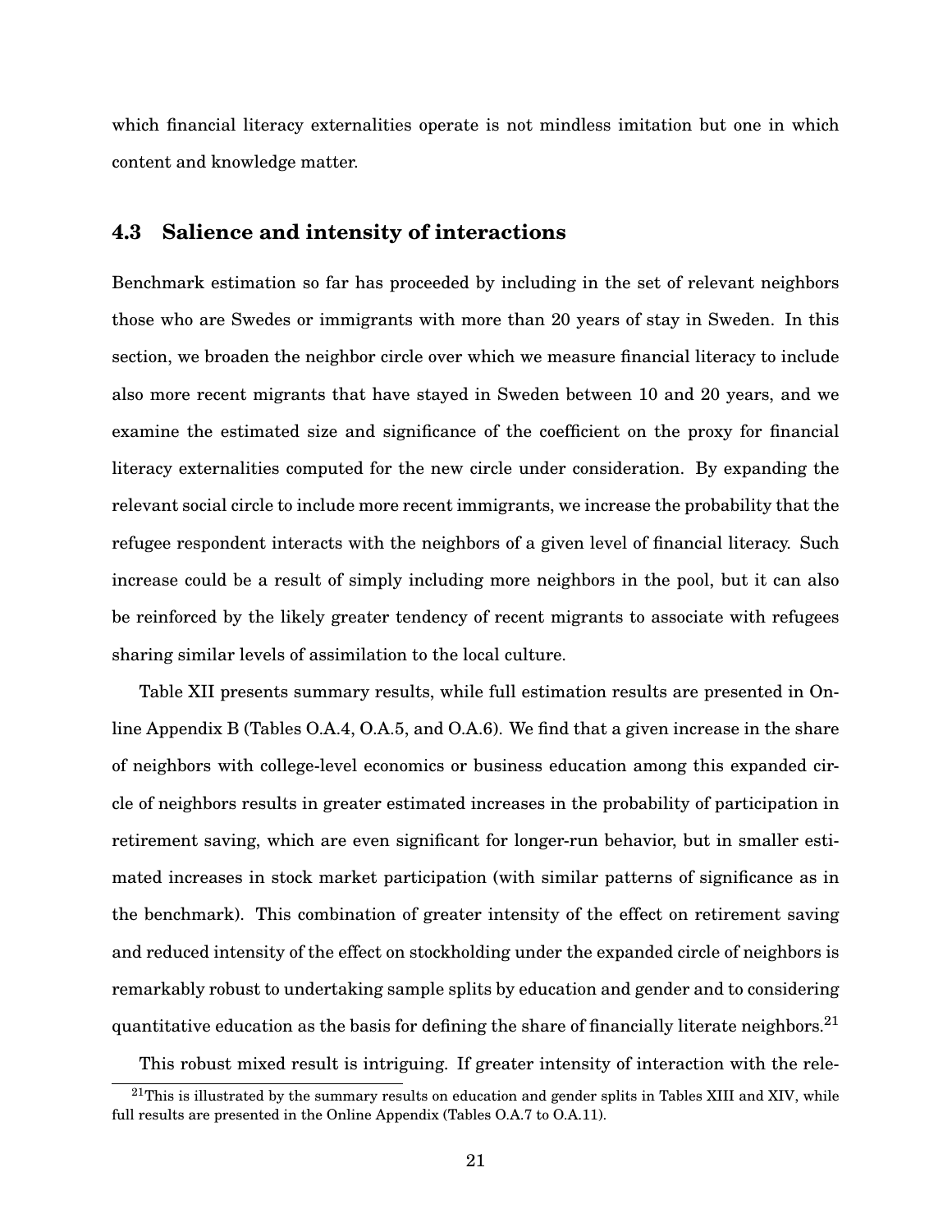which financial literacy externalities operate is not mindless imitation but one in which content and knowledge matter.

## 4.3 Salience and intensity of interactions

Benchmark estimation so far has proceeded by including in the set of relevant neighbors those who are Swedes or immigrants with more than 20 years of stay in Sweden. In this section, we broaden the neighbor circle over which we measure financial literacy to include also more recent migrants that have stayed in Sweden between 10 and 20 years, and we examine the estimated size and significance of the coefficient on the proxy for financial literacy externalities computed for the new circle under consideration. By expanding the relevant social circle to include more recent immigrants, we increase the probability that the refugee respondent interacts with the neighbors of a given level of financial literacy. Such increase could be a result of simply including more neighbors in the pool, but it can also be reinforced by the likely greater tendency of recent migrants to associate with refugees sharing similar levels of assimilation to the local culture.

Table XII presents summary results, while full estimation results are presented in Online Appendix B (Tables O.A.4, O.A.5, and O.A.6). We find that a given increase in the share of neighbors with college-level economics or business education among this expanded circle of neighbors results in greater estimated increases in the probability of participation in retirement saving, which are even significant for longer-run behavior, but in smaller estimated increases in stock market participation (with similar patterns of significance as in the benchmark). This combination of greater intensity of the effect on retirement saving and reduced intensity of the effect on stockholding under the expanded circle of neighbors is remarkably robust to undertaking sample splits by education and gender and to considering quantitative education as the basis for defining the share of financially literate neighbors.[21]

This robust mixed result is intriguing. If greater intensity of interaction with the rele-

[21] This is illustrated by the summary results on education and gender splits in Tables XIII and XIV, while full results are presented in the Online Appendix (Tables O.A.7 to O.A.11).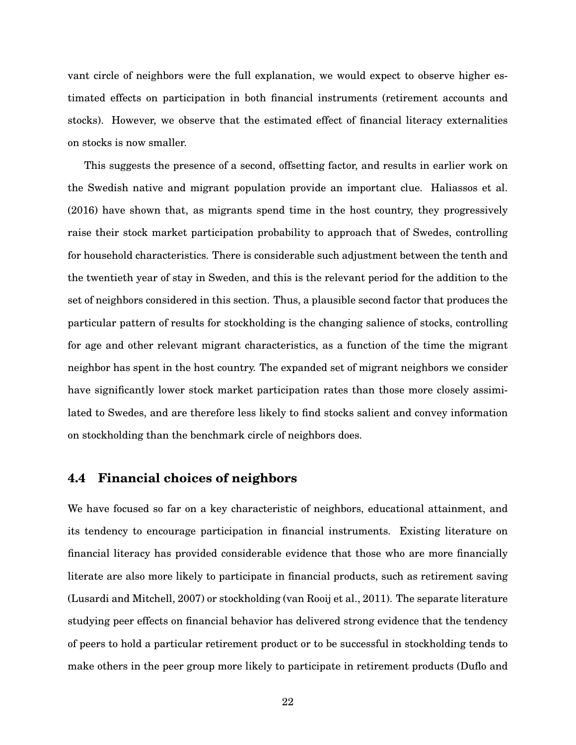vant circle of neighbors were the full explanation, we would expect to observe higher estimated effects on participation in both financial instruments (retirement accounts and stocks). However, we observe that the estimated effect of financial literacy externalities on stocks is now smaller.

This suggests the presence of a second, offsetting factor, and results in earlier work on the Swedish native and migrant population provide an important clue. Haliassos et al. (2016) have shown that, as migrants spend time in the host country, they progressively raise their stock market participation probability to approach that of Swedes, controlling for household characteristics. There is considerable such adjustment between the tenth and the twentieth year of stay in Sweden, and this is the relevant period for the addition to the set of neighbors considered in this section. Thus, a plausible second factor that produces the particular pattern of results for stockholding is the changing salience of stocks, controlling for age and other relevant migrant characteristics, as a function of the time the migrant neighbor has spent in the host country. The expanded set of migrant neighbors we consider have significantly lower stock market participation rates than those more closely assimilated to Swedes, and are therefore less likely to find stocks salient and convey information on stockholding than the benchmark circle of neighbors does.

### 4.4 Financial choices of neighbors

We have focused so far on a key characteristic of neighbors, educational attainment, and its tendency to encourage participation in financial instruments. Existing literature on financial literacy has provided considerable evidence that those who are more financially literate are also more likely to participate in financial products, such as retirement saving (Lusardi and Mitchell, 2007) or stockholding (van Rooij et al., 2011). The separate literature studying peer effects on financial behavior has delivered strong evidence that the tendency of peers to hold a particular retirement product or to be successful in stockholding tends to make others in the peer group more likely to participate in retirement products (Duflo and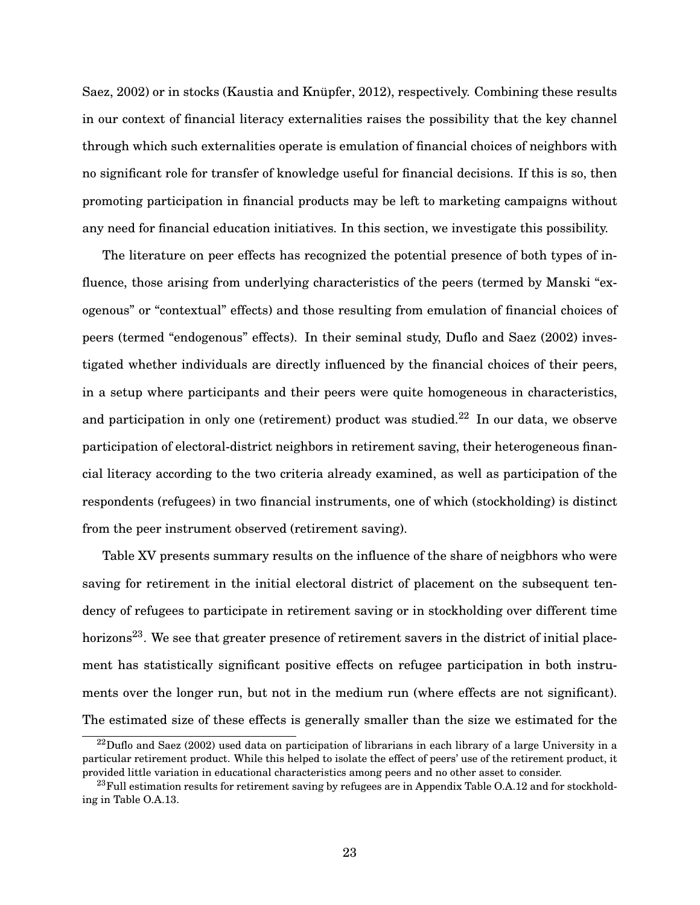Saez, 2002) or in stocks (Kaustia and Knüpfer, 2012), respectively. Combining these results in our context of financial literacy externalities raises the possibility that the key channel through which such externalities operate is emulation of financial choices of neighbors with no significant role for transfer of knowledge useful for financial decisions. If this is so, then promoting participation in financial products may be left to marketing campaigns without any need for financial education initiatives. In this section, we investigate this possibility.

The literature on peer effects has recognized the potential presence of both types of influence, those arising from underlying characteristics of the peers (termed by Manski "exogenous" or "contextual" effects) and those resulting from emulation of financial choices of peers (termed "endogenous" effects). In their seminal study, Duflo and Saez (2002) investigated whether individuals are directly influenced by the financial choices of their peers, in a setup where participants and their peers were quite homogeneous in characteristics, and participation in only one (retirement) product was studied.[22] In our data, we observe participation of electoral-district neighbors in retirement saving, their heterogeneous financial literacy according to the two criteria already examined, as well as participation of the respondents (refugees) in two financial instruments, one of which (stockholding) is distinct from the peer instrument observed (retirement saving).

Table XV presents summary results on the influence of the share of neigbhors who were saving for retirement in the initial electoral district of placement on the subsequent tendency of refugees to participate in retirement saving or in stockholding over different time horizons[23]. We see that greater presence of retirement savers in the district of initial placement has statistically significant positive effects on refugee participation in both instruments over the longer run, but not in the medium run (where effects are not significant). The estimated size of these effects is generally smaller than the size we estimated for the

[22] Duflo and Saez (2002) used data on participation of librarians in each library of a large University in a particular retirement product. While this helped to isolate the effect of peers' use of the retirement product, it provided little variation in educational characteristics among peers and no other asset to consider.

[23] Full estimation results for retirement saving by refugees are in Appendix Table O.A.12 and for stockholding in Table O.A.13.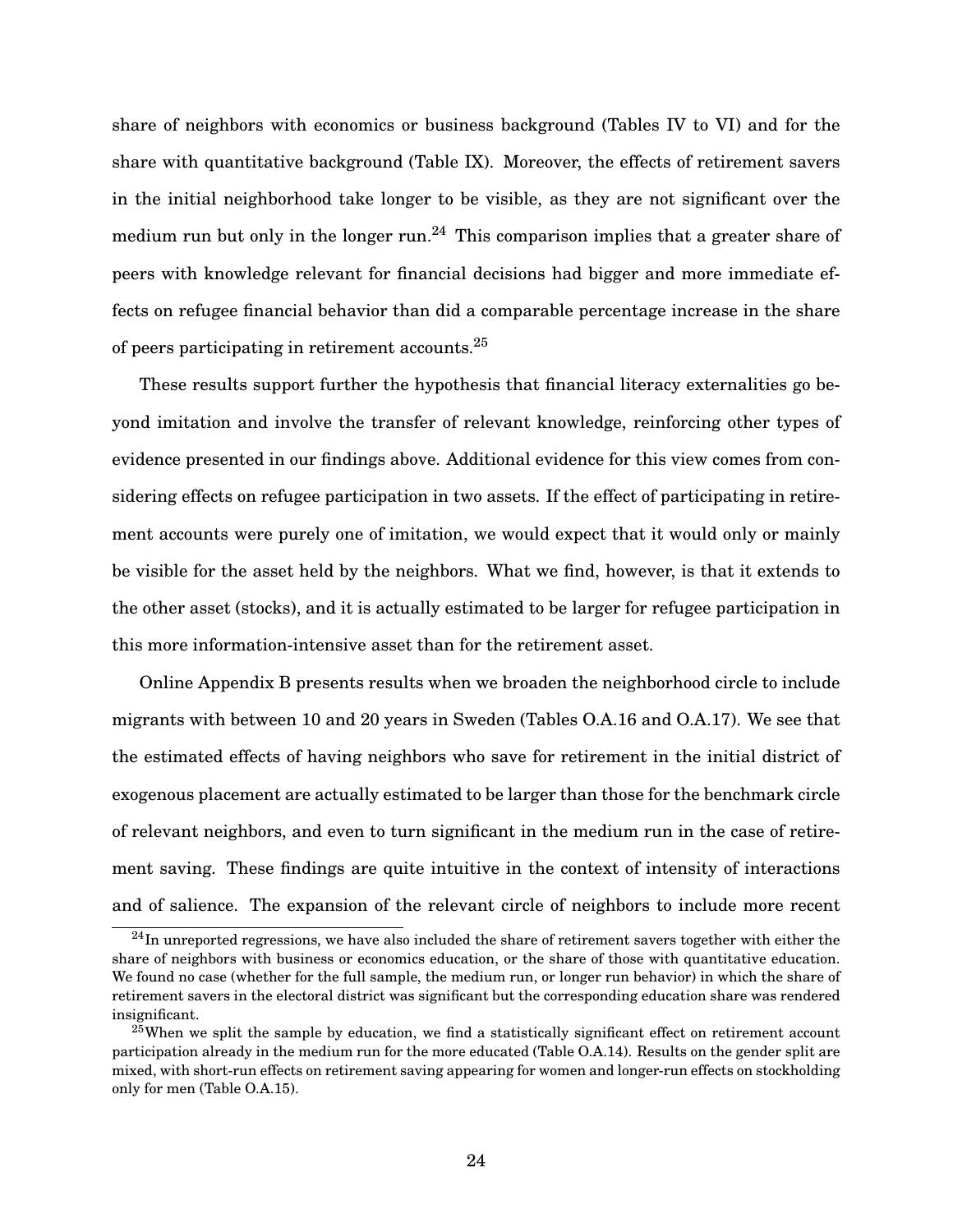share of neighbors with economics or business background (Tables IV to VI) and for the share with quantitative background (Table IX). Moreover, the effects of retirement savers in the initial neighborhood take longer to be visible, as they are not significant over the medium run but only in the longer run.[24] This comparison implies that a greater share of peers with knowledge relevant for financial decisions had bigger and more immediate effects on refugee financial behavior than did a comparable percentage increase in the share of peers participating in retirement accounts.[25]

These results support further the hypothesis that financial literacy externalities go beyond imitation and involve the transfer of relevant knowledge, reinforcing other types of evidence presented in our findings above. Additional evidence for this view comes from considering effects on refugee participation in two assets. If the effect of participating in retirement accounts were purely one of imitation, we would expect that it would only or mainly be visible for the asset held by the neighbors. What we find, however, is that it extends to the other asset (stocks), and it is actually estimated to be larger for refugee participation in this more information-intensive asset than for the retirement asset.

Online Appendix B presents results when we broaden the neighborhood circle to include migrants with between 10 and 20 years in Sweden (Tables O.A.16 and O.A.17). We see that the estimated effects of having neighbors who save for retirement in the initial district of exogenous placement are actually estimated to be larger than those for the benchmark circle of relevant neighbors, and even to turn significant in the medium run in the case of retirement saving. These findings are quite intuitive in the context of intensity of interactions and of salience. The expansion of the relevant circle of neighbors to include more recent

[24] In unreported regressions, we have also included the share of retirement savers together with either the share of neighbors with business or economics education, or the share of those with quantitative education. We found no case (whether for the full sample, the medium run, or longer run behavior) in which the share of retirement savers in the electoral district was significant but the corresponding education share was rendered insignificant.

[25] When we split the sample by education, we find a statistically significant effect on retirement account participation already in the medium run for the more educated (Table O.A.14). Results on the gender split are mixed, with short-run effects on retirement saving appearing for women and longer-run effects on stockholding only for men (Table O.A.15).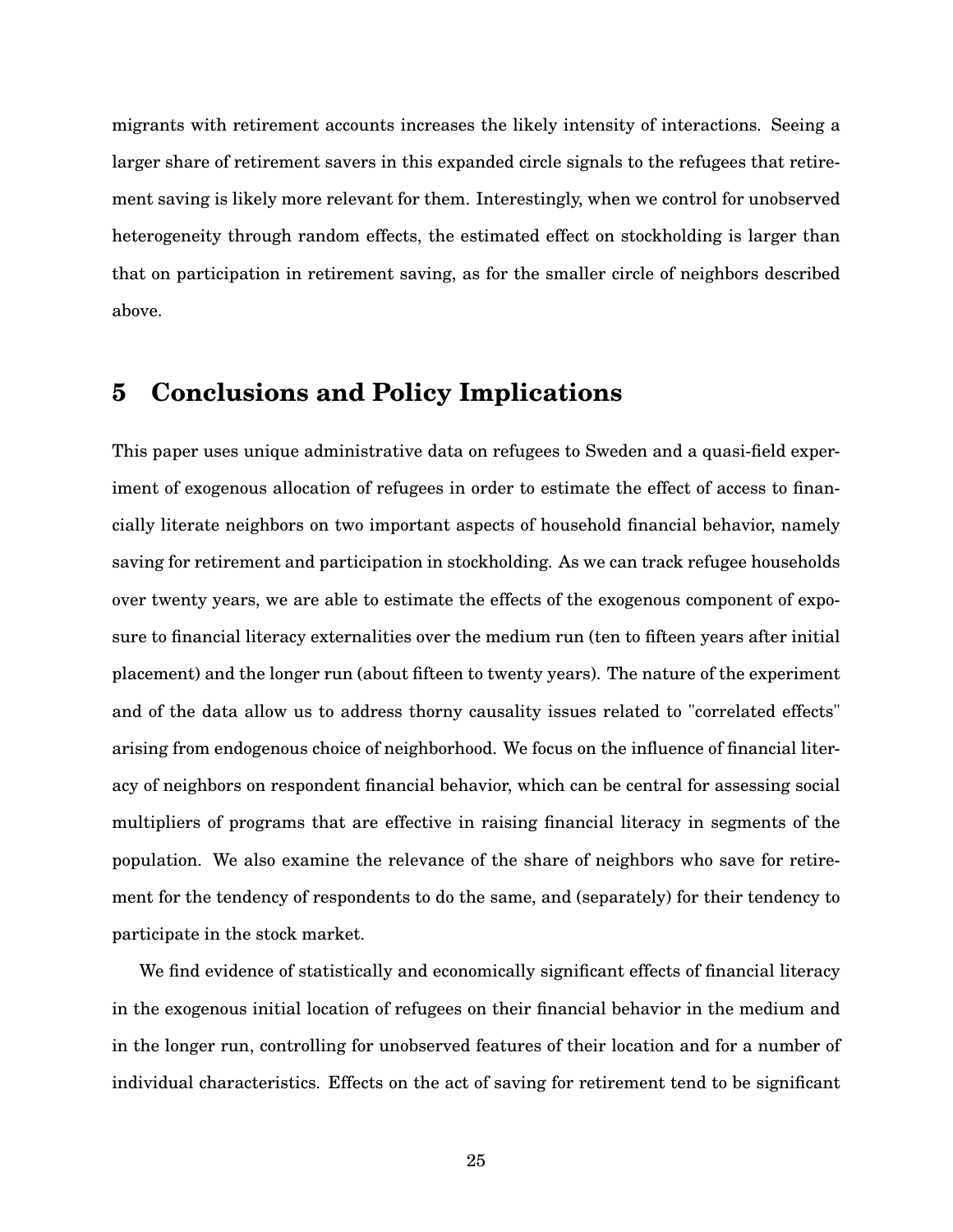migrants with retirement accounts increases the likely intensity of interactions. Seeing a larger share of retirement savers in this expanded circle signals to the refugees that retirement saving is likely more relevant for them. Interestingly, when we control for unobserved heterogeneity through random effects, the estimated effect on stockholding is larger than that on participation in retirement saving, as for the smaller circle of neighbors described above.

# 5 Conclusions and Policy Implications

This paper uses unique administrative data on refugees to Sweden and a quasi-field experiment of exogenous allocation of refugees in order to estimate the effect of access to financially literate neighbors on two important aspects of household financial behavior, namely saving for retirement and participation in stockholding. As we can track refugee households over twenty years, we are able to estimate the effects of the exogenous component of exposure to financial literacy externalities over the medium run (ten to fifteen years after initial placement) and the longer run (about fifteen to twenty years). The nature of the experiment and of the data allow us to address thorny causality issues related to "correlated effects" arising from endogenous choice of neighborhood. We focus on the influence of financial literacy of neighbors on respondent financial behavior, which can be central for assessing social multipliers of programs that are effective in raising financial literacy in segments of the population. We also examine the relevance of the share of neighbors who save for retirement for the tendency of respondents to do the same, and (separately) for their tendency to participate in the stock market.

We find evidence of statistically and economically significant effects of financial literacy in the exogenous initial location of refugees on their financial behavior in the medium and in the longer run, controlling for unobserved features of their location and for a number of individual characteristics. Effects on the act of saving for retirement tend to be significant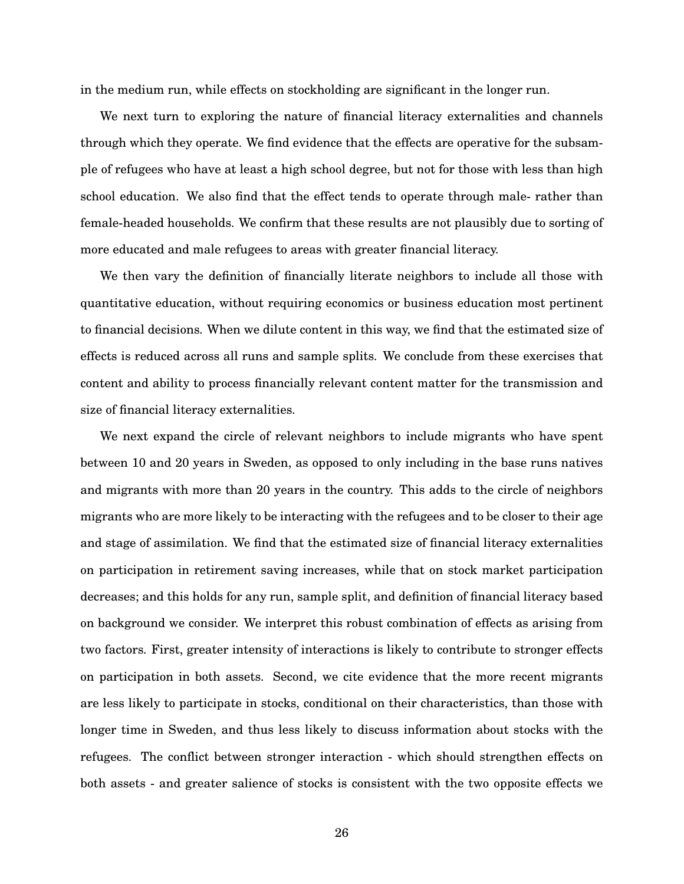in the medium run, while effects on stockholding are significant in the longer run.

We next turn to exploring the nature of financial literacy externalities and channels through which they operate. We find evidence that the effects are operative for the subsample of refugees who have at least a high school degree, but not for those with less than high school education. We also find that the effect tends to operate through male- rather than female-headed households. We confirm that these results are not plausibly due to sorting of more educated and male refugees to areas with greater financial literacy.

We then vary the definition of financially literate neighbors to include all those with quantitative education, without requiring economics or business education most pertinent to financial decisions. When we dilute content in this way, we find that the estimated size of effects is reduced across all runs and sample splits. We conclude from these exercises that content and ability to process financially relevant content matter for the transmission and size of financial literacy externalities.

We next expand the circle of relevant neighbors to include migrants who have spent between 10 and 20 years in Sweden, as opposed to only including in the base runs natives and migrants with more than 20 years in the country. This adds to the circle of neighbors migrants who are more likely to be interacting with the refugees and to be closer to their age and stage of assimilation. We find that the estimated size of financial literacy externalities on participation in retirement saving increases, while that on stock market participation decreases; and this holds for any run, sample split, and definition of financial literacy based on background we consider. We interpret this robust combination of effects as arising from two factors. First, greater intensity of interactions is likely to contribute to stronger effects on participation in both assets. Second, we cite evidence that the more recent migrants are less likely to participate in stocks, conditional on their characteristics, than those with longer time in Sweden, and thus less likely to discuss information about stocks with the refugees. The conflict between stronger interaction - which should strengthen effects on both assets - and greater salience of stocks is consistent with the two opposite effects we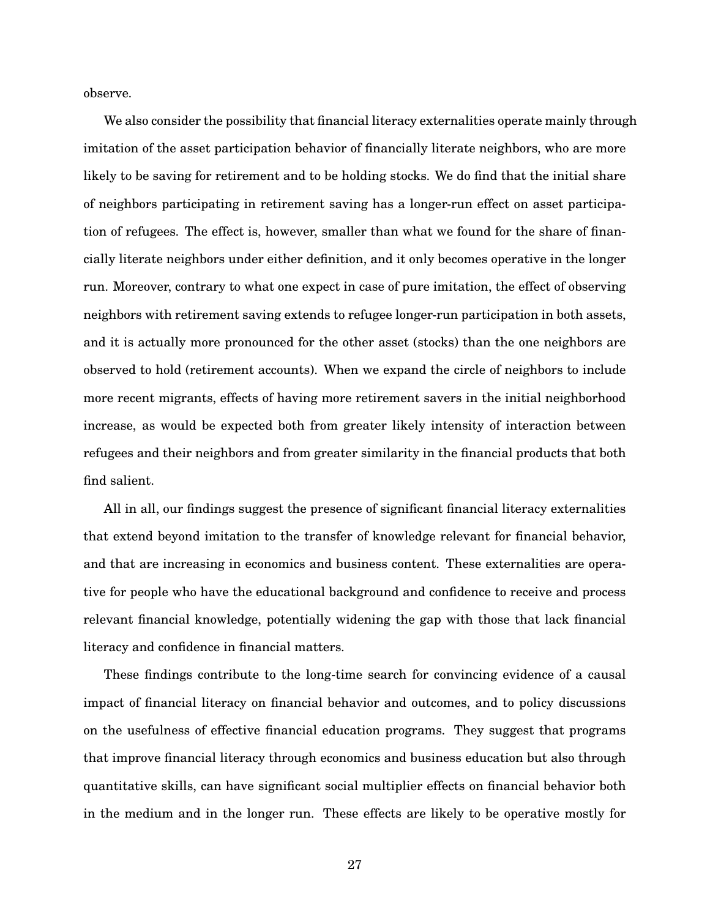observe.

We also consider the possibility that financial literacy externalities operate mainly through imitation of the asset participation behavior of financially literate neighbors, who are more likely to be saving for retirement and to be holding stocks. We do find that the initial share of neighbors participating in retirement saving has a longer-run effect on asset participation of refugees. The effect is, however, smaller than what we found for the share of financially literate neighbors under either definition, and it only becomes operative in the longer run. Moreover, contrary to what one expect in case of pure imitation, the effect of observing neighbors with retirement saving extends to refugee longer-run participation in both assets, and it is actually more pronounced for the other asset (stocks) than the one neighbors are observed to hold (retirement accounts). When we expand the circle of neighbors to include more recent migrants, effects of having more retirement savers in the initial neighborhood increase, as would be expected both from greater likely intensity of interaction between refugees and their neighbors and from greater similarity in the financial products that both find salient.

All in all, our findings suggest the presence of significant financial literacy externalities that extend beyond imitation to the transfer of knowledge relevant for financial behavior, and that are increasing in economics and business content. These externalities are operative for people who have the educational background and confidence to receive and process relevant financial knowledge, potentially widening the gap with those that lack financial literacy and confidence in financial matters.

These findings contribute to the long-time search for convincing evidence of a causal impact of financial literacy on financial behavior and outcomes, and to policy discussions on the usefulness of effective financial education programs. They suggest that programs that improve financial literacy through economics and business education but also through quantitative skills, can have significant social multiplier effects on financial behavior both in the medium and in the longer run. These effects are likely to be operative mostly for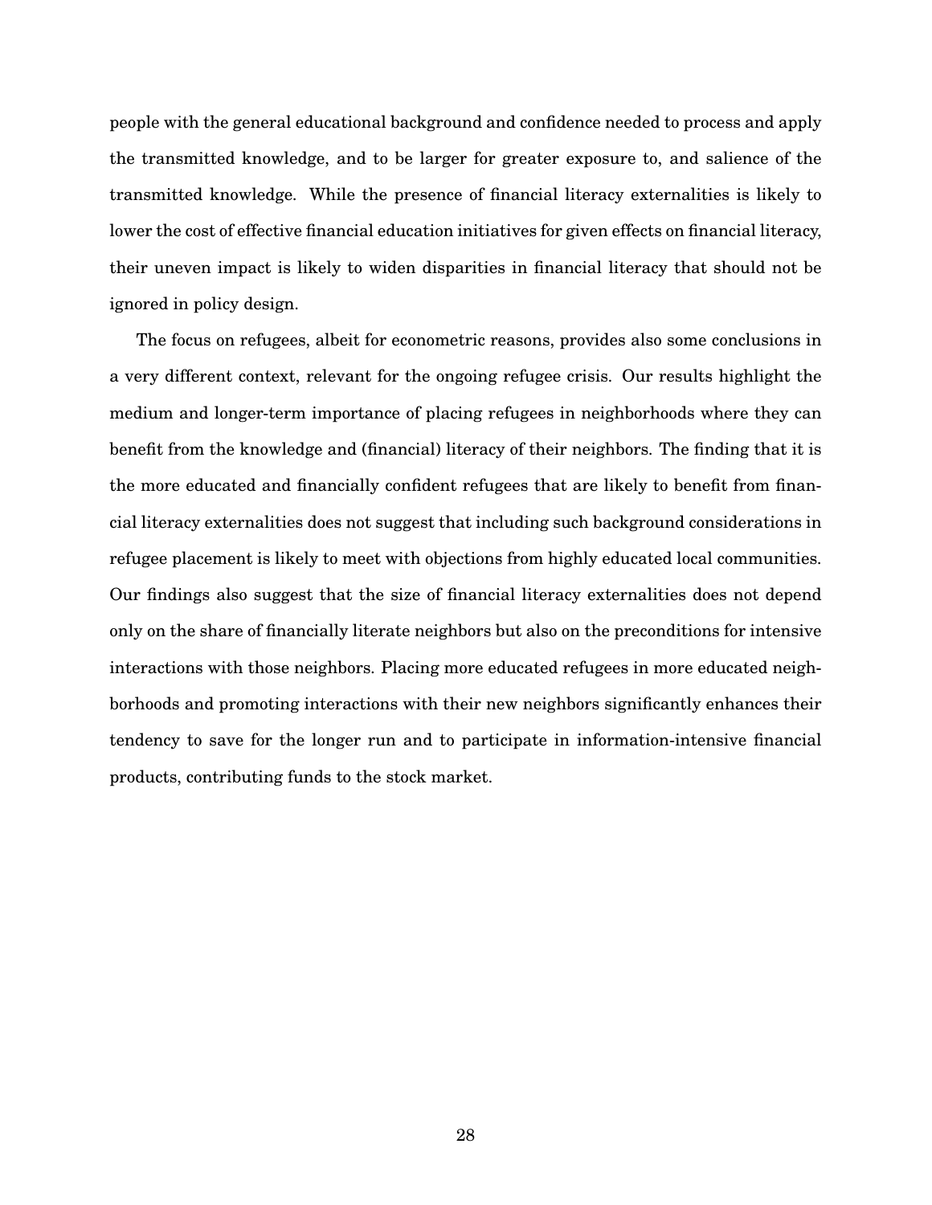people with the general educational background and confidence needed to process and apply the transmitted knowledge, and to be larger for greater exposure to, and salience of the transmitted knowledge. While the presence of financial literacy externalities is likely to lower the cost of effective financial education initiatives for given effects on financial literacy, their uneven impact is likely to widen disparities in financial literacy that should not be ignored in policy design.

The focus on refugees, albeit for econometric reasons, provides also some conclusions in a very different context, relevant for the ongoing refugee crisis. Our results highlight the medium and longer-term importance of placing refugees in neighborhoods where they can benefit from the knowledge and (financial) literacy of their neighbors. The finding that it is the more educated and financially confident refugees that are likely to benefit from financial literacy externalities does not suggest that including such background considerations in refugee placement is likely to meet with objections from highly educated local communities. Our findings also suggest that the size of financial literacy externalities does not depend only on the share of financially literate neighbors but also on the preconditions for intensive interactions with those neighbors. Placing more educated refugees in more educated neighborhoods and promoting interactions with their new neighbors significantly enhances their tendency to save for the longer run and to participate in information-intensive financial products, contributing funds to the stock market.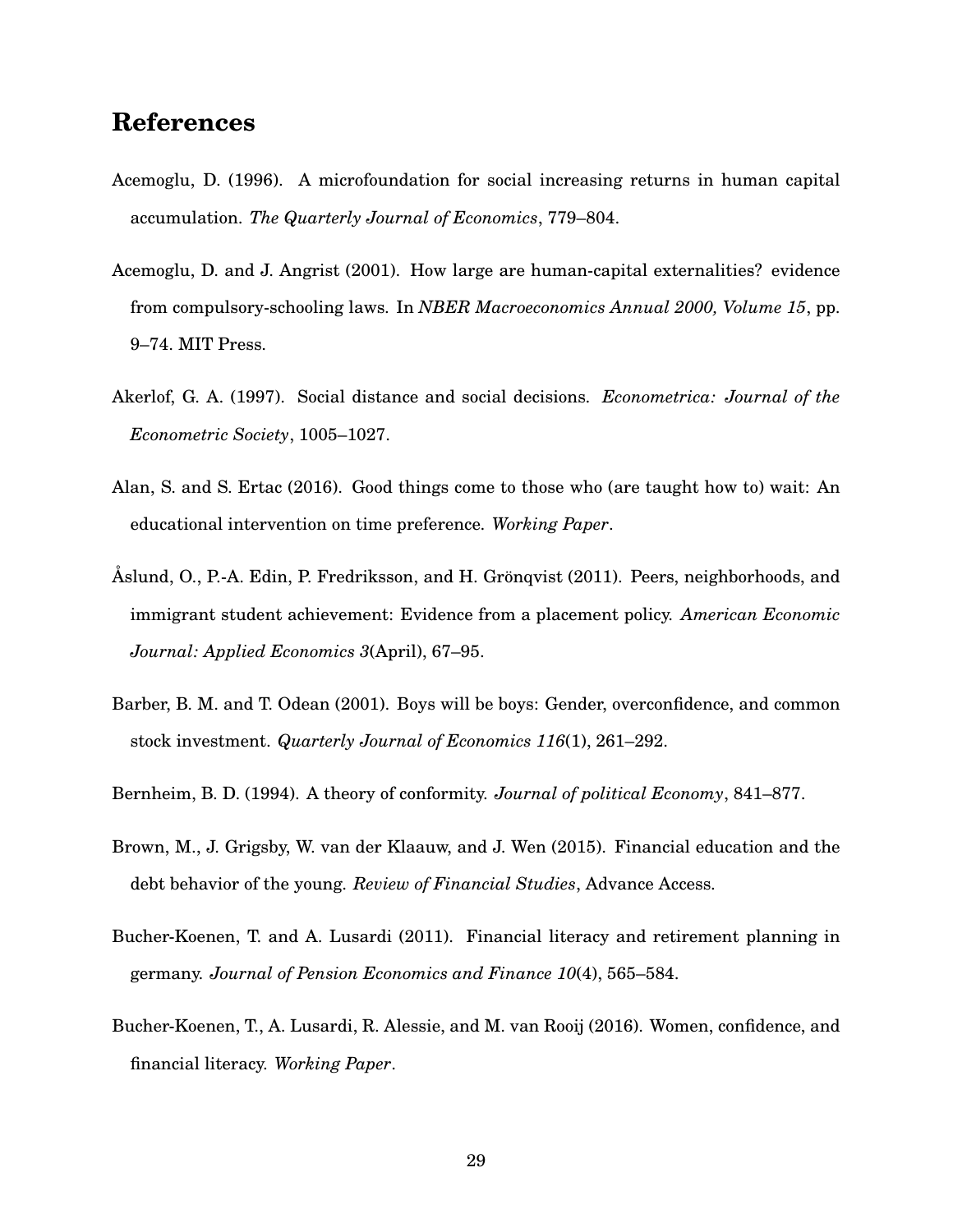# References

Acemoglu, D. (1996). A microfoundation for social increasing returns in human capital accumulation. *The Quarterly Journal of Economics*, 779–804.

Acemoglu, D. and J. Angrist (2001). How large are human-capital externalities? evidence from compulsory-schooling laws. In *NBER Macroeconomics Annual 2000, Volume 15*, pp. 9–74. MIT Press.

Akerlof, G. A. (1997). Social distance and social decisions. *Econometrica: Journal of the Econometric Society*, 1005–1027.

Alan, S. and S. Ertac (2016). Good things come to those who (are taught how to) wait: An educational intervention on time preference. *Working Paper*.

Åslund, O., P.-A. Edin, P. Fredriksson, and H. Grönqvist (2011). Peers, neighborhoods, and immigrant student achievement: Evidence from a placement policy. *American Economic Journal: Applied Economics 3*(April), 67–95.

Barber, B. M. and T. Odean (2001). Boys will be boys: Gender, overconfidence, and common stock investment. *Quarterly Journal of Economics 116*(1), 261–292.

Bernheim, B. D. (1994). A theory of conformity. *Journal of political Economy*, 841–877.

Brown, M., J. Grigsby, W. van der Klaauw, and J. Wen (2015). Financial education and the debt behavior of the young. *Review of Financial Studies*, Advance Access.

Bucher-Koenen, T. and A. Lusardi (2011). Financial literacy and retirement planning in germany. *Journal of Pension Economics and Finance 10*(4), 565–584.

Bucher-Koenen, T., A. Lusardi, R. Alessie, and M. van Rooij (2016). Women, confidence, and financial literacy. *Working Paper*.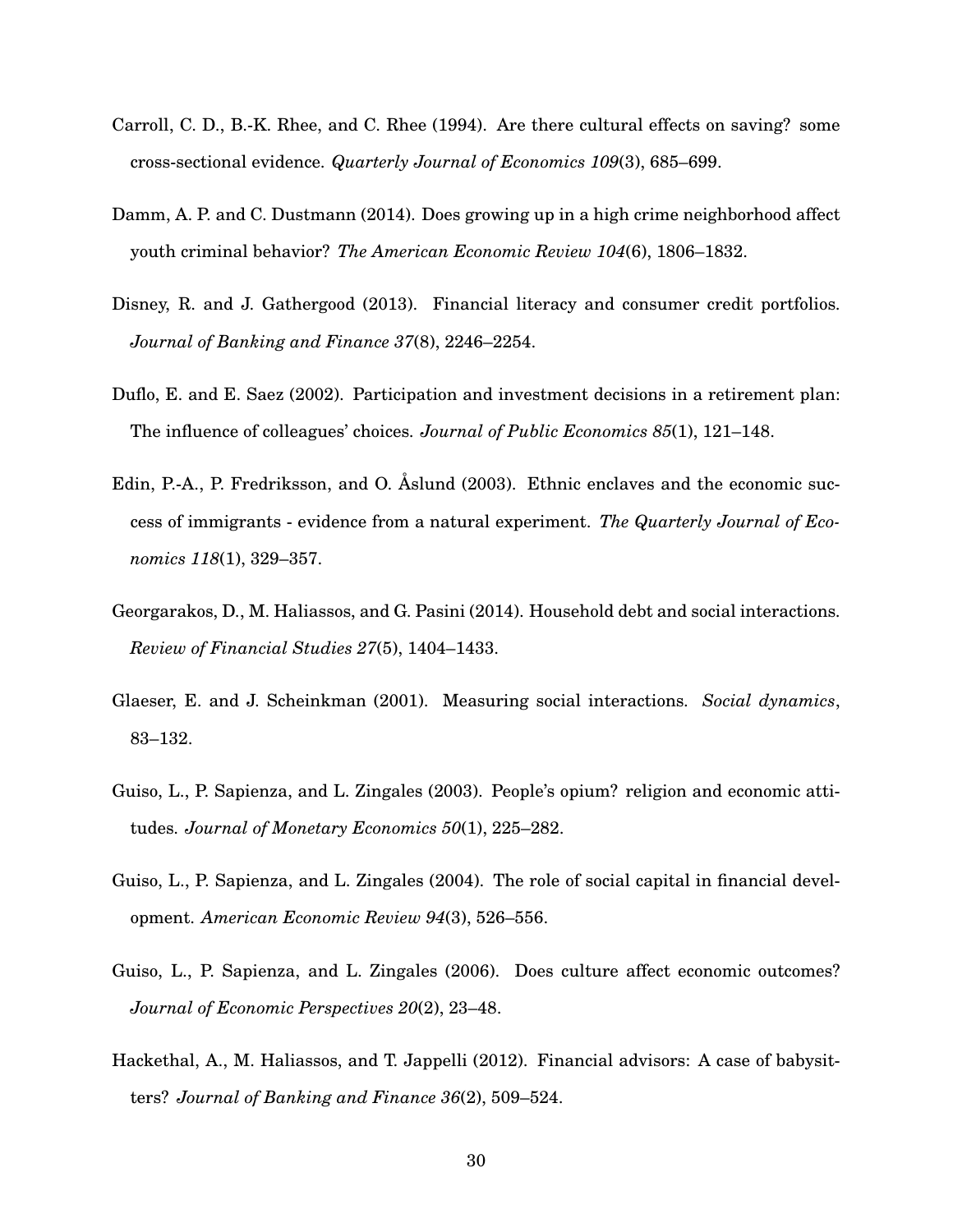Carroll, C. D., B.-K. Rhee, and C. Rhee (1994). Are there cultural effects on saving? some cross-sectional evidence. *Quarterly Journal of Economics 109*(3), 685–699.

Damm, A. P. and C. Dustmann (2014). Does growing up in a high crime neighborhood affect youth criminal behavior? *The American Economic Review 104*(6), 1806–1832.

Disney, R. and J. Gathergood (2013). Financial literacy and consumer credit portfolios. *Journal of Banking and Finance 37*(8), 2246–2254.

Duflo, E. and E. Saez (2002). Participation and investment decisions in a retirement plan: The influence of colleagues' choices. *Journal of Public Economics 85*(1), 121–148.

Edin, P.-A., P. Fredriksson, and O. Åslund (2003). Ethnic enclaves and the economic success of immigrants - evidence from a natural experiment. *The Quarterly Journal of Economics 118*(1), 329–357.

Georgarakos, D., M. Haliassos, and G. Pasini (2014). Household debt and social interactions. *Review of Financial Studies 27*(5), 1404–1433.

Glaeser, E. and J. Scheinkman (2001). Measuring social interactions. *Social dynamics*, 83–132.

Guiso, L., P. Sapienza, and L. Zingales (2003). People's opium? religion and economic attitudes. *Journal of Monetary Economics 50*(1), 225–282.

Guiso, L., P. Sapienza, and L. Zingales (2004). The role of social capital in financial development. *American Economic Review 94*(3), 526–556.

Guiso, L., P. Sapienza, and L. Zingales (2006). Does culture affect economic outcomes? *Journal of Economic Perspectives 20*(2), 23–48.

Hackethal, A., M. Haliassos, and T. Jappelli (2012). Financial advisors: A case of babysitters? *Journal of Banking and Finance 36*(2), 509–524.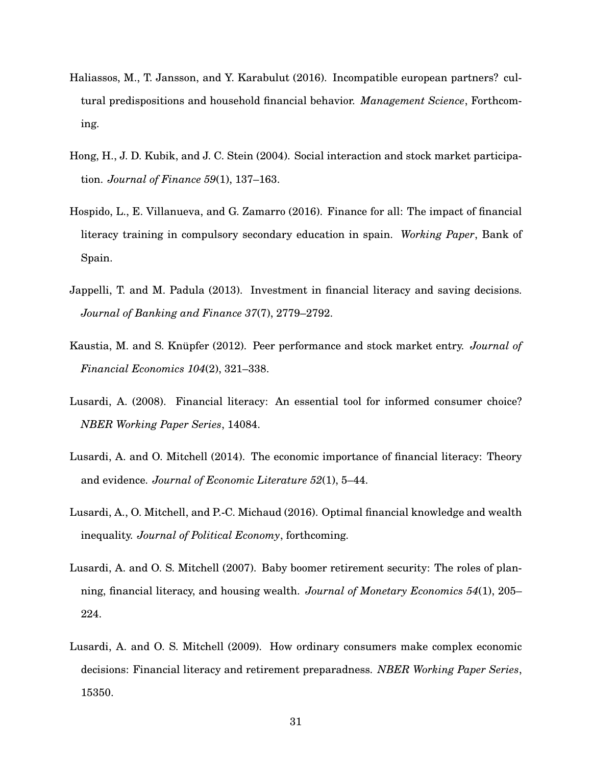Haliassos, M., T. Jansson, and Y. Karabulut (2016). Incompatible european partners? cultural predispositions and household financial behavior. *Management Science*, Forthcoming.

Hong, H., J. D. Kubik, and J. C. Stein (2004). Social interaction and stock market participation. *Journal of Finance 59*(1), 137–163.

Hospido, L., E. Villanueva, and G. Zamarro (2016). Finance for all: The impact of financial literacy training in compulsory secondary education in spain. *Working Paper*, Bank of Spain.

Jappelli, T. and M. Padula (2013). Investment in financial literacy and saving decisions. *Journal of Banking and Finance 37*(7), 2779–2792.

Kaustia, M. and S. Knüpfer (2012). Peer performance and stock market entry. *Journal of Financial Economics 104*(2), 321–338.

Lusardi, A. (2008). Financial literacy: An essential tool for informed consumer choice? *NBER Working Paper Series*, 14084.

Lusardi, A. and O. Mitchell (2014). The economic importance of financial literacy: Theory and evidence. *Journal of Economic Literature 52*(1), 5–44.

Lusardi, A., O. Mitchell, and P.-C. Michaud (2016). Optimal financial knowledge and wealth inequality. *Journal of Political Economy*, forthcoming.

Lusardi, A. and O. S. Mitchell (2007). Baby boomer retirement security: The roles of planning, financial literacy, and housing wealth. *Journal of Monetary Economics 54*(1), 205–224.

Lusardi, A. and O. S. Mitchell (2009). How ordinary consumers make complex economic decisions: Financial literacy and retirement preparadness. *NBER Working Paper Series*, 15350.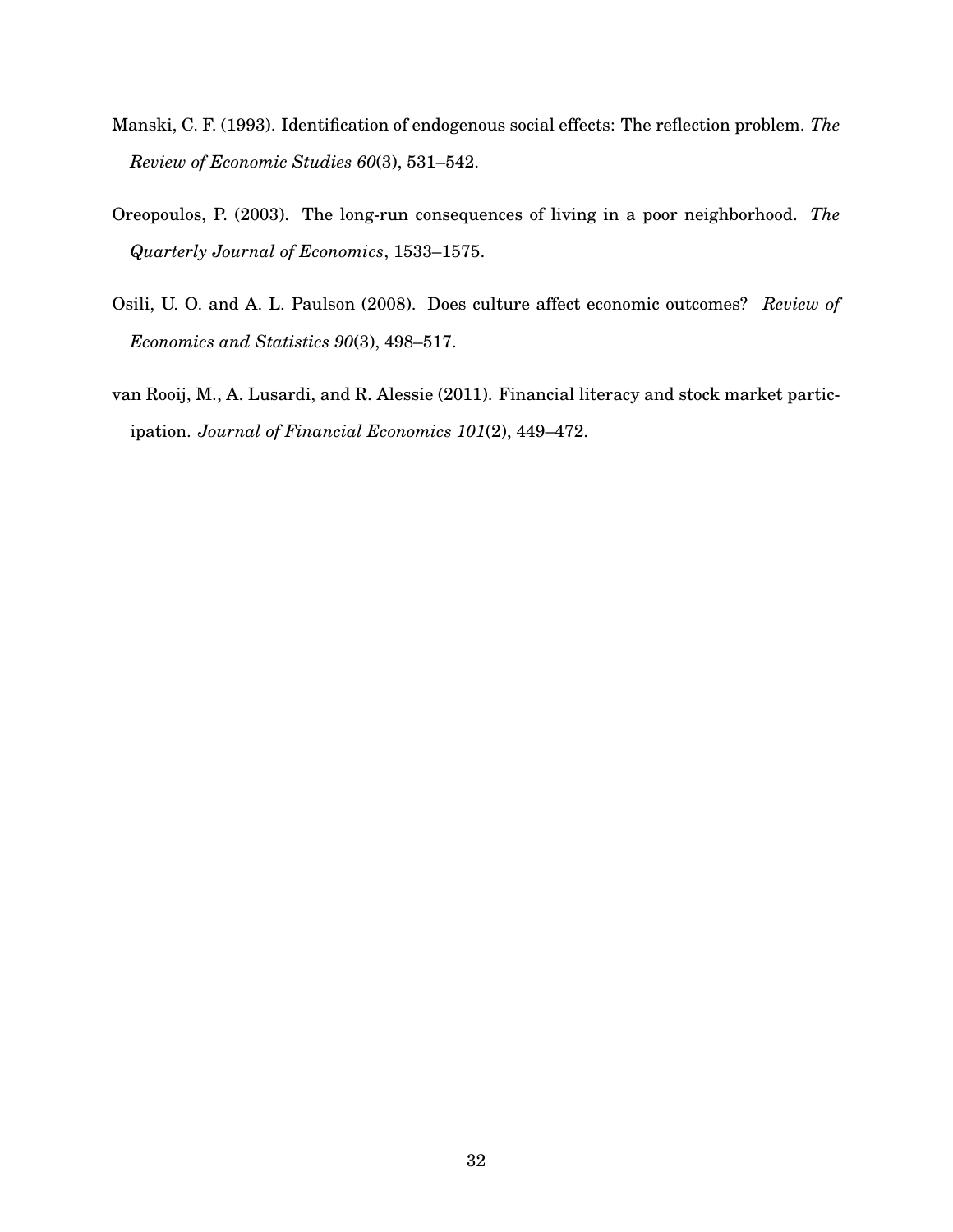Manski, C. F. (1993). Identification of endogenous social effects: The reflection problem. *The Review of Economic Studies 60*(3), 531–542.

Oreopoulos, P. (2003). The long-run consequences of living in a poor neighborhood. *The Quarterly Journal of Economics*, 1533–1575.

Osili, U. O. and A. L. Paulson (2008). Does culture affect economic outcomes? *Review of Economics and Statistics 90*(3), 498–517.

van Rooij, M., A. Lusardi, and R. Alessie (2011). Financial literacy and stock market participation. *Journal of Financial Economics 101*(2), 449–472.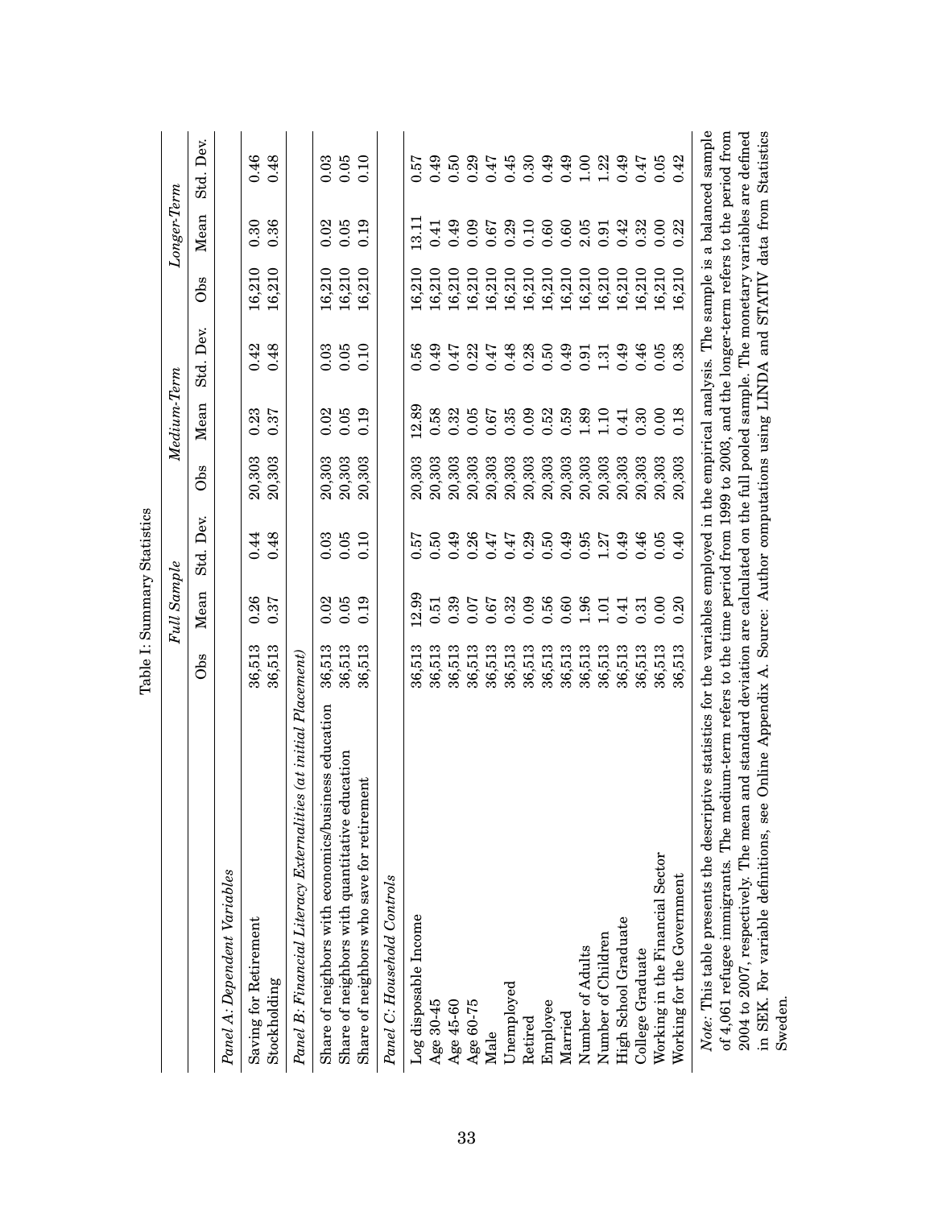Table I: Summary Statistics

| | *Full Sample* | | | *Medium-Term* | | | *Longer-Term* | | |
|---|---|---|---|---|---|---|---|---|---|
| | Obs | Mean | Std. Dev. | Obs | Mean | Std. Dev. | Obs | Mean | Std. Dev. |
| *Panel A: Dependent Variables* | | | | | | | | | |
| Saving for Retirement | 36,513 | 0.26 | 0.44 | 20,303 | 0.23 | 0.42 | 16,210 | 0.30 | 0.46 |
| Stockholding | 36,513 | 0.37 | 0.48 | 20,303 | 0.37 | 0.48 | 16,210 | 0.36 | 0.48 |
| *Panel B: Financial Literacy Externalities (at initial Placement)* | | | | | | | | | |
| Share of neighbors with economics/business education | 36,513 | 0.02 | 0.03 | 20,303 | 0.02 | 0.03 | 16,210 | 0.02 | 0.03 |
| Share of neighbors with quantitative education | 36,513 | 0.05 | 0.05 | 20,303 | 0.05 | 0.05 | 16,210 | 0.05 | 0.05 |
| Share of neighbors who save for retirement | 36,513 | 0.19 | 0.10 | 20,303 | 0.19 | 0.10 | 16,210 | 0.19 | 0.10 |
| *Panel C: Household Controls* | | | | | | | | | |
| Log disposable Income | 36,513 | 12.99 | 0.57 | 20,303 | 12.89 | 0.56 | 16,210 | 13.11 | 0.57 |
| Age 30-45 | 36,513 | 0.51 | 0.50 | 20,303 | 0.58 | 0.49 | 16,210 | 0.41 | 0.49 |
| Age 45-60 | 36,513 | 0.39 | 0.49 | 20,303 | 0.32 | 0.47 | 16,210 | 0.49 | 0.50 |
| Age 60-75 | 36,513 | 0.07 | 0.26 | 20,303 | 0.05 | 0.22 | 16,210 | 0.09 | 0.29 |
| Male | 36,513 | 0.67 | 0.47 | 20,303 | 0.67 | 0.47 | 16,210 | 0.67 | 0.47 |
| Unemployed | 36,513 | 0.32 | 0.47 | 20,303 | 0.35 | 0.48 | 16,210 | 0.29 | 0.45 |
| Retired | 36,513 | 0.09 | 0.29 | 20,303 | 0.09 | 0.28 | 16,210 | 0.10 | 0.30 |
| Employee | 36,513 | 0.56 | 0.50 | 20,303 | 0.52 | 0.50 | 16,210 | 0.60 | 0.49 |
| Married | 36,513 | 0.60 | 0.49 | 20,303 | 0.59 | 0.49 | 16,210 | 0.60 | 0.49 |
| Number of Adults | 36,513 | 1.96 | 0.95 | 20,303 | 1.89 | 0.91 | 16,210 | 2.05 | 1.00 |
| Number of Children | 36,513 | 1.01 | 1.27 | 20,303 | 1.10 | 1.31 | 16,210 | 0.91 | 1.22 |
| High School Graduate | 36,513 | 0.41 | 0.49 | 20,303 | 0.41 | 0.49 | 16,210 | 0.42 | 0.49 |
| College Graduate | 36,513 | 0.31 | 0.46 | 20,303 | 0.30 | 0.46 | 16,210 | 0.32 | 0.47 |
| Working in the Financial Sector | 36,513 | 0.00 | 0.05 | 20,303 | 0.00 | 0.05 | 16,210 | 0.00 | 0.05 |
| Working for the Government | 36,513 | 0.20 | 0.40 | 20,303 | 0.18 | 0.38 | 16,210 | 0.22 | 0.42 |

*Note:* This table presents the descriptive statistics for the variables employed in the empirical analysis. The sample is a balanced sample of 4,061 refugee immigrants. The medium-term refers to the time period from 1999 to 2003, and the longer-term refers to the period from 2004 to 2007, respectively. The mean and standard deviation are calculated on the full pooled sample. The monetary variables are defined in SEK. For variable definitions, see Online Appendix A. Source: Author computations using LINDA and STATIV data from Statistics Sweden.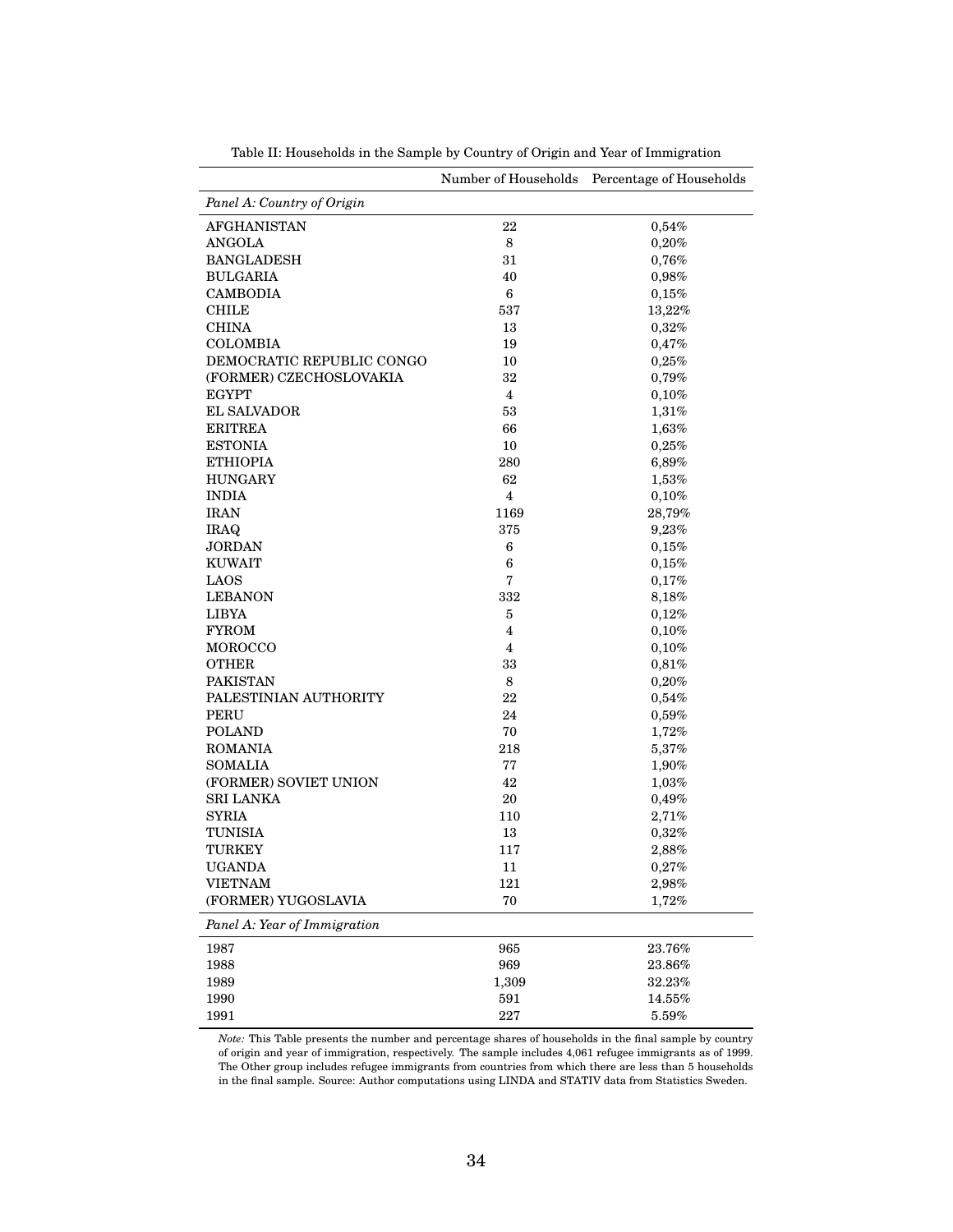Table II: Households in the Sample by Country of Origin and Year of Immigration

| | Number of Households | Percentage of Households |
|---|---|---|
| *Panel A: Country of Origin* | | |
| AFGHANISTAN | 22 | 0,54% |
| ANGOLA | 8 | 0,20% |
| BANGLADESH | 31 | 0,76% |
| BULGARIA | 40 | 0,98% |
| CAMBODIA | 6 | 0,15% |
| CHILE | 537 | 13,22% |
| CHINA | 13 | 0,32% |
| COLOMBIA | 19 | 0,47% |
| DEMOCRATIC REPUBLIC CONGO | 10 | 0,25% |
| (FORMER) CZECHOSLOVAKIA | 32 | 0,79% |
| EGYPT | 4 | 0,10% |
| EL SALVADOR | 53 | 1,31% |
| ERITREA | 66 | 1,63% |
| ESTONIA | 10 | 0,25% |
| ETHIOPIA | 280 | 6,89% |
| HUNGARY | 62 | 1,53% |
| INDIA | 4 | 0,10% |
| IRAN | 1169 | 28,79% |
| IRAQ | 375 | 9,23% |
| JORDAN | 6 | 0,15% |
| KUWAIT | 6 | 0,15% |
| LAOS | 7 | 0,17% |
| LEBANON | 332 | 8,18% |
| LIBYA | 5 | 0,12% |
| FYROM | 4 | 0,10% |
| MOROCCO | 4 | 0,10% |
| OTHER | 33 | 0,81% |
| PAKISTAN | 8 | 0,20% |
| PALESTINIAN AUTHORITY | 22 | 0,54% |
| PERU | 24 | 0,59% |
| POLAND | 70 | 1,72% |
| ROMANIA | 218 | 5,37% |
| SOMALIA | 77 | 1,90% |
| (FORMER) SOVIET UNION | 42 | 1,03% |
| SRI LANKA | 20 | 0,49% |
| SYRIA | 110 | 2,71% |
| TUNISIA | 13 | 0,32% |
| TURKEY | 117 | 2,88% |
| UGANDA | 11 | 0,27% |
| VIETNAM | 121 | 2,98% |
| (FORMER) YUGOSLAVIA | 70 | 1,72% |
| *Panel A: Year of Immigration* | | |
| 1987 | 965 | 23.76% |
| 1988 | 969 | 23.86% |
| 1989 | 1,309 | 32.23% |
| 1990 | 591 | 14.55% |
| 1991 | 227 | 5.59% |

*Note:* This Table presents the number and percentage shares of households in the final sample by country of origin and year of immigration, respectively. The sample includes 4,061 refugee immigrants as of 1999. The Other group includes refugee immigrants from countries from which there are less than 5 households in the final sample. Source: Author computations using LINDA and STATIV data from Statistics Sweden.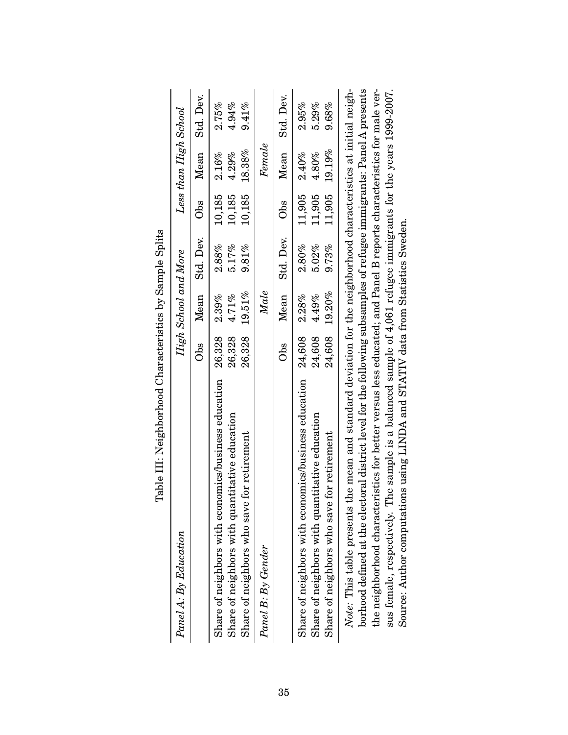Table III: Neighborhood Characteristics by Sample Splits

| *Panel A: By Education* | *High School and More* | | | *Less than High School* | | |
|---|---|---|---|---|---|---|
| | Obs | Mean | Std. Dev. | Obs | Mean | Std. Dev. |
| Share of neighbors with economics/business education | 26,328 | 2.39% | 2.88% | 10,185 | 2.16% | 2.75% |
| Share of neighbors with quantitative education | 26,328 | 4.71% | 5.17% | 10,185 | 4.29% | 4.94% |
| Share of neighbors who save for retirement | 26,328 | 19.51% | 9.81% | 10,185 | 18.38% | 9.41% |
| *Panel B: By Gender* | *Male* | | | *Female* | | |
| | Obs | Mean | Std. Dev. | Obs | Mean | Std. Dev. |
| Share of neighbors with economics/business education | 24,608 | 2.28% | 2.80% | 11,905 | 2.40% | 2.95% |
| Share of neighbors with quantitative education | 24,608 | 4.49% | 5.02% | 11,905 | 4.80% | 5.29% |
| Share of neighbors who save for retirement | 24,608 | 19.20% | 9.73% | 11,905 | 19.19% | 9.68% |

*Note*: This table presents the mean and standard deviation for the neighborhood characteristics at initial neighborhood defined at the electoral district level for the following subsamples of refugee immigrants: Panel A presents the neighborhood characteristics for better versus less educated; and Panel B reports characteristics for male versus female, respectively. The sample is a balanced sample of 4,061 refugee immigrants for the years 1999-2007. Source: Author computations using LINDA and STATIV data from Statistics Sweden.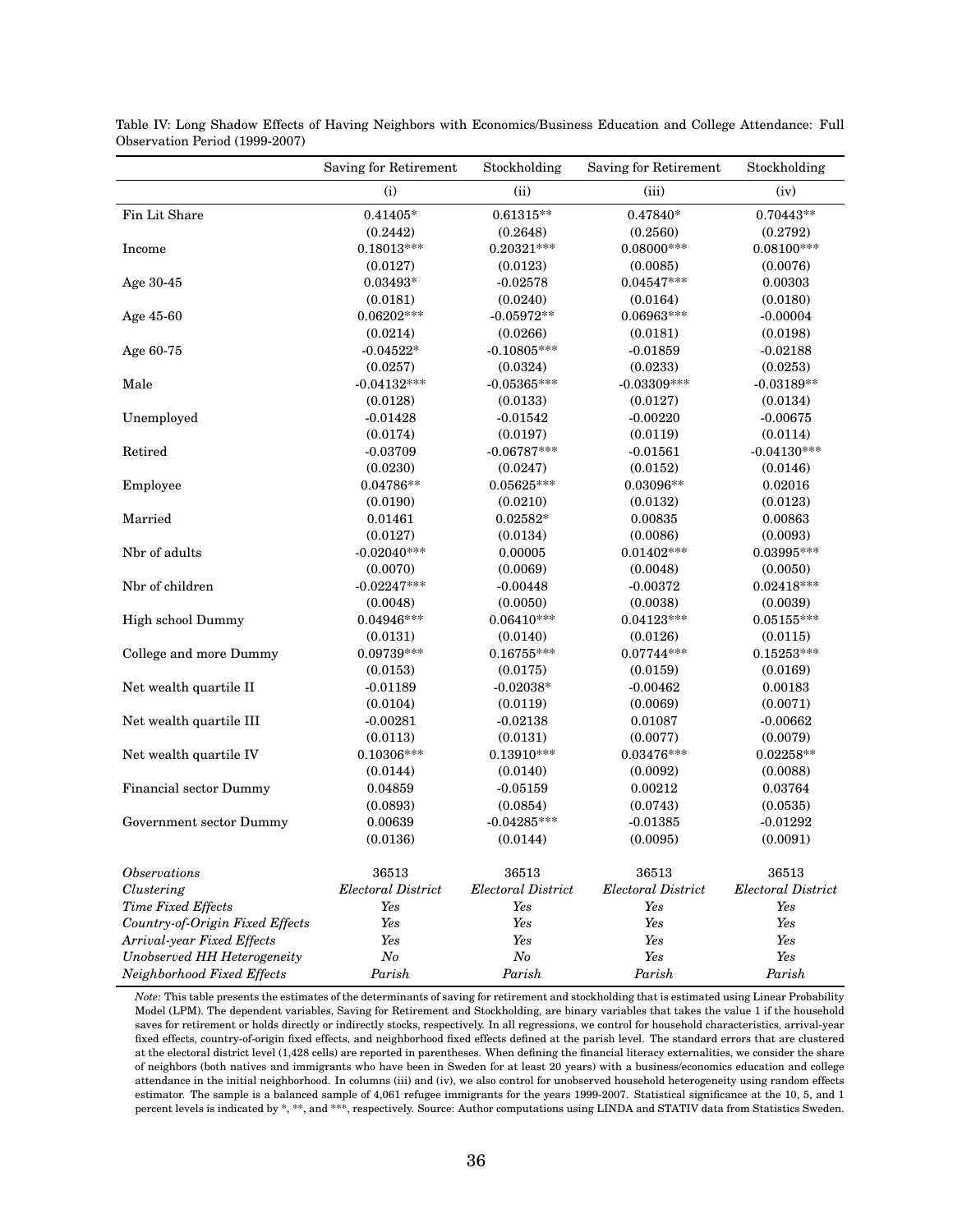Table IV: Long Shadow Effects of Having Neighbors with Economics/Business Education and College Attendance: Full Observation Period (1999-2007)

| | Saving for Retirement | Stockholding | Saving for Retirement | Stockholding |
|---|---|---|---|---|
| | (i) | (ii) | (iii) | (iv) |
| Fin Lit Share | 0.41405* | 0.61315** | 0.47840* | 0.70443** |
| | (0.2442) | (0.2648) | (0.2560) | (0.2792) |
| Income | 0.18013*** | 0.20321*** | 0.08000*** | 0.08100*** |
| | (0.0127) | (0.0123) | (0.0085) | (0.0076) |
| Age 30-45 | 0.03493* | -0.02578 | 0.04547*** | 0.00303 |
| | (0.0181) | (0.0240) | (0.0164) | (0.0180) |
| Age 45-60 | 0.06202*** | -0.05972** | 0.06963*** | -0.00004 |
| | (0.0214) | (0.0266) | (0.0181) | (0.0198) |
| Age 60-75 | -0.04522* | -0.10805*** | -0.01859 | -0.02188 |
| | (0.0257) | (0.0324) | (0.0233) | (0.0253) |
| Male | -0.04132*** | -0.05365*** | -0.03309*** | -0.03189** |
| | (0.0128) | (0.0133) | (0.0127) | (0.0134) |
| Unemployed | -0.01428 | -0.01542 | -0.00220 | -0.00675 |
| | (0.0174) | (0.0197) | (0.0119) | (0.0114) |
| Retired | -0.03709 | -0.06787*** | -0.01561 | -0.04130*** |
| | (0.0230) | (0.0247) | (0.0152) | (0.0146) |
| Employee | 0.04786** | 0.05625*** | 0.03096** | 0.02016 |
| | (0.0190) | (0.0210) | (0.0132) | (0.0123) |
| Married | 0.01461 | 0.02582* | 0.00835 | 0.00863 |
| | (0.0127) | (0.0134) | (0.0086) | (0.0093) |
| Nbr of adults | -0.02040*** | 0.00005 | 0.01402*** | 0.03995*** |
| | (0.0070) | (0.0069) | (0.0048) | (0.0050) |
| Nbr of children | -0.02247*** | -0.00448 | -0.00372 | 0.02418*** |
| | (0.0048) | (0.0050) | (0.0038) | (0.0039) |
| High school Dummy | 0.04946*** | 0.06410*** | 0.04123*** | 0.05155*** |
| | (0.0131) | (0.0140) | (0.0126) | (0.0115) |
| College and more Dummy | 0.09739*** | 0.16755*** | 0.07744*** | 0.15253*** |
| | (0.0153) | (0.0175) | (0.0159) | (0.0169) |
| Net wealth quartile II | -0.01189 | -0.02038* | -0.00462 | 0.00183 |
| | (0.0104) | (0.0119) | (0.0069) | (0.0071) |
| Net wealth quartile III | -0.00281 | -0.02138 | 0.01087 | -0.00662 |
| | (0.0113) | (0.0131) | (0.0077) | (0.0079) |
| Net wealth quartile IV | 0.10306*** | 0.13910*** | 0.03476*** | 0.02258** |
| | (0.0144) | (0.0140) | (0.0092) | (0.0088) |
| Financial sector Dummy | 0.04859 | -0.05159 | 0.00212 | 0.03764 |
| | (0.0893) | (0.0854) | (0.0743) | (0.0535) |
| Government sector Dummy | 0.00639 | -0.04285*** | -0.01385 | -0.01292 |
| | (0.0136) | (0.0144) | (0.0095) | (0.0091) |
| *Observations* | 36513 | 36513 | 36513 | 36513 |
| *Clustering* | *Electoral District* | *Electoral District* | *Electoral District* | *Electoral District* |
| *Time Fixed Effects* | *Yes* | *Yes* | *Yes* | *Yes* |
| *Country-of-Origin Fixed Effects* | *Yes* | *Yes* | *Yes* | *Yes* |
| *Arrival-year Fixed Effects* | *Yes* | *Yes* | *Yes* | *Yes* |
| *Unobserved HH Heterogeneity* | *No* | *No* | *Yes* | *Yes* |
| *Neighborhood Fixed Effects* | *Parish* | *Parish* | *Parish* | *Parish* |

*Note:* This table presents the estimates of the determinants of saving for retirement and stockholding that is estimated using Linear Probability Model (LPM). The dependent variables, Saving for Retirement and Stockholding, are binary variables that takes the value 1 if the household saves for retirement or holds directly or indirectly stocks, respectively. In all regressions, we control for household characteristics, arrival-year fixed effects, country-of-origin fixed effects, and neighborhood fixed effects defined at the parish level. The standard errors that are clustered at the electoral district level (1,428 cells) are reported in parentheses. When defining the financial literacy externalities, we consider the share of neighbors (both natives and immigrants who have been in Sweden for at least 20 years) with a business/economics education and college attendance in the initial neighborhood. In columns (iii) and (iv), we also control for unobserved household heterogeneity using random effects estimator. The sample is a balanced sample of 4,061 refugee immigrants for the years 1999-2007. Statistical significance at the 10, 5, and 1 percent levels is indicated by *, **, and ***, respectively. Source: Author computations using LINDA and STATIV data from Statistics Sweden.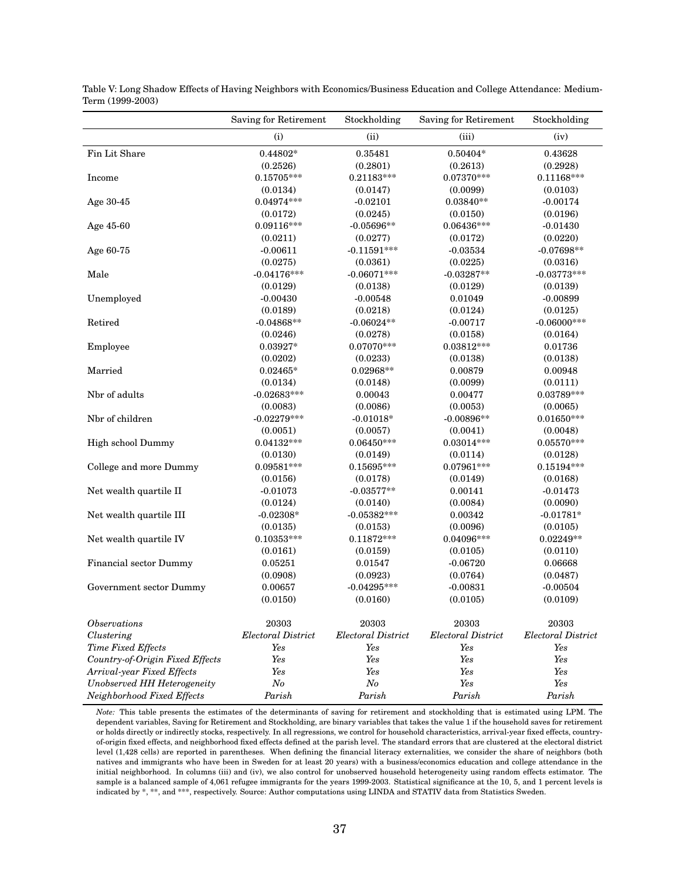Table V: Long Shadow Effects of Having Neighbors with Economics/Business Education and College Attendance: Medium-Term (1999-2003)

| | Saving for Retirement | Stockholding | Saving for Retirement | Stockholding |
|---|---|---|---|---|
| | (i) | (ii) | (iii) | (iv) |
| Fin Lit Share | 0.44802* | 0.35481 | 0.50404* | 0.43628 |
| | (0.2526) | (0.2801) | (0.2613) | (0.2928) |
| Income | 0.15705*** | 0.21183*** | 0.07370*** | 0.11168*** |
| | (0.0134) | (0.0147) | (0.0099) | (0.0103) |
| Age 30-45 | 0.04974*** | -0.02101 | 0.03840** | -0.00174 |
| | (0.0172) | (0.0245) | (0.0150) | (0.0196) |
| Age 45-60 | 0.09116*** | -0.05696** | 0.06436*** | -0.01430 |
| | (0.0211) | (0.0277) | (0.0172) | (0.0220) |
| Age 60-75 | -0.00611 | -0.11591*** | -0.03534 | -0.07698** |
| | (0.0275) | (0.0361) | (0.0225) | (0.0316) |
| Male | -0.04176*** | -0.06071*** | -0.03287** | -0.03773*** |
| | (0.0129) | (0.0138) | (0.0129) | (0.0139) |
| Unemployed | -0.00430 | -0.00548 | 0.01049 | -0.00899 |
| | (0.0189) | (0.0218) | (0.0124) | (0.0125) |
| Retired | -0.04868** | -0.06024** | -0.00717 | -0.06000*** |
| | (0.0246) | (0.0278) | (0.0158) | (0.0164) |
| Employee | 0.03927* | 0.07070*** | 0.03812*** | 0.01736 |
| | (0.0202) | (0.0233) | (0.0138) | (0.0138) |
| Married | 0.02465* | 0.02968** | 0.00879 | 0.00948 |
| | (0.0134) | (0.0148) | (0.0099) | (0.0111) |
| Nbr of adults | -0.02683*** | 0.00043 | 0.00477 | 0.03789*** |
| | (0.0083) | (0.0086) | (0.0053) | (0.0065) |
| Nbr of children | -0.02279*** | -0.01018* | -0.00896** | 0.01650*** |
| | (0.0051) | (0.0057) | (0.0041) | (0.0048) |
| High school Dummy | 0.04132*** | 0.06450*** | 0.03014*** | 0.05570*** |
| | (0.0130) | (0.0149) | (0.0114) | (0.0128) |
| College and more Dummy | 0.09581*** | 0.15695*** | 0.07961*** | 0.15194*** |
| | (0.0156) | (0.0178) | (0.0149) | (0.0168) |
| Net wealth quartile II | -0.01073 | -0.03577** | 0.00141 | -0.01473 |
| | (0.0124) | (0.0140) | (0.0084) | (0.0090) |
| Net wealth quartile III | -0.02308* | -0.05382*** | 0.00342 | -0.01781* |
| | (0.0135) | (0.0153) | (0.0096) | (0.0105) |
| Net wealth quartile IV | 0.10353*** | 0.11872*** | 0.04096*** | 0.02249** |
| | (0.0161) | (0.0159) | (0.0105) | (0.0110) |
| Financial sector Dummy | 0.05251 | 0.01547 | -0.06720 | 0.06668 |
| | (0.0908) | (0.0923) | (0.0764) | (0.0487) |
| Government sector Dummy | 0.00657 | -0.04295*** | -0.00831 | -0.00504 |
| | (0.0150) | (0.0160) | (0.0105) | (0.0109) |
| *Observations* | 20303 | 20303 | 20303 | 20303 |
| *Clustering* | *Electoral District* | *Electoral District* | *Electoral District* | *Electoral District* |
| *Time Fixed Effects* | *Yes* | *Yes* | *Yes* | *Yes* |
| *Country-of-Origin Fixed Effects* | *Yes* | *Yes* | *Yes* | *Yes* |
| *Arrival-year Fixed Effects* | *Yes* | *Yes* | *Yes* | *Yes* |
| *Unobserved HH Heterogeneity* | *No* | *No* | *Yes* | *Yes* |
| *Neighborhood Fixed Effects* | *Parish* | *Parish* | *Parish* | *Parish* |

*Note:* This table presents the estimates of the determinants of saving for retirement and stockholding that is estimated using LPM. The dependent variables, Saving for Retirement and Stockholding, are binary variables that takes the value 1 if the household saves for retirement or holds directly or indirectly stocks, respectively. In all regressions, we control for household characteristics, arrival-year fixed effects, country-of-origin fixed effects, and neighborhood fixed effects defined at the parish level. The standard errors that are clustered at the electoral district level (1,428 cells) are reported in parentheses. When defining the financial literacy externalities, we consider the share of neighbors (both natives and immigrants who have been in Sweden for at least 20 years) with a business/economics education and college attendance in the initial neighborhood. In columns (iii) and (iv), we also control for unobserved household heterogeneity using random effects estimator. The sample is a balanced sample of 4,061 refugee immigrants for the years 1999-2003. Statistical significance at the 10, 5, and 1 percent levels is indicated by *, **, and ***, respectively. Source: Author computations using LINDA and STATIV data from Statistics Sweden.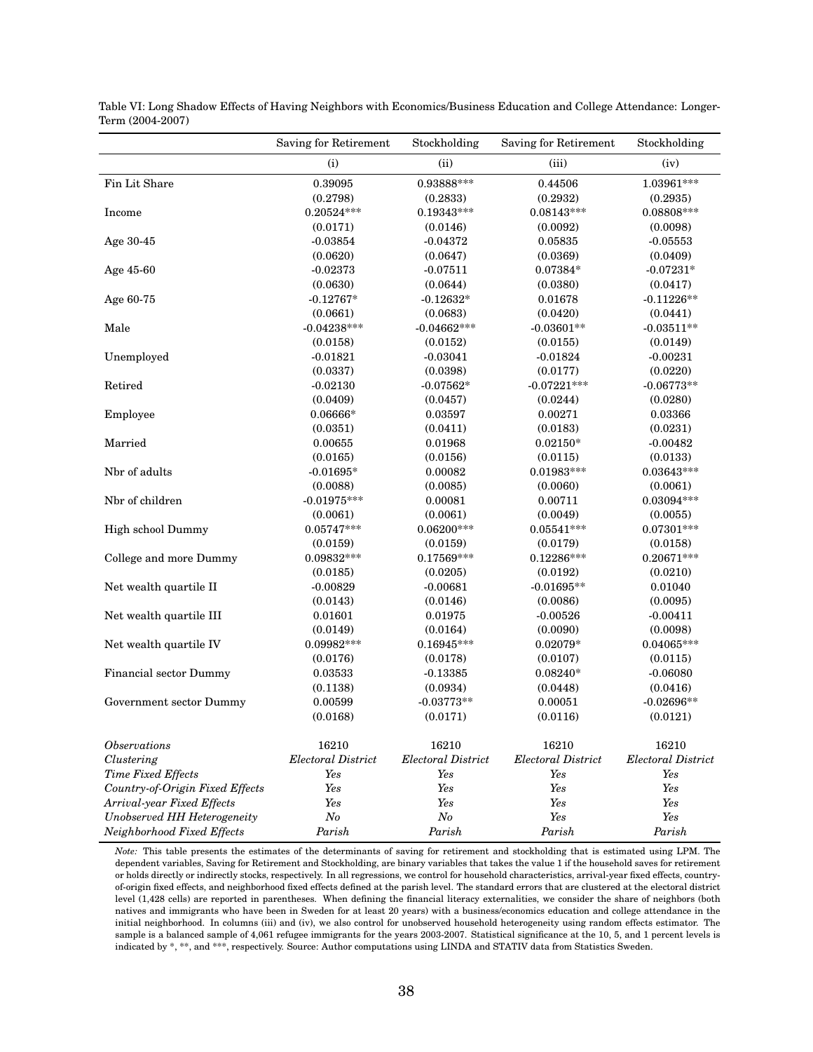Table VI: Long Shadow Effects of Having Neighbors with Economics/Business Education and College Attendance: Longer-Term (2004-2007)

| | Saving for Retirement | Stockholding | Saving for Retirement | Stockholding |
|---|---|---|---|---|
| | (i) | (ii) | (iii) | (iv) |
| Fin Lit Share | 0.39095 | 0.93888*** | 0.44506 | 1.03961*** |
| | (0.2798) | (0.2833) | (0.2932) | (0.2935) |
| Income | 0.20524*** | 0.19343*** | 0.08143*** | 0.08808*** |
| | (0.0171) | (0.0146) | (0.0092) | (0.0098) |
| Age 30-45 | -0.03854 | -0.04372 | 0.05835 | -0.05553 |
| | (0.0620) | (0.0647) | (0.0369) | (0.0409) |
| Age 45-60 | -0.02373 | -0.07511 | 0.07384* | -0.07231* |
| | (0.0630) | (0.0644) | (0.0380) | (0.0417) |
| Age 60-75 | -0.12767* | -0.12632* | 0.01678 | -0.11226** |
| | (0.0661) | (0.0683) | (0.0420) | (0.0441) |
| Male | -0.04238*** | -0.04662*** | -0.03601** | -0.03511** |
| | (0.0158) | (0.0152) | (0.0155) | (0.0149) |
| Unemployed | -0.01821 | -0.03041 | -0.01824 | -0.00231 |
| | (0.0337) | (0.0398) | (0.0177) | (0.0220) |
| Retired | -0.02130 | -0.07562* | -0.07221*** | -0.06773** |
| | (0.0409) | (0.0457) | (0.0244) | (0.0280) |
| Employee | 0.06666* | 0.03597 | 0.00271 | 0.03366 |
| | (0.0351) | (0.0411) | (0.0183) | (0.0231) |
| Married | 0.00655 | 0.01968 | 0.02150* | -0.00482 |
| | (0.0165) | (0.0156) | (0.0115) | (0.0133) |
| Nbr of adults | -0.01695* | 0.00082 | 0.01983*** | 0.03643*** |
| | (0.0088) | (0.0085) | (0.0060) | (0.0061) |
| Nbr of children | -0.01975*** | 0.00081 | 0.00711 | 0.03094*** |
| | (0.0061) | (0.0061) | (0.0049) | (0.0055) |
| High school Dummy | 0.05747*** | 0.06200*** | 0.05541*** | 0.07301*** |
| | (0.0159) | (0.0159) | (0.0179) | (0.0158) |
| College and more Dummy | 0.09832*** | 0.17569*** | 0.12286*** | 0.20671*** |
| | (0.0185) | (0.0205) | (0.0192) | (0.0210) |
| Net wealth quartile II | -0.00829 | -0.00681 | -0.01695** | 0.01040 |
| | (0.0143) | (0.0146) | (0.0086) | (0.0095) |
| Net wealth quartile III | 0.01601 | 0.01975 | -0.00526 | -0.00411 |
| | (0.0149) | (0.0164) | (0.0090) | (0.0098) |
| Net wealth quartile IV | 0.09982*** | 0.16945*** | 0.02079* | 0.04065*** |
| | (0.0176) | (0.0178) | (0.0107) | (0.0115) |
| Financial sector Dummy | 0.03533 | -0.13385 | 0.08240* | -0.06080 |
| | (0.1138) | (0.0934) | (0.0448) | (0.0416) |
| Government sector Dummy | 0.00599 | -0.03773** | 0.00051 | -0.02696** |
| | (0.0168) | (0.0171) | (0.0116) | (0.0121) |
| *Observations* | 16210 | 16210 | 16210 | 16210 |
| *Clustering* | *Electoral District* | *Electoral District* | *Electoral District* | *Electoral District* |
| *Time Fixed Effects* | *Yes* | *Yes* | *Yes* | *Yes* |
| *Country-of-Origin Fixed Effects* | *Yes* | *Yes* | *Yes* | *Yes* |
| *Arrival-year Fixed Effects* | *Yes* | *Yes* | *Yes* | *Yes* |
| *Unobserved HH Heterogeneity* | *No* | *No* | *Yes* | *Yes* |
| *Neighborhood Fixed Effects* | *Parish* | *Parish* | *Parish* | *Parish* |

*Note:* This table presents the estimates of the determinants of saving for retirement and stockholding that is estimated using LPM. The dependent variables, Saving for Retirement and Stockholding, are binary variables that takes the value 1 if the household saves for retirement or holds directly or indirectly stocks, respectively. In all regressions, we control for household characteristics, arrival-year fixed effects, country-of-origin fixed effects, and neighborhood fixed effects defined at the parish level. The standard errors that are clustered at the electoral district level (1,428 cells) are reported in parentheses. When defining the financial literacy externalities, we consider the share of neighbors (both natives and immigrants who have been in Sweden for at least 20 years) with a business/economics education and college attendance in the initial neighborhood. In columns (iii) and (iv), we also control for unobserved household heterogeneity using random effects estimator. The sample is a balanced sample of 4,061 refugee immigrants for the years 2003-2007. Statistical significance at the 10, 5, and 1 percent levels is indicated by *, **, and ***, respectively. Source: Author computations using LINDA and STATIV data from Statistics Sweden.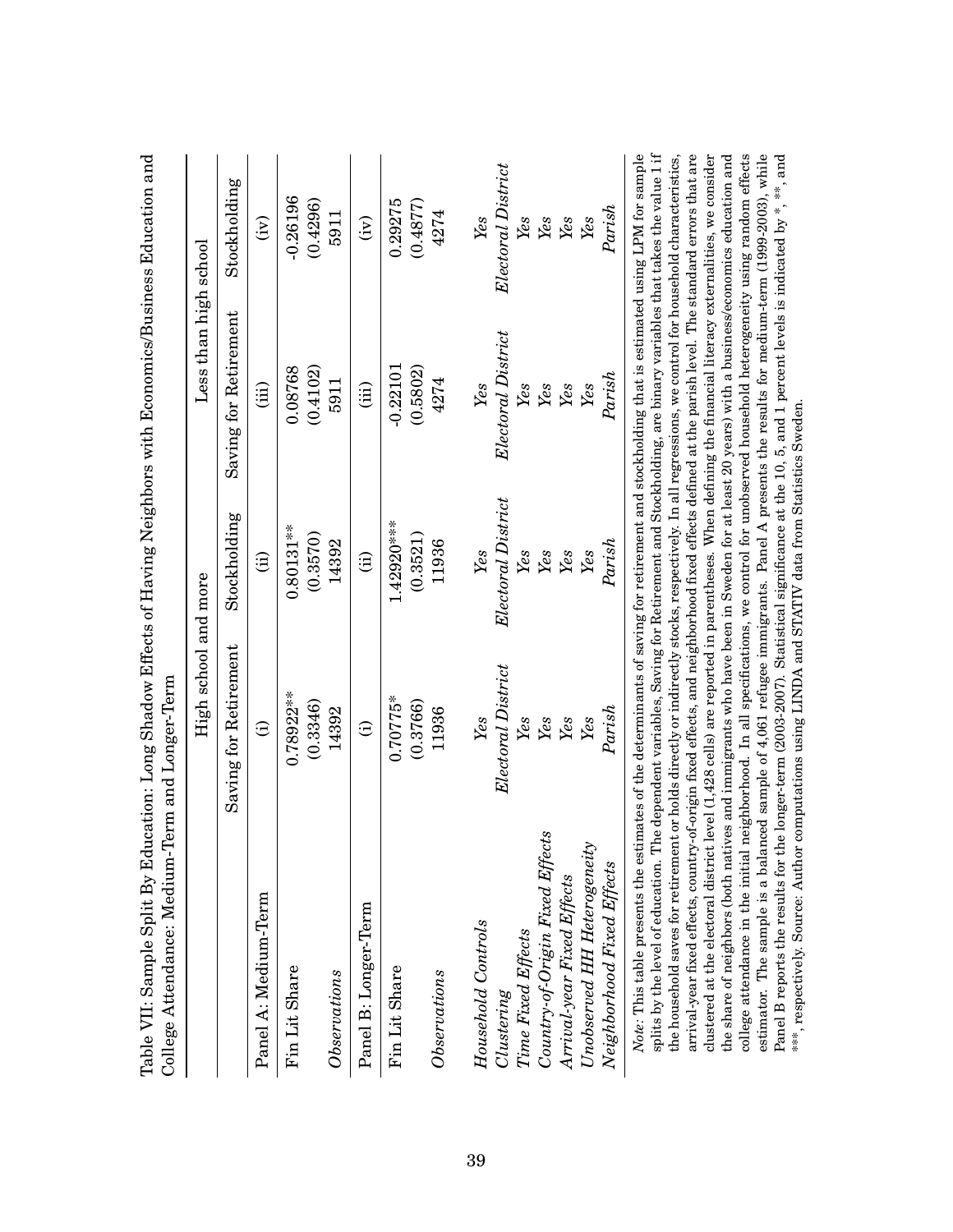Table VII: Sample Split By Education: Long Shadow Effects of Having Neighbors with Economics/Business Education and College Attendance: Medium-Term and Longer-Term

| | High school and more | | Less than high school | |
|---|---|---|---|---|
| | Saving for Retirement | Stockholding | Saving for Retirement | Stockholding |
| Panel A: Medium-Term | (i) | (ii) | (iii) | (iv) |
| Fin Lit Share | 0.78922** | 0.80131** | 0.08768 | -0.26196 |
| | (0.3346) | (0.3570) | (0.4102) | (0.4296) |
| *Observations* | 14392 | 14392 | 5911 | 5911 |
| Panel B: Longer-Term | (i) | (ii) | (iii) | (iv) |
| Fin Lit Share | 0.70775* | 1.42920*** | -0.22101 | 0.29275 |
| | (0.3766) | (0.3521) | (0.5802) | (0.4877) |
| *Observations* | 11936 | 11936 | 4274 | 4274 |
| *Household Controls* | *Yes* | *Yes* | *Yes* | *Yes* |
| *Clustering* | *Electoral District* | *Electoral District* | *Electoral District* | *Electoral District* |
| *Time Fixed Effects* | *Yes* | *Yes* | *Yes* | *Yes* |
| *Country-of-Origin Fixed Effects* | *Yes* | *Yes* | *Yes* | *Yes* |
| *Arrival-year Fixed Effects* | *Yes* | *Yes* | *Yes* | *Yes* |
| *Unobserved HH Heterogeneity* | *Yes* | *Yes* | *Yes* | *Yes* |
| *Neighborhood Fixed Effects* | *Parish* | *Parish* | *Parish* | *Parish* |

*Note*: This table presents the estimates of the determinants of saving for retirement and stockholding that is estimated using LPM for sample splits by the level of education. The dependent variables, Saving for Retirement and Stockholding, are binary variables that takes the value 1 if the household saves for retirement or holds directly or indirectly stocks, respectively. In all regressions, we control for household characteristics, arrival-year fixed effects, country-of-origin fixed effects, and neighborhood fixed effects defined at the parish level. The standard errors that are clustered at the electoral district level (1,428 cells) are reported in parentheses. When defining the financial literacy externalities, we consider the share of neighbors (both natives and immigrants who have been in Sweden for at least 20 years) with a business/economics education and college attendance in the initial neighborhood. In all specifications, we control for unobserved household heterogeneity using random effects estimator. The sample is a balanced sample of 4,061 refugee immigrants. Panel A presents the results for medium-term (1999-2003), while Panel B reports the results for the longer-term (2003-2007). Statistical significance at the 10, 5, and 1 percent levels is indicated by *, **, and ***, respectively. Source: Author computations using LINDA and STATIV data from Statistics Sweden.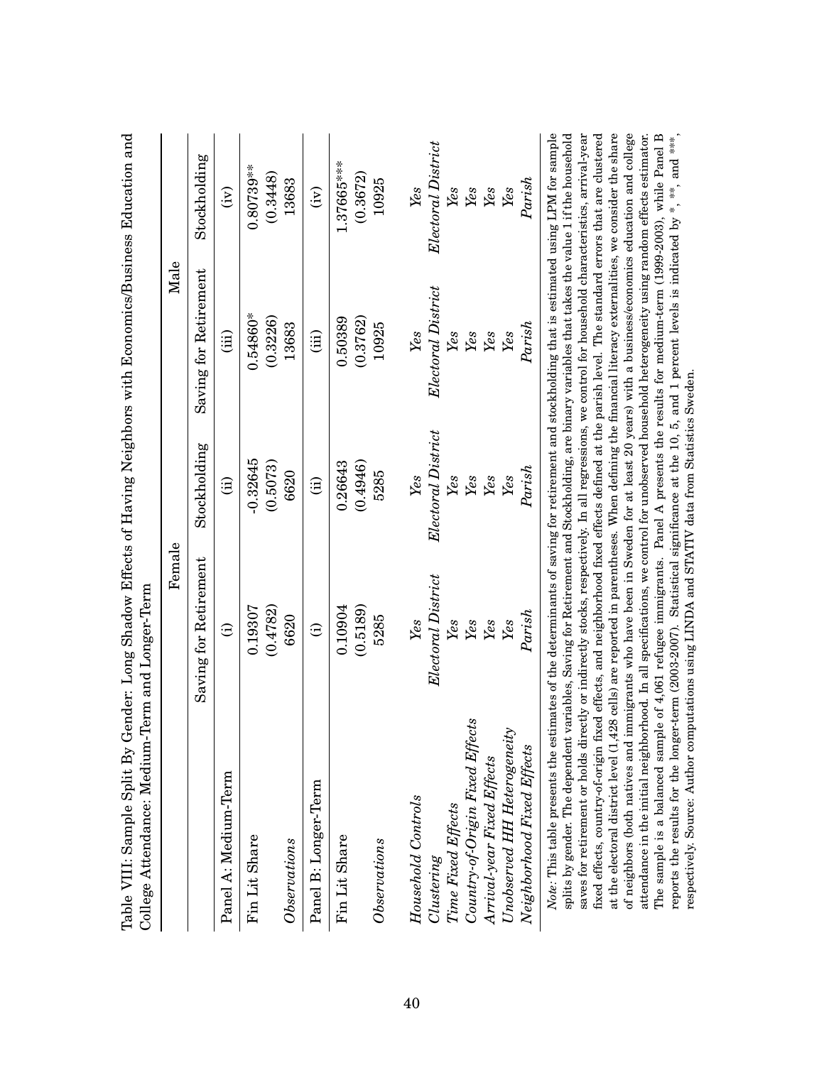Table VIII: Sample Split By Gender: Long Shadow Effects of Having Neighbors with Economics/Business Education and College Attendance: Medium-Term and Longer-Term

| | Female | | Male | |
|---|---|---|---|---|
| | Saving for Retirement | Stockholding | Saving for Retirement | Stockholding |
| Panel A: Medium-Term | (i) | (ii) | (iii) | (iv) |
| Fin Lit Share | 0.19307 | -0.32645 | 0.54860* | 0.80739** |
| | (0.4782) | (0.5073) | (0.3226) | (0.3448) |
| *Observations* | 6620 | 6620 | 13683 | 13683 |
| Panel B: Longer-Term | (i) | (ii) | (iii) | (iv) |
| Fin Lit Share | 0.10904 | 0.26643 | 0.50389 | 1.37665*** |
| | (0.5189) | (0.4946) | (0.3762) | (0.3672) |
| *Observations* | 5285 | 5285 | 10925 | 10925 |
| *Household Controls* | *Yes* | *Yes* | *Yes* | *Yes* |
| *Clustering* | *Electoral District* | *Electoral District* | *Electoral District* | *Electoral District* |
| *Time Fixed Effects* | *Yes* | *Yes* | *Yes* | *Yes* |
| *Country-of-Origin Fixed Effects* | *Yes* | *Yes* | *Yes* | *Yes* |
| *Arrival-year Fixed Effects* | *Yes* | *Yes* | *Yes* | *Yes* |
| *Unobserved HH Heterogeneity* | *Yes* | *Yes* | *Yes* | *Yes* |
| *Neighborhood Fixed Effects* | *Parish* | *Parish* | *Parish* | *Parish* |

*Note*: This table presents the estimates of the determinants of saving for retirement and stockholding that is estimated using LPM for sample splits by gender. The dependent variables, Saving for Retirement and Stockholding, are binary variables that takes the value 1 if the household saves for retirement or holds directly or indirectly stocks, respectively. In all regressions, we control for household characteristics, arrival-year fixed effects, country-of-origin fixed effects, and neighborhood fixed effects defined at the parish level. The standard errors that are clustered at the electoral district level (1,428 cells) are reported in parentheses. When defining the financial literacy externalities, we consider the share of neighbors (both natives and immigrants who have been in Sweden for at least 20 years) with a business/economics education and college attendance in the initial neighborhood. In all specifications, we control for unobserved household heterogeneity using random effects estimator. The sample is a balanced sample of 4,061 refugee immigrants. Panel A presents the results for medium-term (1999-2003), while Panel B reports the results for the longer-term (2003-2007). Statistical significance at the 10, 5, and 1 percent levels is indicated by *, **, and ***, respectively. Source: Author computations using LINDA and STATIV data from Statistics Sweden.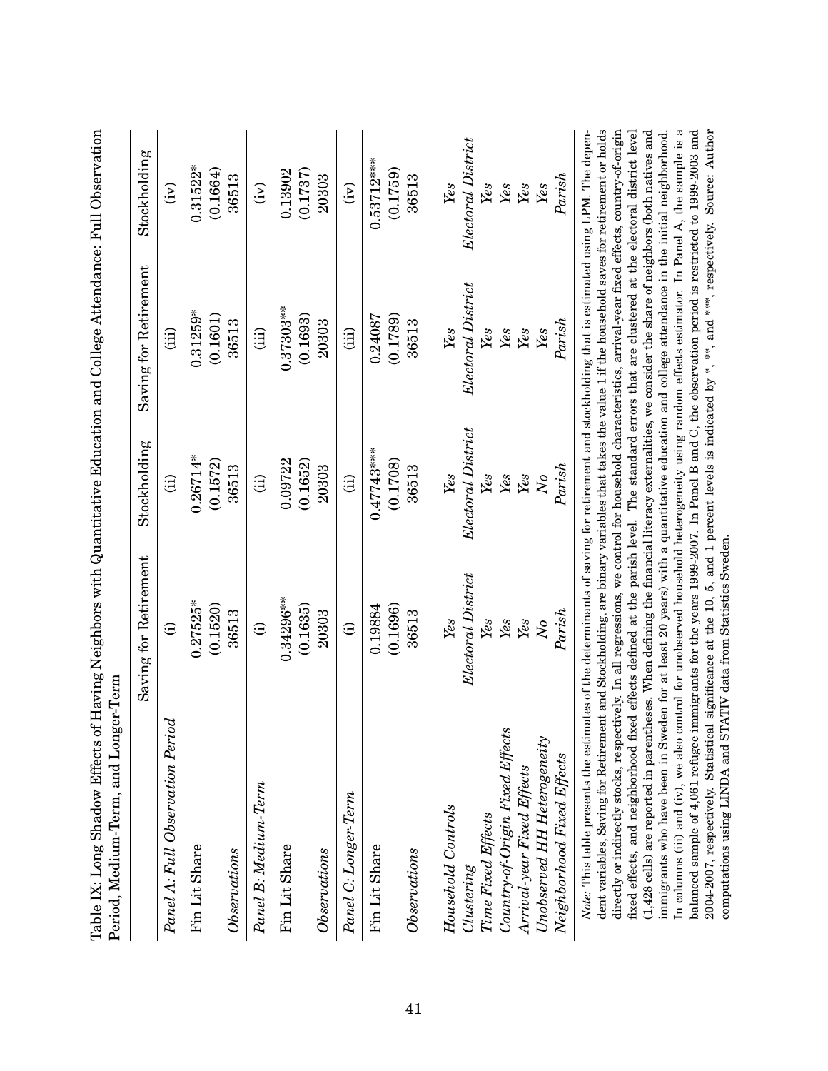Table IX: Long Shadow Effects of Having Neighbors with Quantitative Education and College Attendance: Full Observation Period, Medium-Term, and Longer-Term

| | Saving for Retirement | Stockholding | Saving for Retirement | Stockholding |
|---|---|---|---|---|
| *Panel A: Full Observation Period* | (i) | (ii) | (iii) | (iv) |
| Fin Lit Share | 0.27525* | 0.26714* | 0.31259* | 0.31522* |
| | (0.1520) | (0.1572) | (0.1601) | (0.1664) |
| *Observations* | 36513 | 36513 | 36513 | 36513 |
| *Panel B: Medium-Term* | (i) | (ii) | (iii) | (iv) |
| Fin Lit Share | 0.34296** | 0.09722 | 0.37303** | 0.13902 |
| | (0.1635) | (0.1652) | (0.1693) | (0.1737) |
| *Observations* | 20303 | 20303 | 20303 | 20303 |
| *Panel C: Longer-Term* | (i) | (ii) | (iii) | (iv) |
| Fin Lit Share | 0.19884 | 0.47743*** | 0.24087 | 0.53712*** |
| | (0.1696) | (0.1708) | (0.1789) | (0.1759) |
| *Observations* | 36513 | 36513 | 36513 | 36513 |
| *Household Controls* | *Yes* | *Yes* | *Yes* | *Yes* |
| *Clustering* | *Electoral District* | *Electoral District* | *Electoral District* | *Electoral District* |
| *Time Fixed Effects* | *Yes* | *Yes* | *Yes* | *Yes* |
| *Country-of-Origin Fixed Effects* | *Yes* | *Yes* | *Yes* | *Yes* |
| *Arrival-year Fixed Effects* | *Yes* | *Yes* | *Yes* | *Yes* |
| *Unobserved HH Heterogeneity* | *No* | *No* | *Yes* | *Yes* |
| *Neighborhood Fixed Effects* | *Parish* | *Parish* | *Parish* | *Parish* |

*Note:* This table presents the estimates of the determinants of saving for retirement and stockholding that is estimated using LPM. The dependent variables, Saving for Retirement and Stockholding, are binary variables that takes the value 1 if the household saves for retirement or holds directly or indirectly stocks, respectively. In all regressions, we control for household characteristics, arrival-year fixed effects, country-of-origin fixed effects, and neighborhood fixed effects defined at the parish level. The standard errors that are clustered at the electoral district level (1,428 cells) are reported in parentheses. When defining the financial literacy externalities, we consider the share of neighbors (both natives and immigrants who have been in Sweden for at least 20 years) with a quantitative education and college attendance in the initial neighborhood. In columns (iii) and (iv), we also control for unobserved household heterogeneity using random effects estimator. In Panel A, the sample is a balanced sample of 4,061 refugee immigrants for the years 1999-2007. In Panel B and C, the observation period is restricted to 1999-2003 and 2004-2007, respectively. Statistical significance at the 10, 5, and 1 percent levels is indicated by *, **, and ***, respectively. Source: Author computations using LINDA and STATIV data from Statistics Sweden.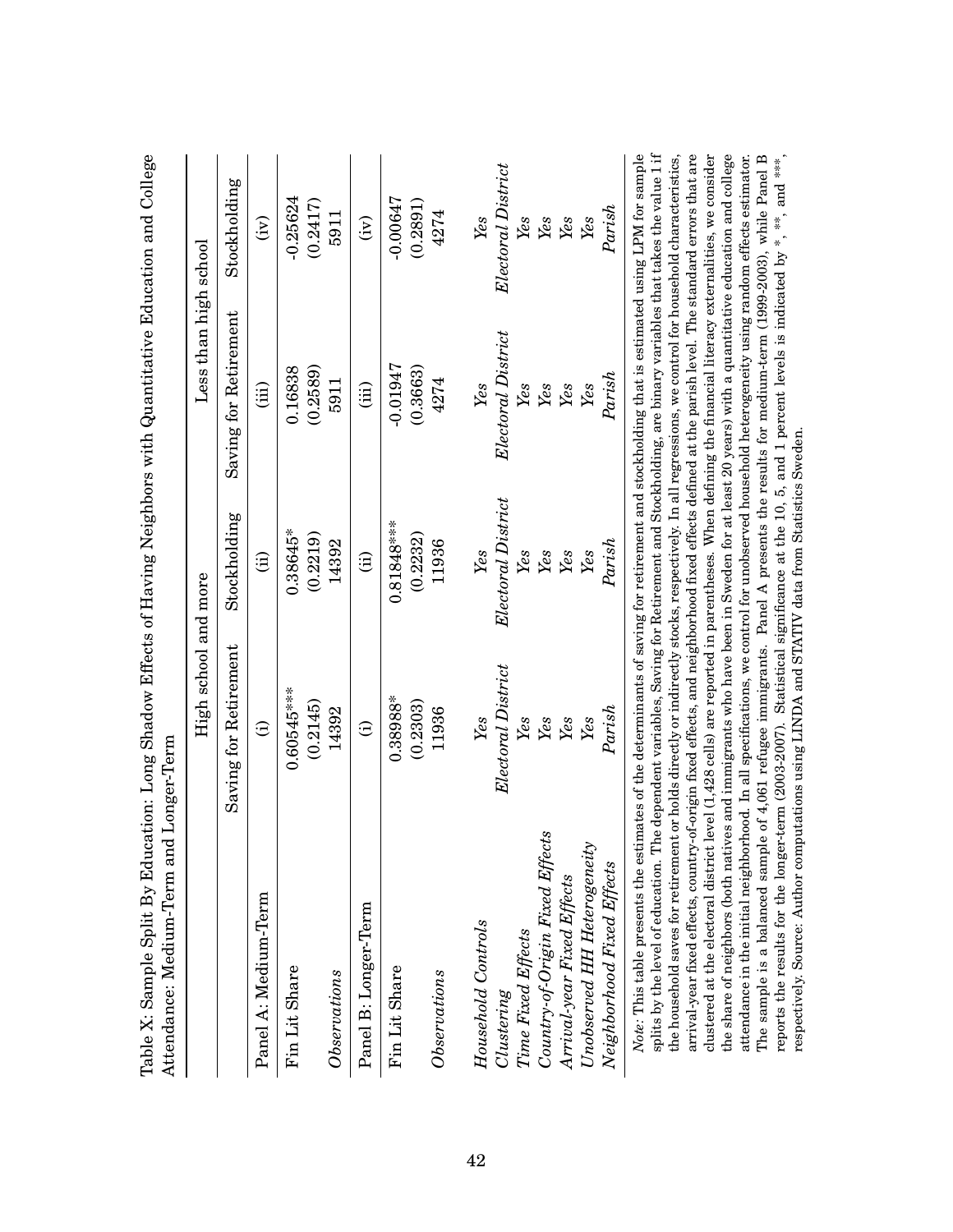Table X: Sample Split By Education: Long Shadow Effects of Having Neighbors with Quantitative Education and College Attendance: Medium-Term and Longer-Term

| | High school and more | | Less than high school | |
|---|---|---|---|---|
| | Saving for Retirement | Stockholding | Saving for Retirement | Stockholding |
| Panel A: Medium-Term | (i) | (ii) | (iii) | (iv) |
| Fin Lit Share | 0.60545*** | 0.38645* | 0.16838 | -0.25624 |
| | (0.2145) | (0.2219) | (0.2589) | (0.2417) |
| *Observations* | 14392 | 14392 | 5911 | 5911 |
| Panel B: Longer-Term | (i) | (ii) | (iii) | (iv) |
| Fin Lit Share | 0.38988* | 0.81848*** | -0.01947 | -0.00647 |
| | (0.2303) | (0.2232) | (0.3663) | (0.2891) |
| *Observations* | 11936 | 11936 | 4274 | 4274 |
| *Household Controls* | *Yes* | *Yes* | *Yes* | *Yes* |
| *Clustering* | *Electoral District* | *Electoral District* | *Electoral District* | *Electoral District* |
| *Time Fixed Effects* | *Yes* | *Yes* | *Yes* | *Yes* |
| *Country-of-Origin Fixed Effects* | *Yes* | *Yes* | *Yes* | *Yes* |
| *Arrival-year Fixed Effects* | *Yes* | *Yes* | *Yes* | *Yes* |
| *Unobserved HH Heterogeneity* | *Yes* | *Yes* | *Yes* | *Yes* |
| *Neighborhood Fixed Effects* | *Parish* | *Parish* | *Parish* | *Parish* |

*Note*: This table presents the estimates of the determinants of saving for retirement and stockholding that is estimated using LPM for sample splits by the level of education. The dependent variables, Saving for Retirement and Stockholding, are binary variables that takes the value 1 if the household saves for retirement or holds directly or indirectly stocks, respectively. In all regressions, we control for household characteristics, arrival-year fixed effects, country-of-origin fixed effects, and neighborhood fixed effects defined at the parish level. The standard errors that are clustered at the electoral district level (1,428 cells) are reported in parentheses. When defining the financial literacy externalities, we consider the share of neighbors (both natives and immigrants who have been in Sweden for at least 20 years) with a quantitative education and college attendance in the initial neighborhood. In all specifications, we control for unobserved household heterogeneity using random effects estimator. The sample is a balanced sample of 4,061 refugee immigrants. Panel A presents the results for medium-term (1999-2003), while Panel B reports the results for the longer-term (2003-2007). Statistical significance at the 10, 5, and 1 percent levels is indicated by *, **, and ***, respectively. Source: Author computations using LINDA and STATIV data from Statistics Sweden.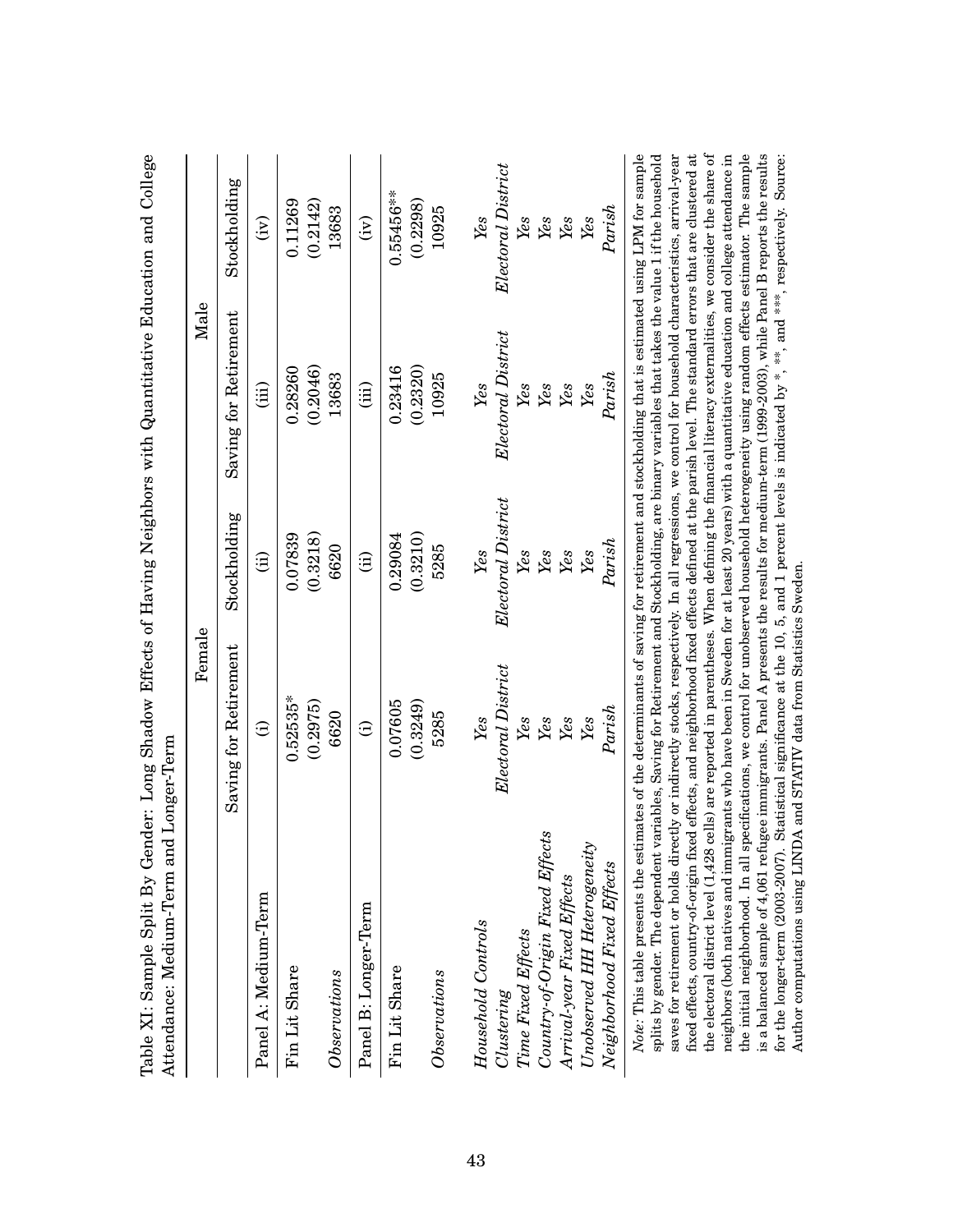Table XI: Sample Split By Gender: Long Shadow Effects of Having Neighbors with Quantitative Education and College Attendance: Medium-Term and Longer-Term

| | Female | | Male | |
|---|---|---|---|---|
| | Saving for Retirement | Stockholding | Saving for Retirement | Stockholding |
| Panel A: Medium-Term | (i) | (ii) | (iii) | (iv) |
| Fin Lit Share | 0.52535* | 0.07839 | 0.28260 | 0.11269 |
| | (0.2975) | (0.3218) | (0.2046) | (0.2142) |
| *Observations* | 6620 | 6620 | 13683 | 13683 |
| Panel B: Longer-Term | (i) | (ii) | (iii) | (iv) |
| Fin Lit Share | 0.07605 | 0.29084 | 0.23416 | 0.55456** |
| | (0.3249) | (0.3210) | (0.2320) | (0.2298) |
| *Observations* | 5285 | 5285 | 10925 | 10925 |
| *Household Controls* | *Yes* | *Yes* | *Yes* | *Yes* |
| *Clustering* | *Electoral District* | *Electoral District* | *Electoral District* | *Electoral District* |
| *Time Fixed Effects* | *Yes* | *Yes* | *Yes* | *Yes* |
| *Country-of-Origin Fixed Effects* | *Yes* | *Yes* | *Yes* | *Yes* |
| *Arrival-year Fixed Effects* | *Yes* | *Yes* | *Yes* | *Yes* |
| *Unobserved HH Heterogeneity* | *Yes* | *Yes* | *Yes* | *Yes* |
| *Neighborhood Fixed Effects* | *Parish* | *Parish* | *Parish* | *Parish* |

*Note*: This table presents the estimates of the determinants of saving for retirement and stockholding that is estimated using LPM for sample splits by gender. The dependent variables, Saving for Retirement and Stockholding, are binary variables that takes the value 1 if the household saves for retirement or holds directly or indirectly stocks, respectively. In all regressions, we control for household characteristics, arrival-year fixed effects, country-of-origin fixed effects, and neighborhood fixed effects defined at the parish level. The standard errors that are clustered at the electoral district level (1,428 cells) are reported in parentheses. When defining the financial literacy externalities, we consider the share of neighbors (both natives and immigrants who have been in Sweden for at least 20 years) with a quantitative education and college attendance in the initial neighborhood. In all specifications, we control for unobserved household heterogeneity using random effects estimator. The sample is a balanced sample of 4,061 refugee immigrants. Panel A presents the results for medium-term (1999-2003), while Panel B reports the results for the longer-term (2003-2007). Statistical significance at the 10, 5, and 1 percent levels is indicated by *, **, and ***, respectively. Source: Author computations using LINDA and STATIV data from Statistics Sweden.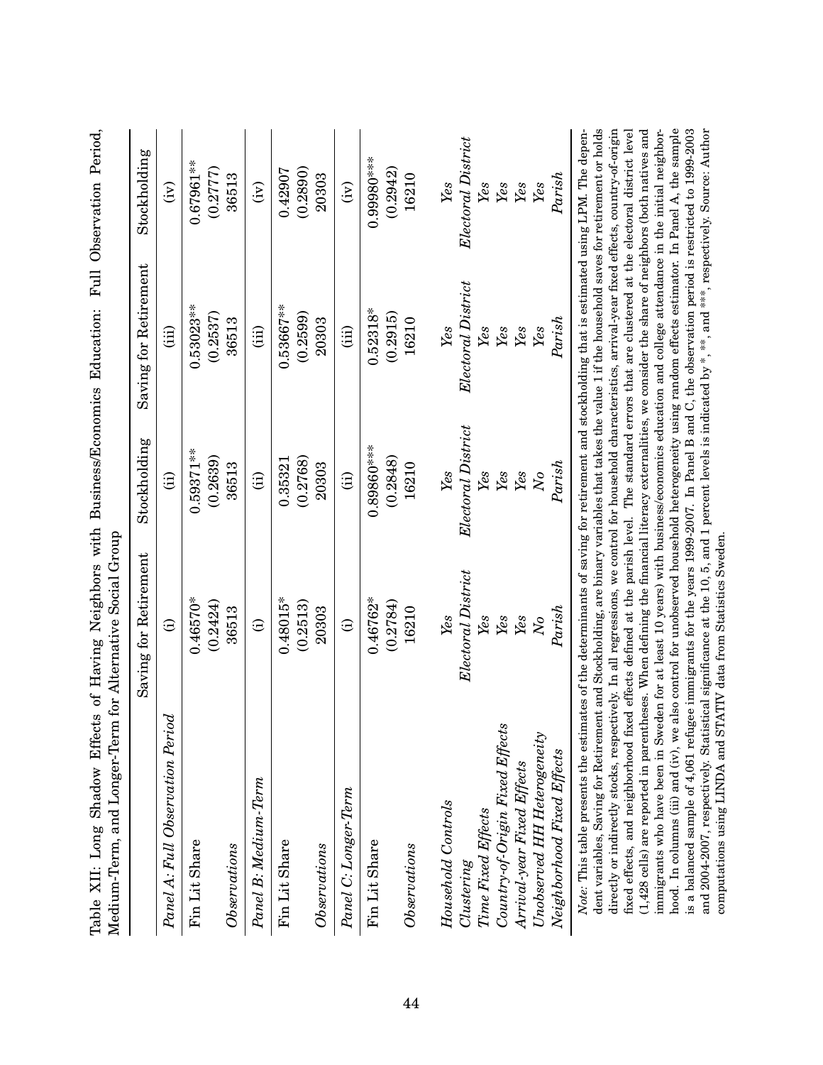Table XII: Long Shadow Effects of Having Neighbors with Business/Economics Education: Full Observation Period, Medium-Term, and Longer-Term for Alternative Social Group

| | Saving for Retirement | Stockholding | Saving for Retirement | Stockholding |
|---|---|---|---|---|
| | (i) | (ii) | (iii) | (iv) |
| *Panel A: Full Observation Period* | | | | |
| Fin Lit Share | 0.46570* | 0.59371** | 0.53023** | 0.67961** |
| | (0.2424) | (0.2639) | (0.2537) | (0.2777) |
| *Observations* | 36513 | 36513 | 36513 | 36513 |
| *Panel B: Medium-Term* | (i) | (ii) | (iii) | (iv) |
| Fin Lit Share | 0.48015* | 0.35321 | 0.53667** | 0.42907 |
| | (0.2513) | (0.2768) | (0.2599) | (0.2890) |
| *Observations* | 20303 | 20303 | 20303 | 20303 |
| *Panel C: Longer-Term* | (i) | (ii) | (iii) | (iv) |
| Fin Lit Share | 0.46762* | 0.89860*** | 0.52318* | 0.99980*** |
| | (0.2784) | (0.2848) | (0.2915) | (0.2942) |
| *Observations* | 16210 | 16210 | 16210 | 16210 |
| *Household Controls* | *Yes* | *Yes* | *Yes* | *Yes* |
| *Clustering* | *Electoral District* | *Electoral District* | *Electoral District* | *Electoral District* |
| *Time Fixed Effects* | *Yes* | *Yes* | *Yes* | *Yes* |
| *Country-of-Origin Fixed Effects* | *Yes* | *Yes* | *Yes* | *Yes* |
| *Arrival-year Fixed Effects* | *Yes* | *Yes* | *Yes* | *Yes* |
| *Unobserved HH Heterogeneity* | *No* | *No* | *Yes* | *Yes* |
| *Neighborhood Fixed Effects* | *Parish* | *Parish* | *Parish* | *Parish* |

*Note:* This table presents the estimates of the determinants of saving for retirement and stockholding that is estimated using LPM. The dependent variables, Saving for Retirement and Stockholding, are binary variables that takes the value 1 if the household saves for retirement or holds directly or indirectly stocks, respectively. In all regressions, we control for household characteristics, arrival-year fixed effects, country-of-origin fixed effects, and neighborhood fixed effects defined at the parish level. The standard errors that are clustered at the electoral district level (1,428 cells) are reported in parentheses. When defining the financial literacy externalities, we consider the share of neighbors (both natives and immigrants who have been in Sweden for at least 10 years) with business/economics education and college attendance in the initial neighborhood. In columns (iii) and (iv), we also control for unobserved household heterogeneity using random effects estimator. In Panel A, the sample is a balanced sample of 4,061 refugee immigrants for the years 1999-2007. In Panel B and C, the observation period is restricted to 1999-2003 and 2004-2007, respectively. Statistical significance at the 10, 5, and 1 percent levels is indicated by *, **, and ***, respectively. Source: Author computations using LINDA and STATIV data from Statistics Sweden.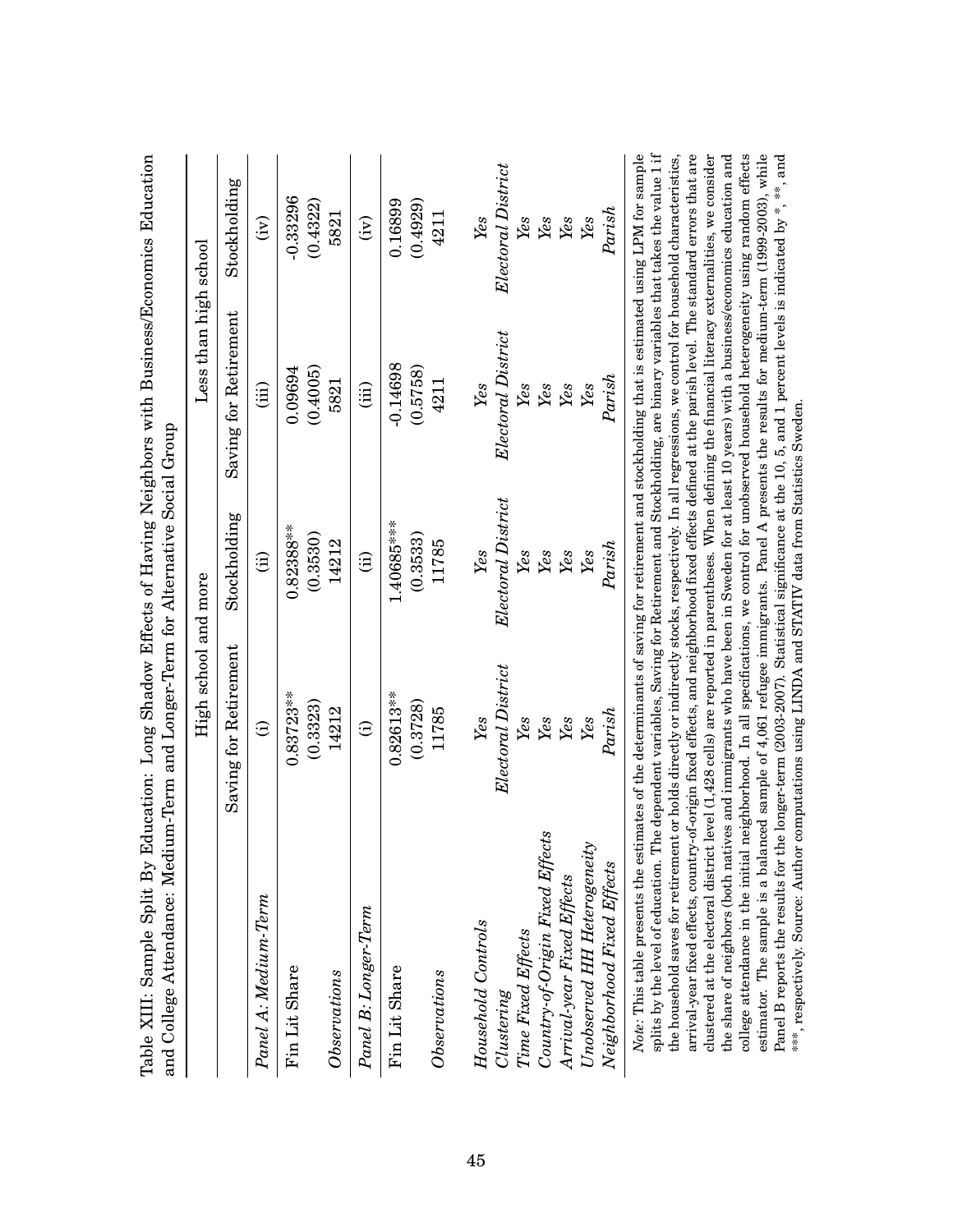Table XIII: Sample Split By Education: Long Shadow Effects of Having Neighbors with Business/Economics Education and College Attendance: Medium-Term and Longer-Term for Alternative Social Group

| | High school and more | | Less than high school | |
|---|---|---|---|---|
| | Saving for Retirement | Stockholding | Saving for Retirement | Stockholding |
| *Panel A: Medium-Term* | (i) | (ii) | (iii) | (iv) |
| Fin Lit Share | 0.83723** | 0.82388** | 0.09694 | -0.33296 |
| | (0.3323) | (0.3530) | (0.4005) | (0.4322) |
| *Observations* | 14212 | 14212 | 5821 | 5821 |
| *Panel B: Longer-Term* | (i) | (ii) | (iii) | (iv) |
| Fin Lit Share | 0.82613** | 1.40685*** | -0.14698 | 0.16899 |
| | (0.3728) | (0.3533) | (0.5758) | (0.4929) |
| *Observations* | 11785 | 11785 | 4211 | 4211 |
| *Household Controls* | *Yes* | *Yes* | *Yes* | *Yes* |
| *Clustering* | *Electoral District* | *Electoral District* | *Electoral District* | *Electoral District* |
| *Time Fixed Effects* | *Yes* | *Yes* | *Yes* | *Yes* |
| *Country-of-Origin Fixed Effects* | *Yes* | *Yes* | *Yes* | *Yes* |
| *Arrival-year Fixed Effects* | *Yes* | *Yes* | *Yes* | *Yes* |
| *Unobserved HH Heterogeneity* | *Yes* | *Yes* | *Yes* | *Yes* |
| *Neighborhood Fixed Effects* | *Parish* | *Parish* | *Parish* | *Parish* |

*Note*: This table presents the estimates of the determinants of saving for retirement and stockholding that is estimated using LPM for sample splits by the level of education. The dependent variables, Saving for Retirement and Stockholding, are binary variables that takes the value 1 if the household saves for retirement or holds directly or indirectly stocks, respectively. In all regressions, we control for household characteristics, arrival-year fixed effects, country-of-origin fixed effects, and neighborhood fixed effects defined at the parish level. The standard errors that are clustered at the electoral district level (1,428 cells) are reported in parentheses. When defining the financial literacy externalities, we consider the share of neighbors (both natives and immigrants who have been in Sweden for at least 10 years) with a business/economics education and college attendance in the initial neighborhood. In all specifications, we control for unobserved household heterogeneity using random effects estimator. The sample is a balanced sample of 4,061 refugee immigrants. Panel A presents the results for medium-term (1999-2003), while Panel B reports the results for the longer-term (2003-2007). Statistical significance at the 10, 5, and 1 percent levels is indicated by *, **, and ***, respectively. Source: Author computations using LINDA and STATIV data from Statistics Sweden.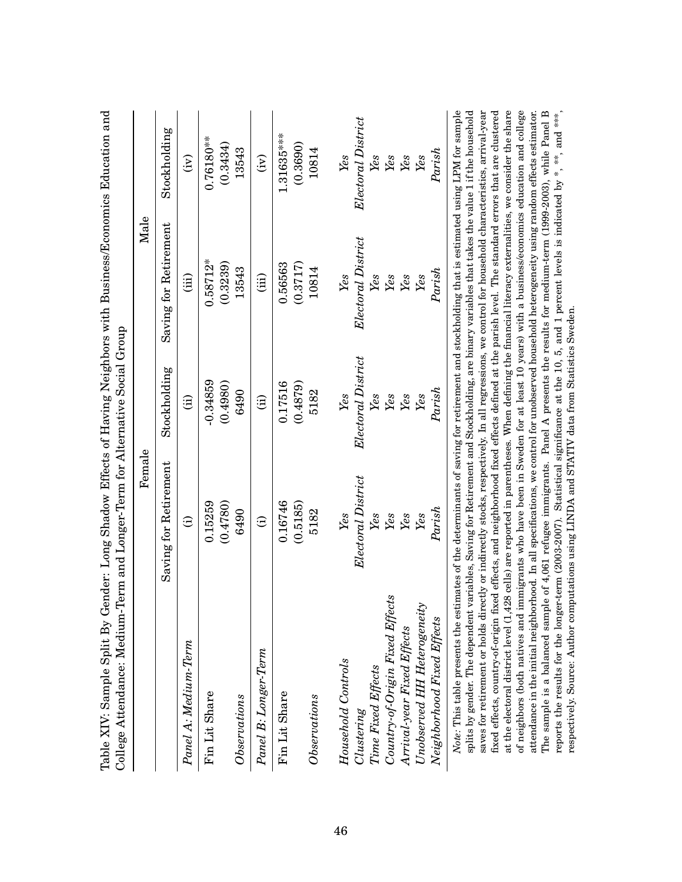Table XIV: Sample Split By Gender: Long Shadow Effects of Having Neighbors with Business/Economics Education and College Attendance: Medium-Term and Longer-Term for Alternative Social Group

| | Female | | Male | |
|---|---|---|---|---|
| | Saving for Retirement | Stockholding | Saving for Retirement | Stockholding |
| *Panel A: Medium-Term* | (i) | (ii) | (iii) | (iv) |
| Fin Lit Share | 0.15259 | -0.34859 | 0.58712* | 0.76180** |
| | (0.4780) | (0.4980) | (0.3239) | (0.3434) |
| *Observations* | 6490 | 6490 | 13543 | 13543 |
| *Panel B: Longer-Term* | (i) | (ii) | (iii) | (iv) |
| Fin Lit Share | 0.16746 | 0.17516 | 0.56563 | 1.31635*** |
| | (0.5185) | (0.4879) | (0.3717) | (0.3690) |
| *Observations* | 5182 | 5182 | 10814 | 10814 |
| *Household Controls* | *Yes* | *Yes* | *Yes* | *Yes* |
| *Clustering* | *Electoral District* | *Electoral District* | *Electoral District* | *Electoral District* |
| *Time Fixed Effects* | *Yes* | *Yes* | *Yes* | *Yes* |
| *Country-of-Origin Fixed Effects* | *Yes* | *Yes* | *Yes* | *Yes* |
| *Arrival-year Fixed Effects* | *Yes* | *Yes* | *Yes* | *Yes* |
| *Unobserved HH Heterogeneity* | *Yes* | *Yes* | *Yes* | *Yes* |
| *Neighborhood Fixed Effects* | *Parish* | *Parish* | *Parish* | *Parish* |

*Note*: This table presents the estimates of the determinants of saving for retirement and stockholding that is estimated using LPM for sample splits by gender. The dependent variables, Saving for Retirement and Stockholding, are binary variables that takes the value 1 if the household saves for retirement or holds directly or indirectly stocks, respectively. In all regressions, we control for household characteristics, arrival-year fixed effects, country-of-origin fixed effects, and neighborhood fixed effects defined at the parish level. The standard errors that are clustered at the electoral district level (1,428 cells) are reported in parentheses. When defining the financial literacy externalities, we consider the share of neighbors (both natives and immigrants who have been in Sweden for at least 10 years) with a business/economics education and college attendance in the initial neighborhood. In all specifications, we control for unobserved household heterogeneity using random effects estimator. The sample is a balanced sample of 4,061 refugee immigrants. Panel A presents the results for medium-term (1999-2003), while Panel B reports the results for the longer-term (2003-2007). Statistical significance at the 10, 5, and 1 percent levels is indicated by *, **, and ***, respectively. Source: Author computations using LINDA and STATIV data from Statistics Sweden.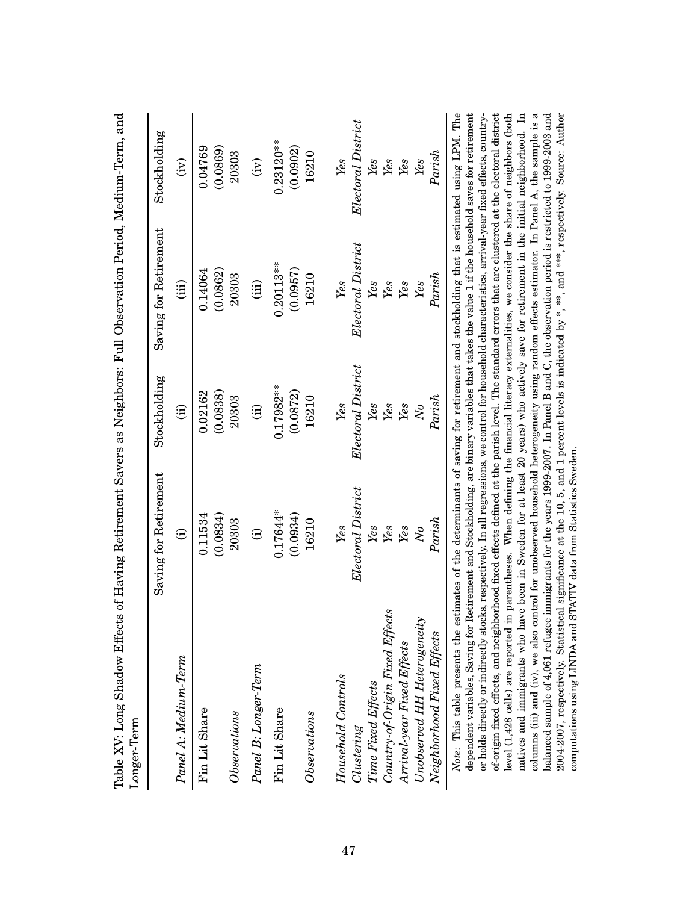Table XV: Long Shadow Effects of Having Retirement Savers as Neighbors: Full Observation Period, Medium-Term, and Longer-Term

| | Saving for Retirement | Stockholding | Saving for Retirement | Stockholding |
|---|---|---|---|---|
| *Panel A: Medium-Term* | (i) | (ii) | (iii) | (iv) |
| Fin Lit Share | 0.11534 | 0.02162 | 0.14064 | 0.04769 |
| | (0.0834) | (0.0838) | (0.0862) | (0.0869) |
| *Observations* | 20303 | 20303 | 20303 | 20303 |
| *Panel B: Longer-Term* | (i) | (ii) | (iii) | (iv) |
| Fin Lit Share | 0.17644* | 0.17982** | 0.20113** | 0.23120** |
| | (0.0934) | (0.0872) | (0.0957) | (0.0902) |
| *Observations* | 16210 | 16210 | 16210 | 16210 |
| *Household Controls* | *Yes* | *Yes* | *Yes* | *Yes* |
| *Clustering* | *Electoral District* | *Electoral District* | *Electoral District* | *Electoral District* |
| *Time Fixed Effects* | *Yes* | *Yes* | *Yes* | *Yes* |
| *Country-of-Origin Fixed Effects* | *Yes* | *Yes* | *Yes* | *Yes* |
| *Arrival-year Fixed Effects* | *Yes* | *Yes* | *Yes* | *Yes* |
| *Unobserved HH Heterogeneity* | *No* | *No* | *Yes* | *Yes* |
| *Neighborhood Fixed Effects* | *Parish* | *Parish* | *Parish* | *Parish* |

*Note:* This table presents the estimates of the determinants of saving for retirement and stockholding that is estimated using LPM. The dependent variables, Saving for Retirement and Stockholding, are binary variables that takes the value 1 if the household saves for retirement or holds directly or indirectly stocks, respectively. In all regressions, we control for household characteristics, arrival-year fixed effects, country-of-origin fixed effects, and neighborhood fixed effects defined at the parish level. The standard errors that are clustered at the electoral district level (1,428 cells) are reported in parentheses. When defining the financial literacy externalities, we consider the share of neighbors (both natives and immigrants who have been in Sweden for at least 20 years) who actively save for retirement in the initial neighborhood. In columns (iii) and (iv), we also control for unobserved household heterogeneity using random effects estimator. In Panel A, the sample is a balanced sample of 4,061 refugee immigrants for the years 1999-2007. In Panel B and C, the observation period is restricted to 1999-2003 and 2004-2007, respectively. Statistical significance at the 10, 5, and 1 percent levels is indicated by *, **, and ***, respectively. Source: Author computations using LINDA and STATIV data from Statistics Sweden.